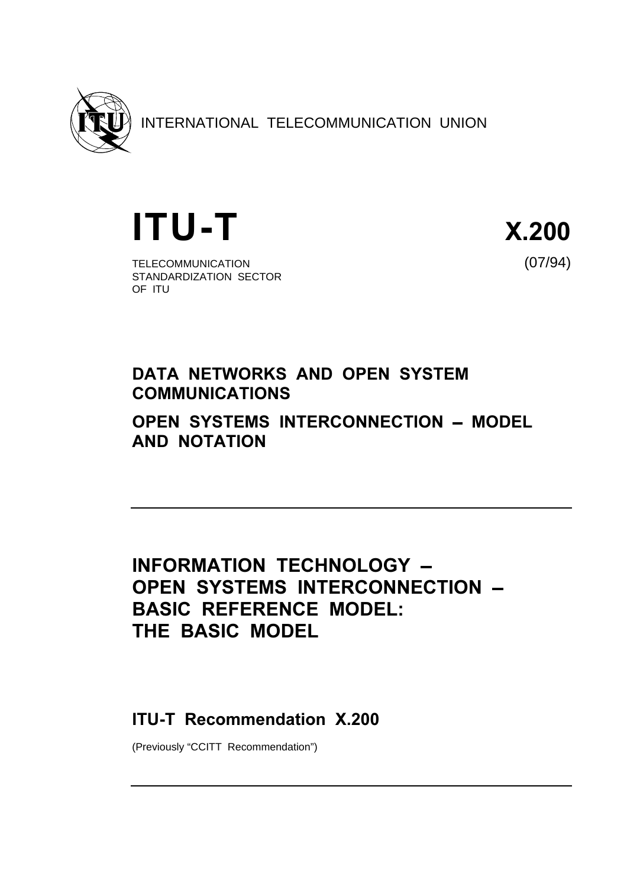INTERNATIONAL TELECOMMUNICATION UNION

# ITU-T

TELECOMMUNICATION
STANDARDIZATION SECTOR
OF ITU

# X.200

(07/94)

## DATA NETWORKS AND OPEN SYSTEM COMMUNICATIONS

## OPEN SYSTEMS INTERCONNECTION – MODEL AND NOTATION

---

# INFORMATION TECHNOLOGY – OPEN SYSTEMS INTERCONNECTION – BASIC REFERENCE MODEL: THE BASIC MODEL

## ITU-T Recommendation X.200

(Previously "CCITT Recommendation")

---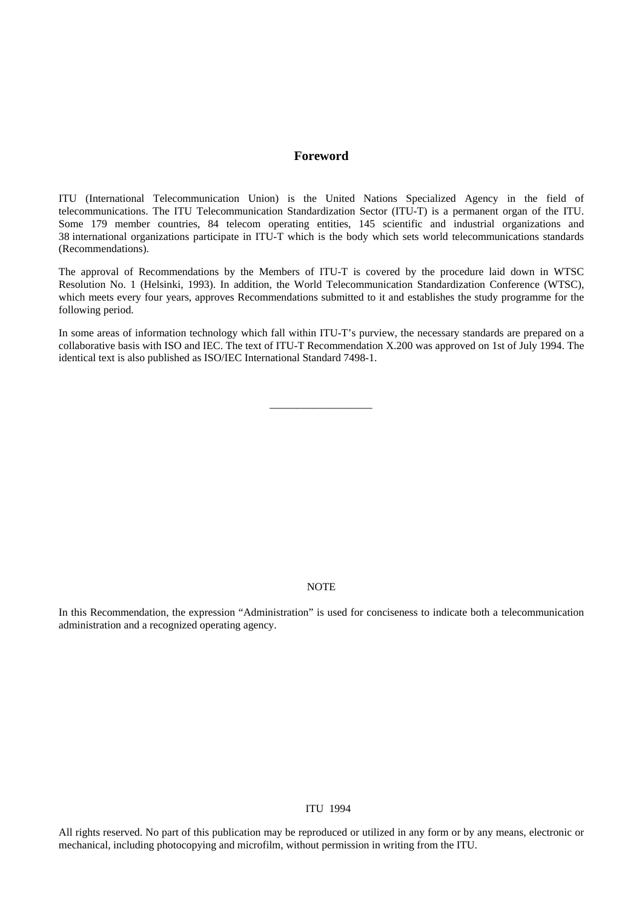# Foreword

ITU (International Telecommunication Union) is the United Nations Specialized Agency in the field of telecommunications. The ITU Telecommunication Standardization Sector (ITU-T) is a permanent organ of the ITU. Some 179 member countries, 84 telecom operating entities, 145 scientific and industrial organizations and 38 international organizations participate in ITU-T which is the body which sets world telecommunications standards (Recommendations).

The approval of Recommendations by the Members of ITU-T is covered by the procedure laid down in WTSC Resolution No. 1 (Helsinki, 1993). In addition, the World Telecommunication Standardization Conference (WTSC), which meets every four years, approves Recommendations submitted to it and establishes the study programme for the following period.

In some areas of information technology which fall within ITU-T's purview, the necessary standards are prepared on a collaborative basis with ISO and IEC. The text of ITU-T Recommendation X.200 was approved on 1st of July 1994. The identical text is also published as ISO/IEC International Standard 7498-1.

___________________

NOTE

In this Recommendation, the expression "Administration" is used for conciseness to indicate both a telecommunication administration and a recognized operating agency.

ITU 1994

All rights reserved. No part of this publication may be reproduced or utilized in any form or by any means, electronic or mechanical, including photocopying and microfilm, without permission in writing from the ITU.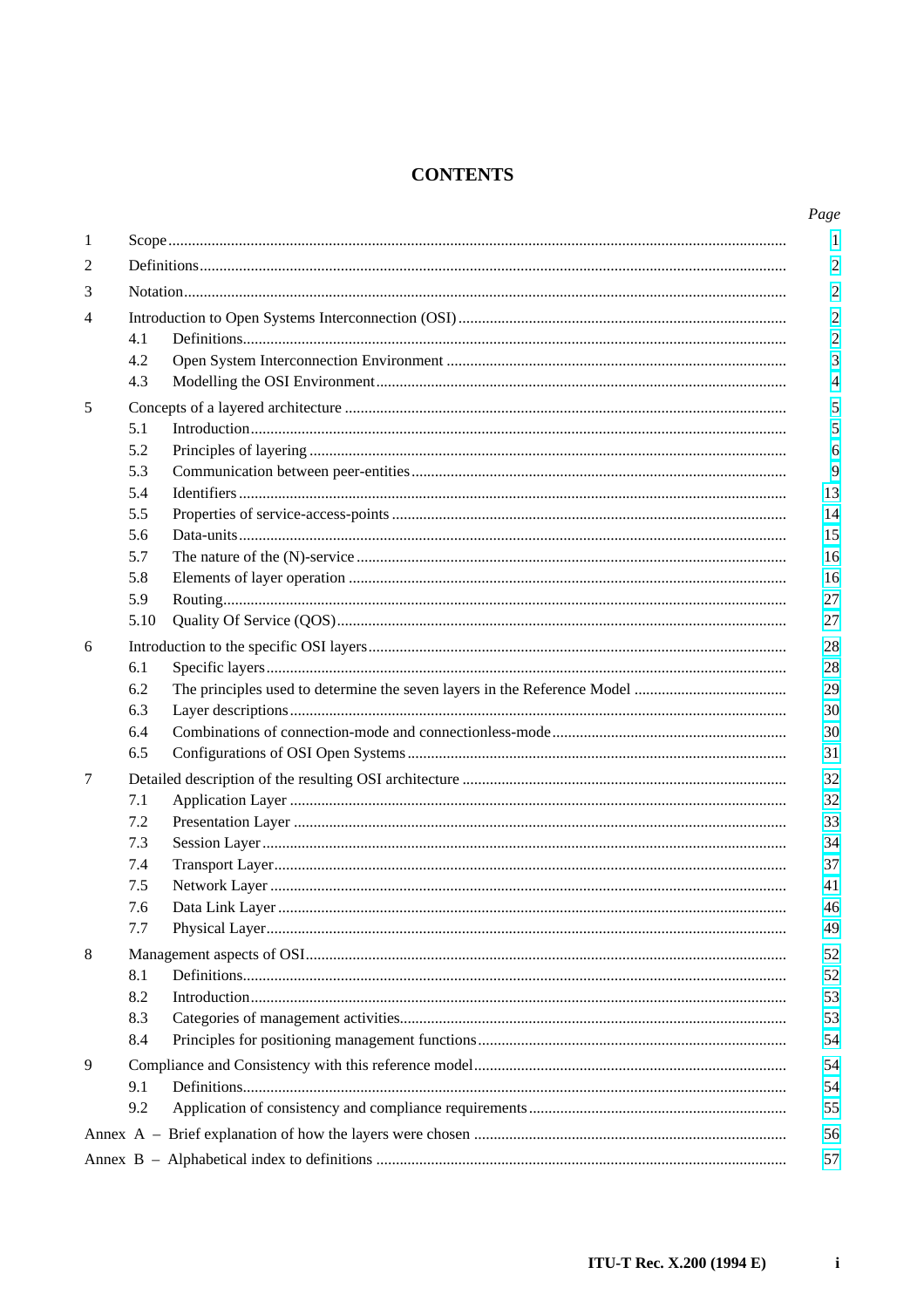# CONTENTS

| | | Page |
|---|---|---|
| 1 | Scope | 1 |
| 2 | Definitions | 2 |
| 3 | Notation | 2 |
| 4 | Introduction to Open Systems Interconnection (OSI) | 2 |
| | 4.1 Definitions | 2 |
| | 4.2 Open System Interconnection Environment | 3 |
| | 4.3 Modelling the OSI Environment | 4 |
| 5 | Concepts of a layered architecture | 5 |
| | 5.1 Introduction | 5 |
| | 5.2 Principles of layering | 6 |
| | 5.3 Communication between peer-entities | 9 |
| | 5.4 Identifiers | 13 |
| | 5.5 Properties of service-access-points | 14 |
| | 5.6 Data-units | 15 |
| | 5.7 The nature of the (N)-service | 16 |
| | 5.8 Elements of layer operation | 16 |
| | 5.9 Routing | 27 |
| | 5.10 Quality Of Service (QOS) | 27 |
| 6 | Introduction to the specific OSI layers | 28 |
| | 6.1 Specific layers | 28 |
| | 6.2 The principles used to determine the seven layers in the Reference Model | 29 |
| | 6.3 Layer descriptions | 30 |
| | 6.4 Combinations of connection-mode and connectionless-mode | 30 |
| | 6.5 Configurations of OSI Open Systems | 31 |
| 7 | Detailed description of the resulting OSI architecture | 32 |
| | 7.1 Application Layer | 32 |
| | 7.2 Presentation Layer | 33 |
| | 7.3 Session Layer | 34 |
| | 7.4 Transport Layer | 37 |
| | 7.5 Network Layer | 41 |
| | 7.6 Data Link Layer | 46 |
| | 7.7 Physical Layer | 49 |
| 8 | Management aspects of OSI | 52 |
| | 8.1 Definitions | 52 |
| | 8.2 Introduction | 53 |
| | 8.3 Categories of management activities | 53 |
| | 8.4 Principles for positioning management functions | 54 |
| 9 | Compliance and Consistency with this reference model | 54 |
| | 9.1 Definitions | 54 |
| | 9.2 Application of consistency and compliance requirements | 55 |
| Annex A – Brief explanation of how the layers were chosen | | 56 |
| Annex B – Alphabetical index to definitions | | 57 |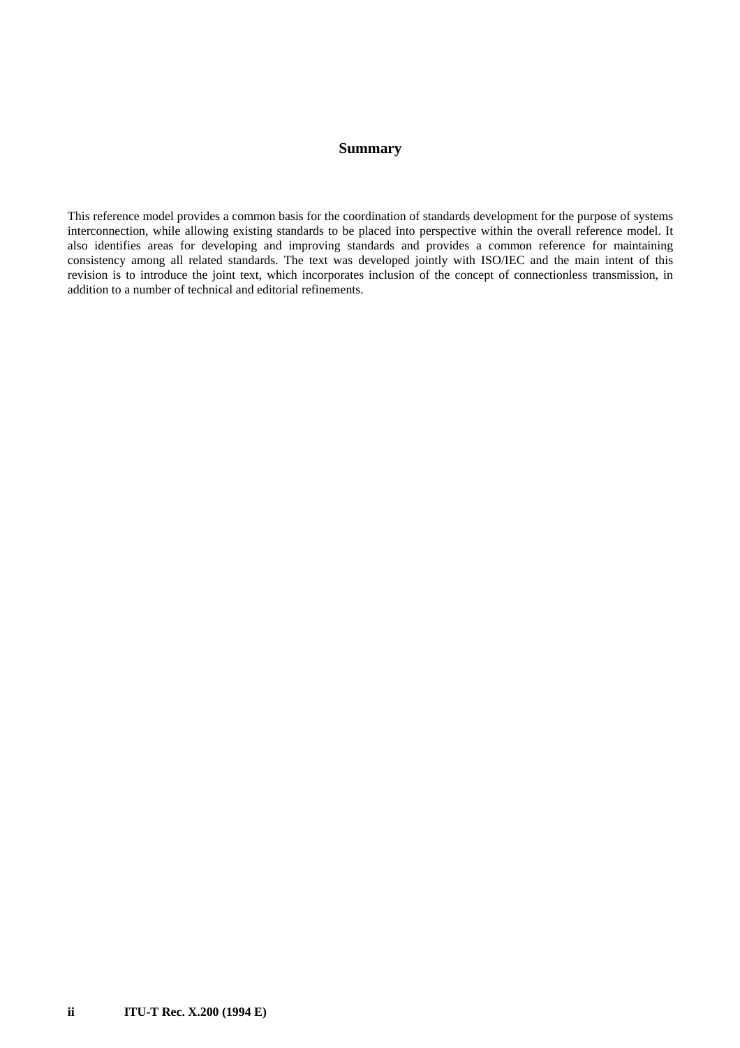# Summary

This reference model provides a common basis for the coordination of standards development for the purpose of systems interconnection, while allowing existing standards to be placed into perspective within the overall reference model. It also identifies areas for developing and improving standards and provides a common reference for maintaining consistency among all related standards. The text was developed jointly with ISO/IEC and the main intent of this revision is to introduce the joint text, which incorporates inclusion of the concept of connectionless transmission, in addition to a number of technical and editorial refinements.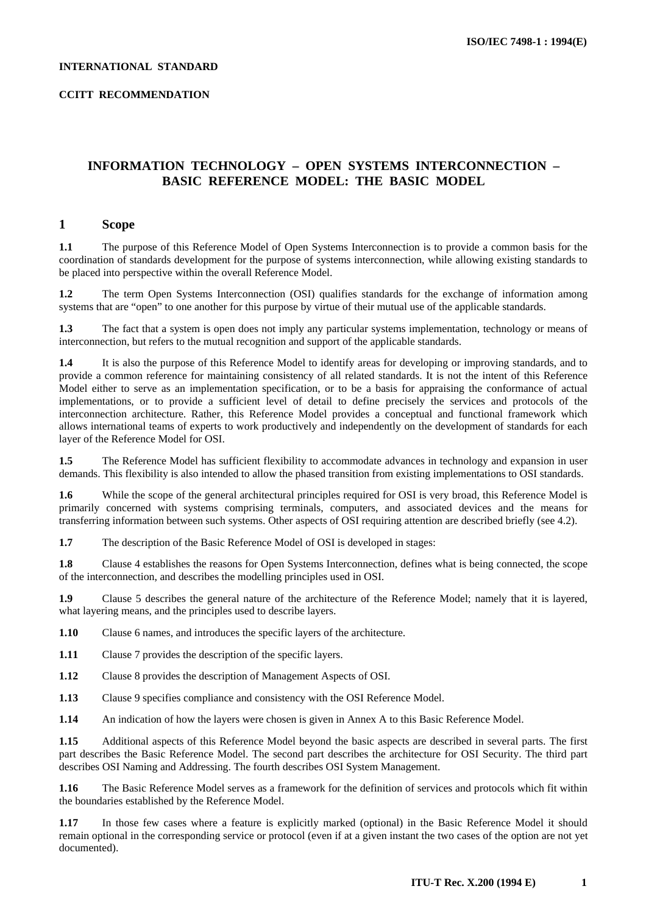**INTERNATIONAL STANDARD**

**CCITT RECOMMENDATION**

# INFORMATION TECHNOLOGY – OPEN SYSTEMS INTERCONNECTION – BASIC REFERENCE MODEL: THE BASIC MODEL

## 1 Scope

**1.1** The purpose of this Reference Model of Open Systems Interconnection is to provide a common basis for the coordination of standards development for the purpose of systems interconnection, while allowing existing standards to be placed into perspective within the overall Reference Model.

**1.2** The term Open Systems Interconnection (OSI) qualifies standards for the exchange of information among systems that are "open" to one another for this purpose by virtue of their mutual use of the applicable standards.

**1.3** The fact that a system is open does not imply any particular systems implementation, technology or means of interconnection, but refers to the mutual recognition and support of the applicable standards.

**1.4** It is also the purpose of this Reference Model to identify areas for developing or improving standards, and to provide a common reference for maintaining consistency of all related standards. It is not the intent of this Reference Model either to serve as an implementation specification, or to be a basis for appraising the conformance of actual implementations, or to provide a sufficient level of detail to define precisely the services and protocols of the interconnection architecture. Rather, this Reference Model provides a conceptual and functional framework which allows international teams of experts to work productively and independently on the development of standards for each layer of the Reference Model for OSI.

**1.5** The Reference Model has sufficient flexibility to accommodate advances in technology and expansion in user demands. This flexibility is also intended to allow the phased transition from existing implementations to OSI standards.

**1.6** While the scope of the general architectural principles required for OSI is very broad, this Reference Model is primarily concerned with systems comprising terminals, computers, and associated devices and the means for transferring information between such systems. Other aspects of OSI requiring attention are described briefly (see 4.2).

**1.7** The description of the Basic Reference Model of OSI is developed in stages:

**1.8** Clause 4 establishes the reasons for Open Systems Interconnection, defines what is being connected, the scope of the interconnection, and describes the modelling principles used in OSI.

**1.9** Clause 5 describes the general nature of the architecture of the Reference Model; namely that it is layered, what layering means, and the principles used to describe layers.

**1.10** Clause 6 names, and introduces the specific layers of the architecture.

**1.11** Clause 7 provides the description of the specific layers.

**1.12** Clause 8 provides the description of Management Aspects of OSI.

**1.13** Clause 9 specifies compliance and consistency with the OSI Reference Model.

**1.14** An indication of how the layers were chosen is given in Annex A to this Basic Reference Model.

**1.15** Additional aspects of this Reference Model beyond the basic aspects are described in several parts. The first part describes the Basic Reference Model. The second part describes the architecture for OSI Security. The third part describes OSI Naming and Addressing. The fourth describes OSI System Management.

**1.16** The Basic Reference Model serves as a framework for the definition of services and protocols which fit within the boundaries established by the Reference Model.

**1.17** In those few cases where a feature is explicitly marked (optional) in the Basic Reference Model it should remain optional in the corresponding service or protocol (even if at a given instant the two cases of the option are not yet documented).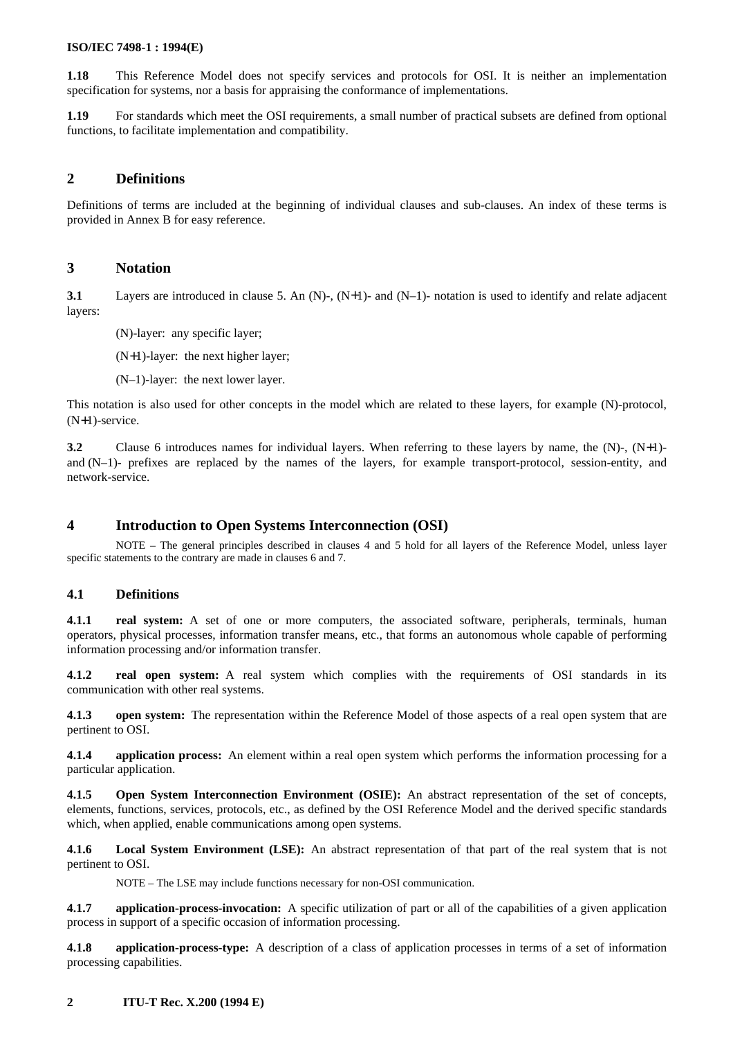**1.18** This Reference Model does not specify services and protocols for OSI. It is neither an implementation specification for systems, nor a basis for appraising the conformance of implementations.

**1.19** For standards which meet the OSI requirements, a small number of practical subsets are defined from optional functions, to facilitate implementation and compatibility.

## 2 Definitions

Definitions of terms are included at the beginning of individual clauses and sub-clauses. An index of these terms is provided in Annex B for easy reference.

## 3 Notation

**3.1** Layers are introduced in clause 5. An (N)-, (N+1)- and (N–1)- notation is used to identify and relate adjacent layers:

(N)-layer: any specific layer;

(N+1)-layer: the next higher layer;

(N–1)-layer: the next lower layer.

This notation is also used for other concepts in the model which are related to these layers, for example (N)-protocol, (N+1)-service.

**3.2** Clause 6 introduces names for individual layers. When referring to these layers by name, the (N)-, (N+1)- and (N–1)- prefixes are replaced by the names of the layers, for example transport-protocol, session-entity, and network-service.

## 4 Introduction to Open Systems Interconnection (OSI)

NOTE – The general principles described in clauses 4 and 5 hold for all layers of the Reference Model, unless layer specific statements to the contrary are made in clauses 6 and 7.

### 4.1 Definitions

**4.1.1 real system:** A set of one or more computers, the associated software, peripherals, terminals, human operators, physical processes, information transfer means, etc., that forms an autonomous whole capable of performing information processing and/or information transfer.

**4.1.2 real open system:** A real system which complies with the requirements of OSI standards in its communication with other real systems.

**4.1.3 open system:** The representation within the Reference Model of those aspects of a real open system that are pertinent to OSI.

**4.1.4 application process:** An element within a real open system which performs the information processing for a particular application.

**4.1.5 Open System Interconnection Environment (OSIE):** An abstract representation of the set of concepts, elements, functions, services, protocols, etc., as defined by the OSI Reference Model and the derived specific standards which, when applied, enable communications among open systems.

**4.1.6 Local System Environment (LSE):** An abstract representation of that part of the real system that is not pertinent to OSI.

NOTE – The LSE may include functions necessary for non-OSI communication.

**4.1.7 application-process-invocation:** A specific utilization of part or all of the capabilities of a given application process in support of a specific occasion of information processing.

**4.1.8 application-process-type:** A description of a class of application processes in terms of a set of information processing capabilities.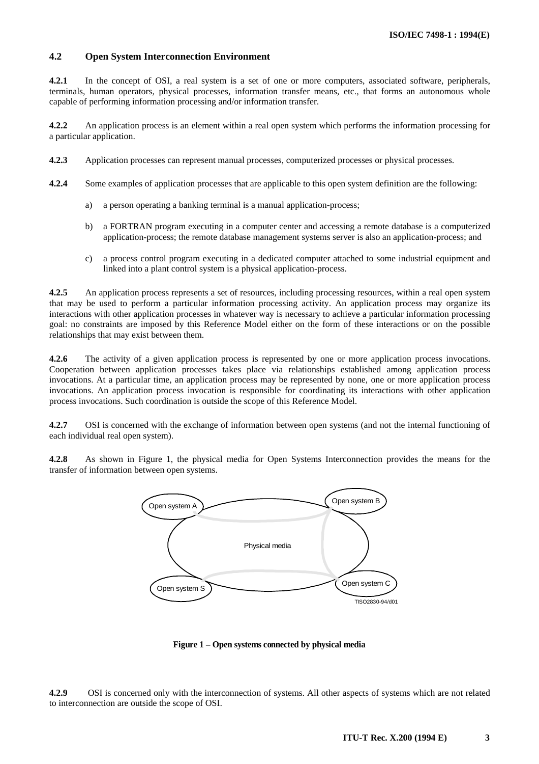### 4.2 Open System Interconnection Environment

**4.2.1** In the concept of OSI, a real system is a set of one or more computers, associated software, peripherals, terminals, human operators, physical processes, information transfer means, etc., that forms an autonomous whole capable of performing information processing and/or information transfer.

**4.2.2** An application process is an element within a real open system which performs the information processing for a particular application.

**4.2.3** Application processes can represent manual processes, computerized processes or physical processes.

**4.2.4** Some examples of application processes that are applicable to this open system definition are the following:

a) a person operating a banking terminal is a manual application-process;

b) a FORTRAN program executing in a computer center and accessing a remote database is a computerized application-process; the remote database management systems server is also an application-process; and

c) a process control program executing in a dedicated computer attached to some industrial equipment and linked into a plant control system is a physical application-process.

**4.2.5** An application process represents a set of resources, including processing resources, within a real open system that may be used to perform a particular information processing activity. An application process may organize its interactions with other application processes in whatever way is necessary to achieve a particular information processing goal: no constraints are imposed by this Reference Model either on the form of these interactions or on the possible relationships that may exist between them.

**4.2.6** The activity of a given application process is represented by one or more application process invocations. Cooperation between application processes takes place via relationships established among application process invocations. At a particular time, an application process may be represented by none, one or more application process invocations. An application process invocation is responsible for coordinating its interactions with other application process invocations. Such coordination is outside the scope of this Reference Model.

**4.2.7** OSI is concerned with the exchange of information between open systems (and not the internal functioning of each individual real open system).

**4.2.8** As shown in Figure 1, the physical media for Open Systems Interconnection provides the means for the transfer of information between open systems.

Open system A

Open system B

Physical media

Open system S

Open system C

TISO2830-94/d01

**Figure 1 – Open systems connected by physical media**

**4.2.9** OSI is concerned only with the interconnection of systems. All other aspects of systems which are not related to interconnection are outside the scope of OSI.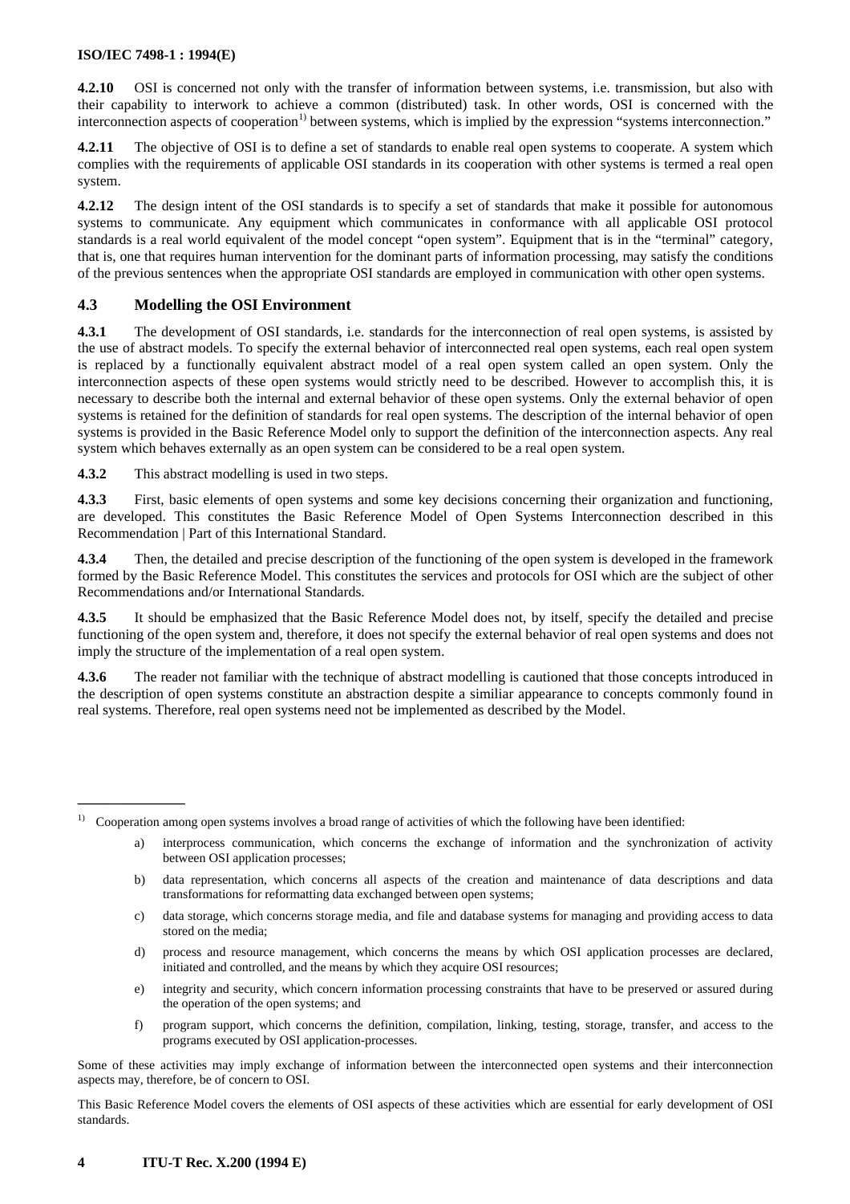**4.2.10** OSI is concerned not only with the transfer of information between systems, i.e. transmission, but also with their capability to interwork to achieve a common (distributed) task. In other words, OSI is concerned with the interconnection aspects of cooperation[1] between systems, which is implied by the expression "systems interconnection."

**4.2.11** The objective of OSI is to define a set of standards to enable real open systems to cooperate. A system which complies with the requirements of applicable OSI standards in its cooperation with other systems is termed a real open system.

**4.2.12** The design intent of the OSI standards is to specify a set of standards that make it possible for autonomous systems to communicate. Any equipment which communicates in conformance with all applicable OSI protocol standards is a real world equivalent of the model concept "open system". Equipment that is in the "terminal" category, that is, one that requires human intervention for the dominant parts of information processing, may satisfy the conditions of the previous sentences when the appropriate OSI standards are employed in communication with other open systems.

### 4.3 Modelling the OSI Environment

**4.3.1** The development of OSI standards, i.e. standards for the interconnection of real open systems, is assisted by the use of abstract models. To specify the external behavior of interconnected real open systems, each real open system is replaced by a functionally equivalent abstract model of a real open system called an open system. Only the interconnection aspects of these open systems would strictly need to be described. However to accomplish this, it is necessary to describe both the internal and external behavior of these open systems. Only the external behavior of open systems is retained for the definition of standards for real open systems. The description of the internal behavior of open systems is provided in the Basic Reference Model only to support the definition of the interconnection aspects. Any real system which behaves externally as an open system can be considered to be a real open system.

**4.3.2** This abstract modelling is used in two steps.

**4.3.3** First, basic elements of open systems and some key decisions concerning their organization and functioning, are developed. This constitutes the Basic Reference Model of Open Systems Interconnection described in this Recommendation | Part of this International Standard.

**4.3.4** Then, the detailed and precise description of the functioning of the open system is developed in the framework formed by the Basic Reference Model. This constitutes the services and protocols for OSI which are the subject of other Recommendations and/or International Standards.

**4.3.5** It should be emphasized that the Basic Reference Model does not, by itself, specify the detailed and precise functioning of the open system and, therefore, it does not specify the external behavior of real open systems and does not imply the structure of the implementation of a real open system.

**4.3.6** The reader not familiar with the technique of abstract modelling is cautioned that those concepts introduced in the description of open systems constitute an abstraction despite a similiar appearance to concepts commonly found in real systems. Therefore, real open systems need not be implemented as described by the Model.

---

[1] Cooperation among open systems involves a broad range of activities of which the following have been identified:

a) interprocess communication, which concerns the exchange of information and the synchronization of activity between OSI application processes;

b) data representation, which concerns all aspects of the creation and maintenance of data descriptions and data transformations for reformatting data exchanged between open systems;

c) data storage, which concerns storage media, and file and database systems for managing and providing access to data stored on the media;

d) process and resource management, which concerns the means by which OSI application processes are declared, initiated and controlled, and the means by which they acquire OSI resources;

e) integrity and security, which concern information processing constraints that have to be preserved or assured during the operation of the open systems; and

f) program support, which concerns the definition, compilation, linking, testing, storage, transfer, and access to the programs executed by OSI application-processes.

Some of these activities may imply exchange of information between the interconnected open systems and their interconnection aspects may, therefore, be of concern to OSI.

This Basic Reference Model covers the elements of OSI aspects of these activities which are essential for early development of OSI standards.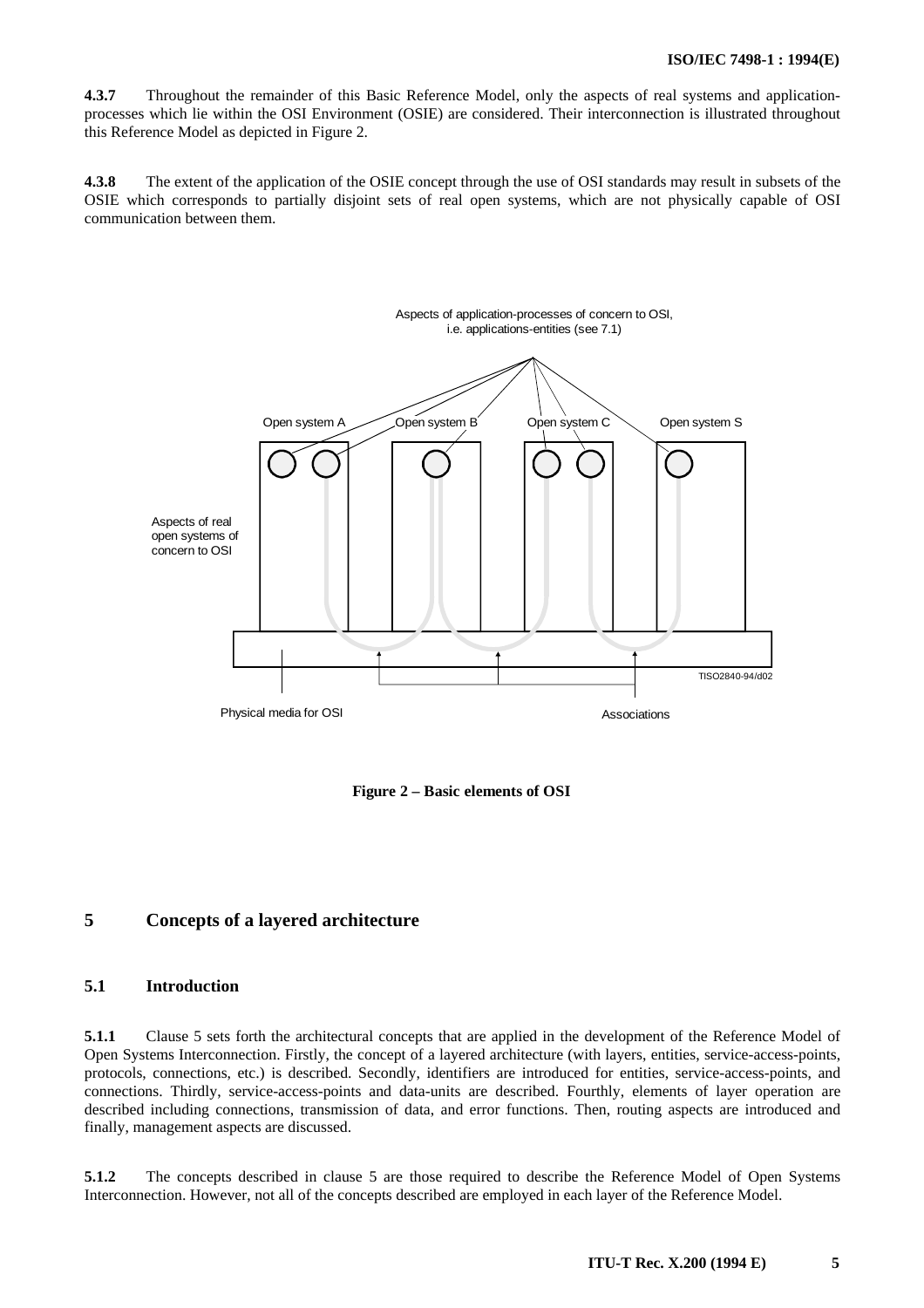**4.3.7** Throughout the remainder of this Basic Reference Model, only the aspects of real systems and application-processes which lie within the OSI Environment (OSIE) are considered. Their interconnection is illustrated throughout this Reference Model as depicted in Figure 2.

**4.3.8** The extent of the application of the OSIE concept through the use of OSI standards may result in subsets of the OSIE which corresponds to partially disjoint sets of real open systems, which are not physically capable of OSI communication between them.

**Figure 2 – Basic elements of OSI**

## 5 Concepts of a layered architecture

### 5.1 Introduction

**5.1.1** Clause 5 sets forth the architectural concepts that are applied in the development of the Reference Model of Open Systems Interconnection. Firstly, the concept of a layered architecture (with layers, entities, service-access-points, protocols, connections, etc.) is described. Secondly, identifiers are introduced for entities, service-access-points, and connections. Thirdly, service-access-points and data-units are described. Fourthly, elements of layer operation are described including connections, transmission of data, and error functions. Then, routing aspects are introduced and finally, management aspects are discussed.

**5.1.2** The concepts described in clause 5 are those required to describe the Reference Model of Open Systems Interconnection. However, not all of the concepts described are employed in each layer of the Reference Model.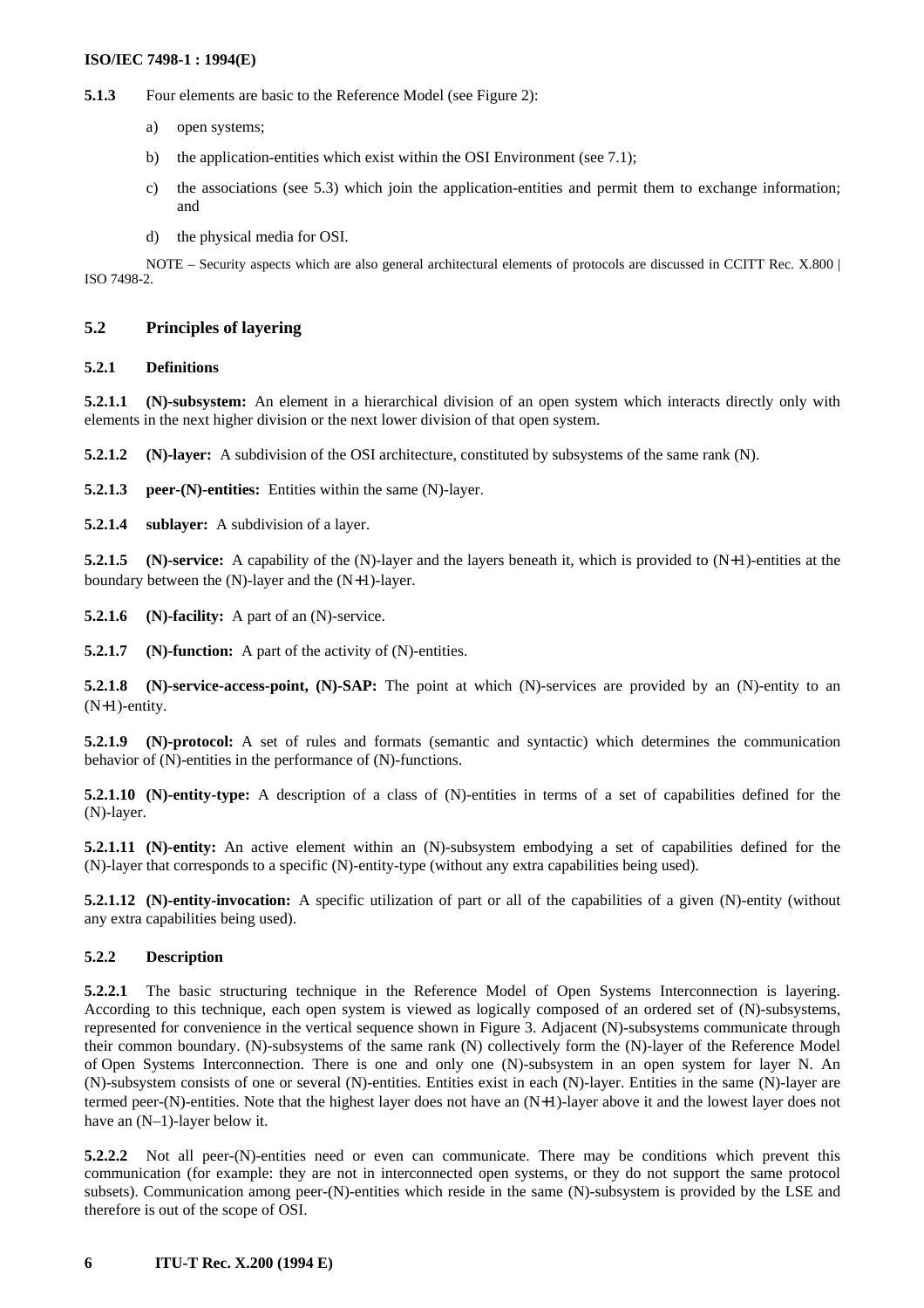**5.1.3** Four elements are basic to the Reference Model (see Figure 2):

a) open systems;

b) the application-entities which exist within the OSI Environment (see 7.1);

c) the associations (see 5.3) which join the application-entities and permit them to exchange information; and

d) the physical media for OSI.

NOTE – Security aspects which are also general architectural elements of protocols are discussed in CCITT Rec. X.800 | ISO 7498-2.

## 5.2 Principles of layering

### 5.2.1 Definitions

**5.2.1.1 (N)-subsystem:** An element in a hierarchical division of an open system which interacts directly only with elements in the next higher division or the next lower division of that open system.

**5.2.1.2 (N)-layer:** A subdivision of the OSI architecture, constituted by subsystems of the same rank (N).

**5.2.1.3 peer-(N)-entities:** Entities within the same (N)-layer.

**5.2.1.4 sublayer:** A subdivision of a layer.

**5.2.1.5 (N)-service:** A capability of the (N)-layer and the layers beneath it, which is provided to (N+1)-entities at the boundary between the (N)-layer and the (N+1)-layer.

**5.2.1.6 (N)-facility:** A part of an (N)-service.

**5.2.1.7 (N)-function:** A part of the activity of (N)-entities.

**5.2.1.8 (N)-service-access-point, (N)-SAP:** The point at which (N)-services are provided by an (N)-entity to an (N+1)-entity.

**5.2.1.9 (N)-protocol:** A set of rules and formats (semantic and syntactic) which determines the communication behavior of (N)-entities in the performance of (N)-functions.

**5.2.1.10 (N)-entity-type:** A description of a class of (N)-entities in terms of a set of capabilities defined for the (N)-layer.

**5.2.1.11 (N)-entity:** An active element within an (N)-subsystem embodying a set of capabilities defined for the (N)-layer that corresponds to a specific (N)-entity-type (without any extra capabilities being used).

**5.2.1.12 (N)-entity-invocation:** A specific utilization of part or all of the capabilities of a given (N)-entity (without any extra capabilities being used).

### 5.2.2 Description

**5.2.2.1** The basic structuring technique in the Reference Model of Open Systems Interconnection is layering. According to this technique, each open system is viewed as logically composed of an ordered set of (N)-subsystems, represented for convenience in the vertical sequence shown in Figure 3. Adjacent (N)-subsystems communicate through their common boundary. (N)-subsystems of the same rank (N) collectively form the (N)-layer of the Reference Model of Open Systems Interconnection. There is one and only one (N)-subsystem in an open system for layer N. An (N)-subsystem consists of one or several (N)-entities. Entities exist in each (N)-layer. Entities in the same (N)-layer are termed peer-(N)-entities. Note that the highest layer does not have an (N+1)-layer above it and the lowest layer does not have an (N–1)-layer below it.

**5.2.2.2** Not all peer-(N)-entities need or even can communicate. There may be conditions which prevent this communication (for example: they are not in interconnected open systems, or they do not support the same protocol subsets). Communication among peer-(N)-entities which reside in the same (N)-subsystem is provided by the LSE and therefore is out of the scope of OSI.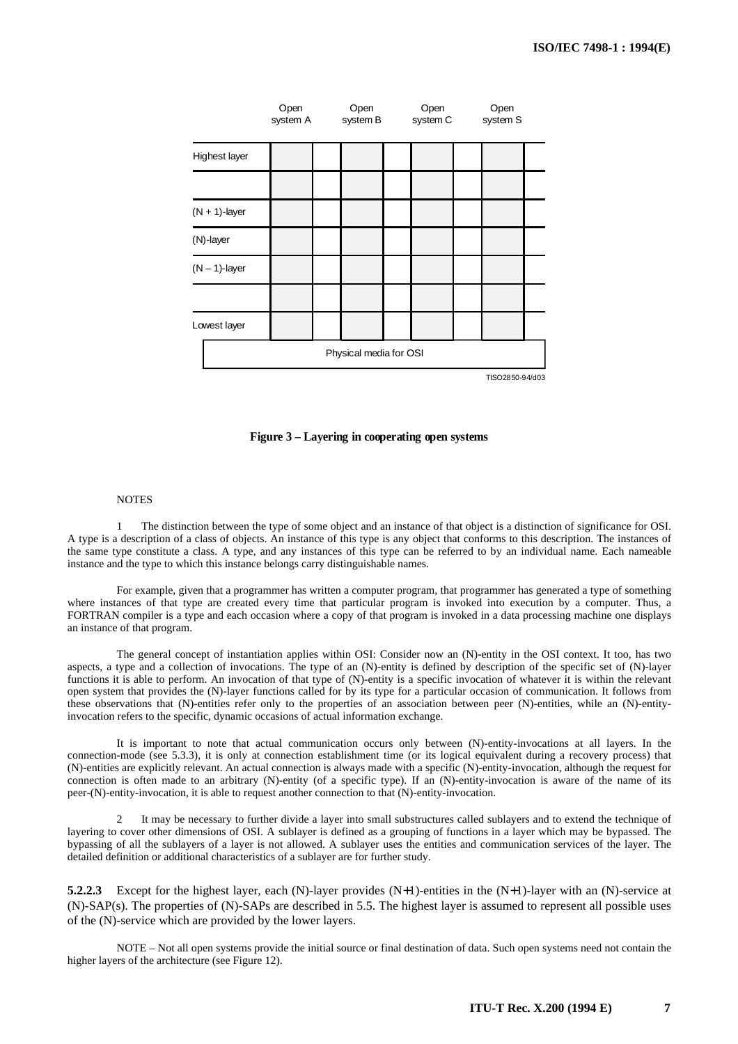| | Open system A | Open system B | Open system C | Open system S |
|---|---|---|---|---|
| Highest layer | | | | |
| | | | | |
| (N + 1)-layer | | | | |
| (N)-layer | | | | |
| (N – 1)-layer | | | | |
| | | | | |
| Lowest layer | | | | |
| Physical media for OSI | | | | |

TISO2850-94/d03

**Figure 3 – Layering in cooperating open systems**

NOTES

1 The distinction between the type of some object and an instance of that object is a distinction of significance for OSI. A type is a description of a class of objects. An instance of this type is any object that conforms to this description. The instances of the same type constitute a class. A type, and any instances of this type can be referred to by an individual name. Each nameable instance and the type to which this instance belongs carry distinguishable names.

For example, given that a programmer has written a computer program, that programmer has generated a type of something where instances of that type are created every time that particular program is invoked into execution by a computer. Thus, a FORTRAN compiler is a type and each occasion where a copy of that program is invoked in a data processing machine one displays an instance of that program.

The general concept of instantiation applies within OSI: Consider now an (N)-entity in the OSI context. It too, has two aspects, a type and a collection of invocations. The type of an (N)-entity is defined by description of the specific set of (N)-layer functions it is able to perform. An invocation of that type of (N)-entity is a specific invocation of whatever it is within the relevant open system that provides the (N)-layer functions called for by its type for a particular occasion of communication. It follows from these observations that (N)-entities refer only to the properties of an association between peer (N)-entities, while an (N)-entity-invocation refers to the specific, dynamic occasions of actual information exchange.

It is important to note that actual communication occurs only between (N)-entity-invocations at all layers. In the connection-mode (see 5.3.3), it is only at connection establishment time (or its logical equivalent during a recovery process) that (N)-entities are explicitly relevant. An actual connection is always made with a specific (N)-entity-invocation, although the request for connection is often made to an arbitrary (N)-entity (of a specific type). If an (N)-entity-invocation is aware of the name of its peer-(N)-entity-invocation, it is able to request another connection to that (N)-entity-invocation.

2 It may be necessary to further divide a layer into small substructures called sublayers and to extend the technique of layering to cover other dimensions of OSI. A sublayer is defined as a grouping of functions in a layer which may be bypassed. The bypassing of all the sublayers of a layer is not allowed. A sublayer uses the entities and communication services of the layer. The detailed definition or additional characteristics of a sublayer are for further study.

**5.2.2.3** Except for the highest layer, each (N)-layer provides (N+1)-entities in the (N+1)-layer with an (N)-service at (N)-SAP(s). The properties of (N)-SAPs are described in 5.5. The highest layer is assumed to represent all possible uses of the (N)-service which are provided by the lower layers.

NOTE – Not all open systems provide the initial source or final destination of data. Such open systems need not contain the higher layers of the architecture (see Figure 12).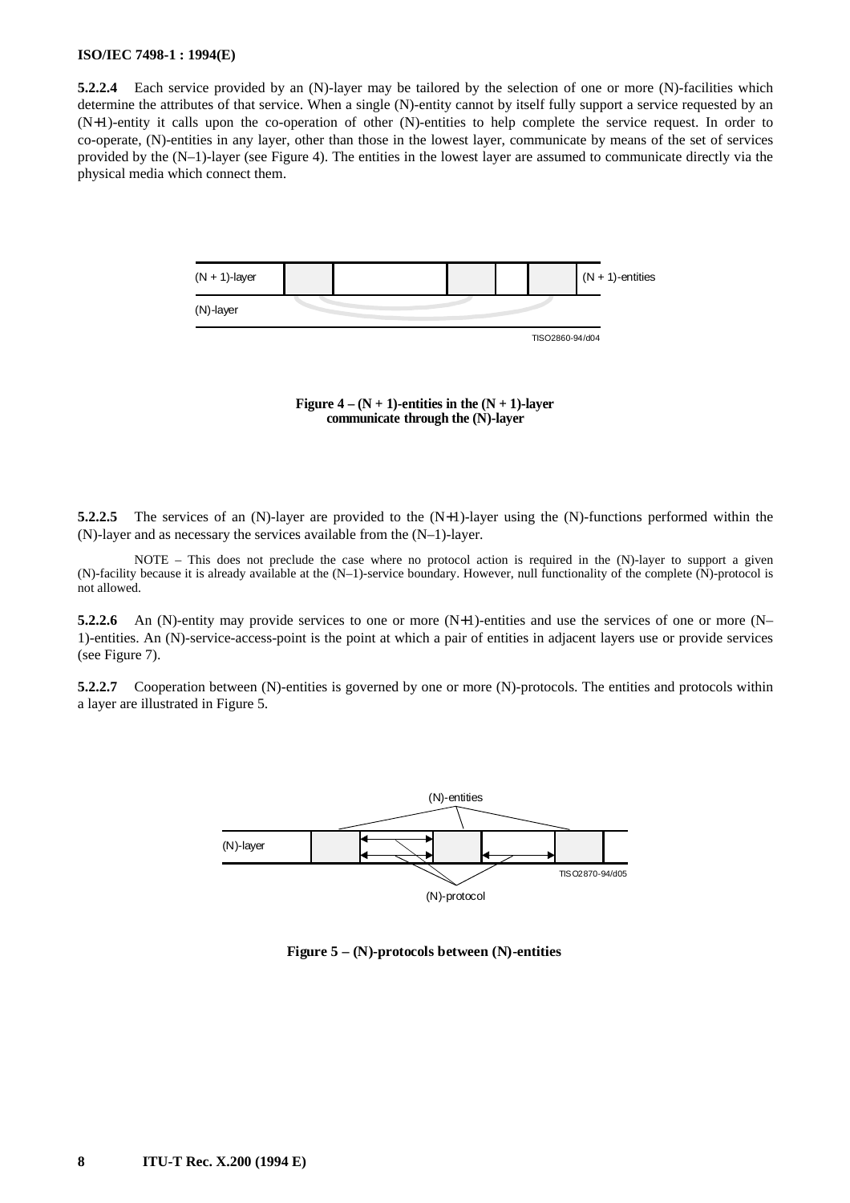**5.2.2.4** Each service provided by an (N)-layer may be tailored by the selection of one or more (N)-facilities which determine the attributes of that service. When a single (N)-entity cannot by itself fully support a service requested by an (N+1)-entity it calls upon the co-operation of other (N)-entities to help complete the service request. In order to co-operate, (N)-entities in any layer, other than those in the lowest layer, communicate by means of the set of services provided by the (N–1)-layer (see Figure 4). The entities in the lowest layer are assumed to communicate directly via the physical media which connect them.

**Figure 4 – (N + 1)-entities in the (N + 1)-layer communicate through the (N)-layer**

**5.2.2.5** The services of an (N)-layer are provided to the (N+1)-layer using the (N)-functions performed within the (N)-layer and as necessary the services available from the (N–1)-layer.

NOTE – This does not preclude the case where no protocol action is required in the (N)-layer to support a given (N)-facility because it is already available at the (N–1)-service boundary. However, null functionality of the complete (N)-protocol is not allowed.

**5.2.2.6** An (N)-entity may provide services to one or more (N+1)-entities and use the services of one or more (N–1)-entities. An (N)-service-access-point is the point at which a pair of entities in adjacent layers use or provide services (see Figure 7).

**5.2.2.7** Cooperation between (N)-entities is governed by one or more (N)-protocols. The entities and protocols within a layer are illustrated in Figure 5.

**Figure 5 – (N)-protocols between (N)-entities**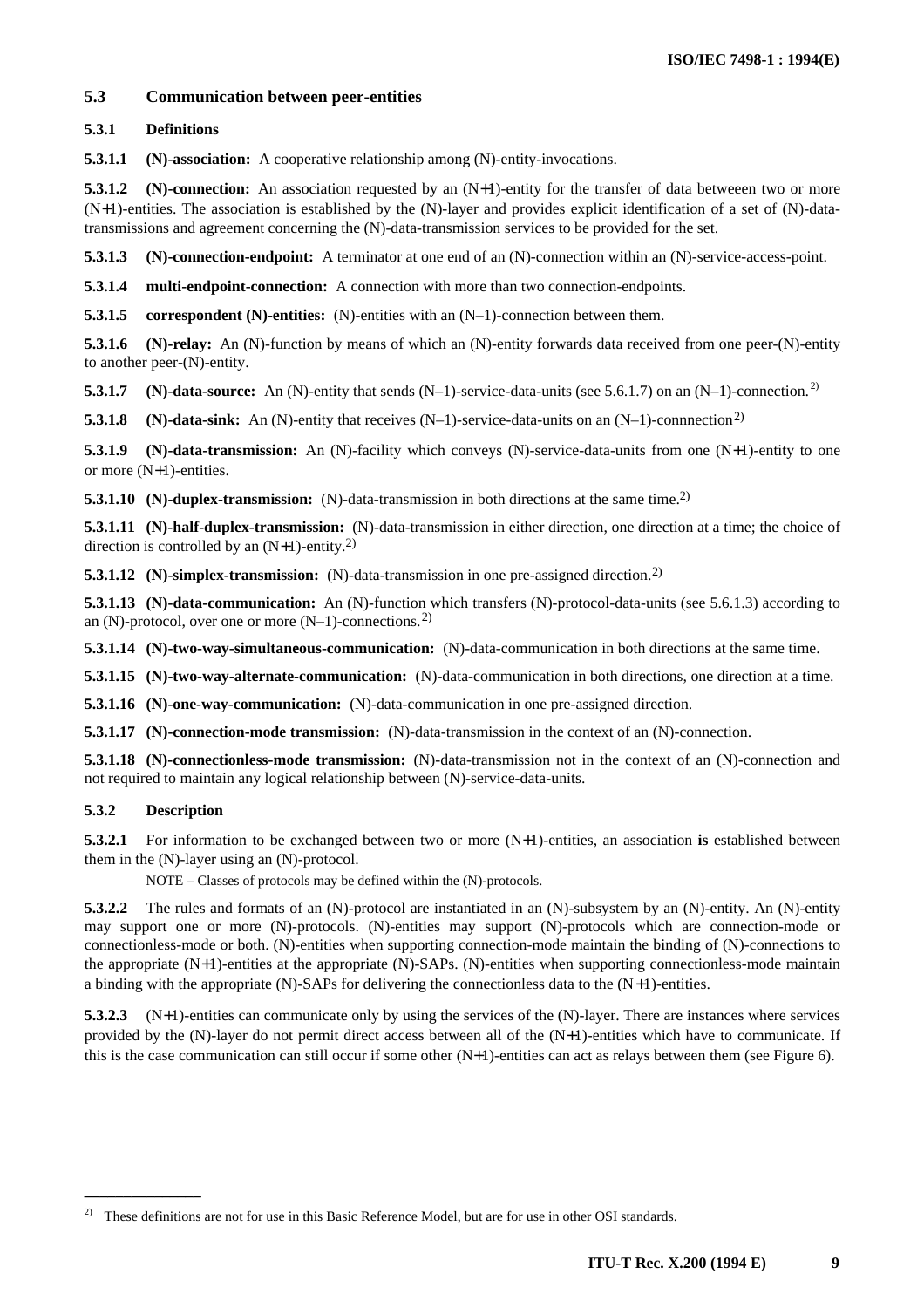## 5.3 Communication between peer-entities

### 5.3.1 Definitions

**5.3.1.1 (N)-association:** A cooperative relationship among (N)-entity-invocations.

**5.3.1.2 (N)-connection:** An association requested by an (N+1)-entity for the transfer of data betweeen two or more (N+1)-entities. The association is established by the (N)-layer and provides explicit identification of a set of (N)-data-transmissions and agreement concerning the (N)-data-transmission services to be provided for the set.

**5.3.1.3 (N)-connection-endpoint:** A terminator at one end of an (N)-connection within an (N)-service-access-point.

**5.3.1.4 multi-endpoint-connection:** A connection with more than two connection-endpoints.

**5.3.1.5 correspondent (N)-entities:** (N)-entities with an (N–1)-connection between them.

**5.3.1.6 (N)-relay:** An (N)-function by means of which an (N)-entity forwards data received from one peer-(N)-entity to another peer-(N)-entity.

**5.3.1.7 (N)-data-source:** An (N)-entity that sends (N–1)-service-data-units (see 5.6.1.7) on an (N–1)-connection.[2)]

**5.3.1.8 (N)-data-sink:** An (N)-entity that receives (N–1)-service-data-units on an (N–1)-connnection[2)]

**5.3.1.9 (N)-data-transmission:** An (N)-facility which conveys (N)-service-data-units from one (N+1)-entity to one or more (N+1)-entities.

**5.3.1.10 (N)-duplex-transmission:** (N)-data-transmission in both directions at the same time.[2)]

**5.3.1.11 (N)-half-duplex-transmission:** (N)-data-transmission in either direction, one direction at a time; the choice of direction is controlled by an (N+1)-entity.[2)]

**5.3.1.12 (N)-simplex-transmission:** (N)-data-transmission in one pre-assigned direction.[2)]

**5.3.1.13 (N)-data-communication:** An (N)-function which transfers (N)-protocol-data-units (see 5.6.1.3) according to an (N)-protocol, over one or more (N–1)-connections.[2)]

**5.3.1.14 (N)-two-way-simultaneous-communication:** (N)-data-communication in both directions at the same time.

**5.3.1.15 (N)-two-way-alternate-communication:** (N)-data-communication in both directions, one direction at a time.

**5.3.1.16 (N)-one-way-communication:** (N)-data-communication in one pre-assigned direction.

**5.3.1.17 (N)-connection-mode transmission:** (N)-data-transmission in the context of an (N)-connection.

**5.3.1.18 (N)-connectionless-mode transmission:** (N)-data-transmission not in the context of an (N)-connection and not required to maintain any logical relationship between (N)-service-data-units.

### 5.3.2 Description

**5.3.2.1** For information to be exchanged between two or more (N+1)-entities, an association **is** established between them in the (N)-layer using an (N)-protocol.

NOTE – Classes of protocols may be defined within the (N)-protocols.

**5.3.2.2** The rules and formats of an (N)-protocol are instantiated in an (N)-subsystem by an (N)-entity. An (N)-entity may support one or more (N)-protocols. (N)-entities may support (N)-protocols which are connection-mode or connectionless-mode or both. (N)-entities when supporting connection-mode maintain the binding of (N)-connections to the appropriate (N+1)-entities at the appropriate (N)-SAPs. (N)-entities when supporting connectionless-mode maintain a binding with the appropriate (N)-SAPs for delivering the connectionless data to the (N+1)-entities.

**5.3.2.3** (N+1)-entities can communicate only by using the services of the (N)-layer. There are instances where services provided by the (N)-layer do not permit direct access between all of the (N+1)-entities which have to communicate. If this is the case communication can still occur if some other (N+1)-entities can act as relays between them (see Figure 6).

---

2) These definitions are not for use in this Basic Reference Model, but are for use in other OSI standards.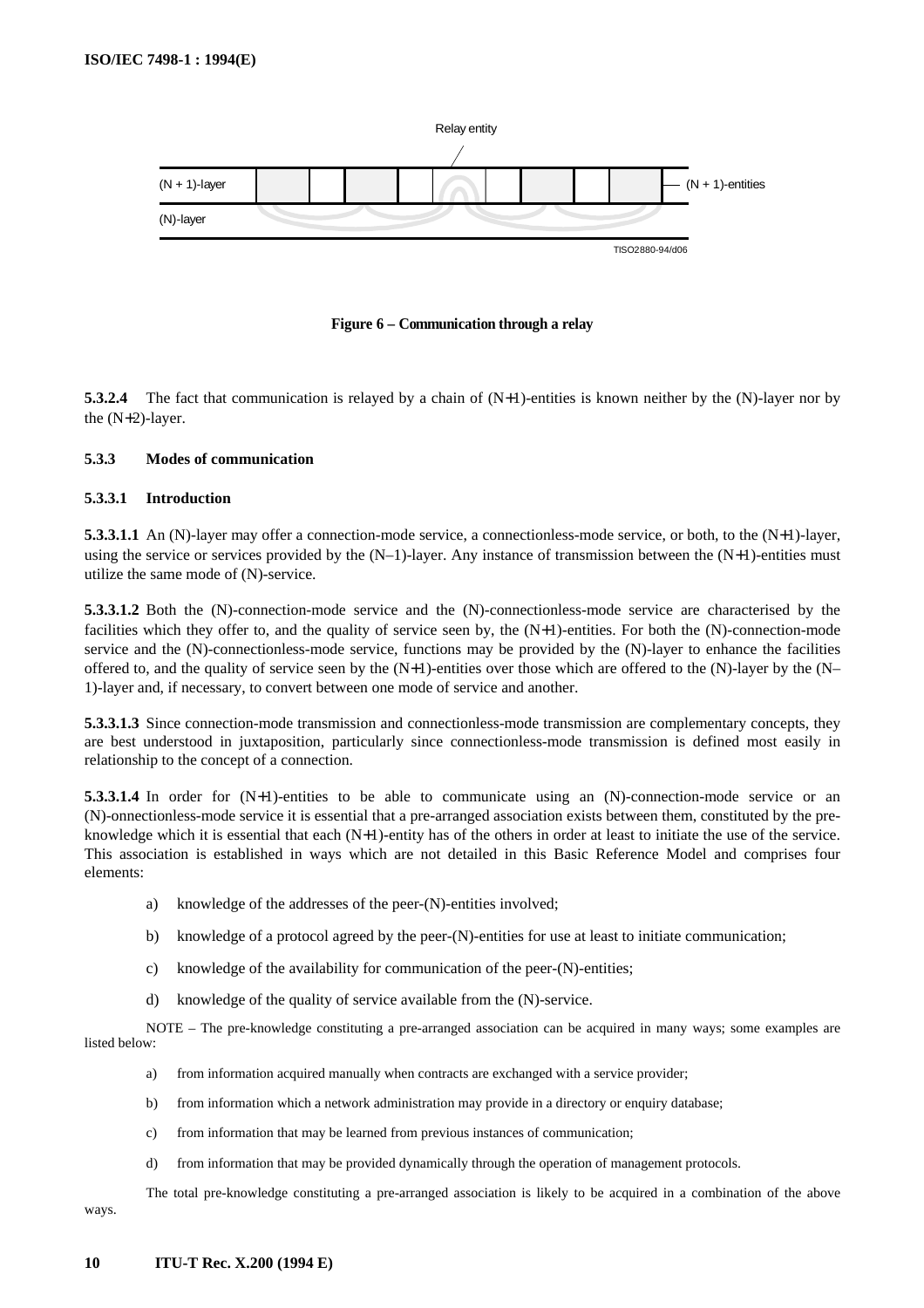Relay entity

(N + 1)-layer — (N + 1)-entities

(N)-layer

TISO2880-94/d06

**Figure 6 – Communication through a relay**

**5.3.2.4** The fact that communication is relayed by a chain of (N+1)-entities is known neither by the (N)-layer nor by the (N+2)-layer.

### 5.3.3 Modes of communication

#### 5.3.3.1 Introduction

**5.3.3.1.1** An (N)-layer may offer a connection-mode service, a connectionless-mode service, or both, to the (N+1)-layer, using the service or services provided by the (N–1)-layer. Any instance of transmission between the (N+1)-entities must utilize the same mode of (N)-service.

**5.3.3.1.2** Both the (N)-connection-mode service and the (N)-connectionless-mode service are characterised by the facilities which they offer to, and the quality of service seen by, the (N+1)-entities. For both the (N)-connection-mode service and the (N)-connectionless-mode service, functions may be provided by the (N)-layer to enhance the facilities offered to, and the quality of service seen by the (N+1)-entities over those which are offered to the (N)-layer by the (N–1)-layer and, if necessary, to convert between one mode of service and another.

**5.3.3.1.3** Since connection-mode transmission and connectionless-mode transmission are complementary concepts, they are best understood in juxtaposition, particularly since connectionless-mode transmission is defined most easily in relationship to the concept of a connection.

**5.3.3.1.4** In order for (N+1)-entities to be able to communicate using an (N)-connection-mode service or an (N)-onnectionless-mode service it is essential that a pre-arranged association exists between them, constituted by the pre-knowledge which it is essential that each (N+1)-entity has of the others in order at least to initiate the use of the service. This association is established in ways which are not detailed in this Basic Reference Model and comprises four elements:

a) knowledge of the addresses of the peer-(N)-entities involved;

b) knowledge of a protocol agreed by the peer-(N)-entities for use at least to initiate communication;

c) knowledge of the availability for communication of the peer-(N)-entities;

d) knowledge of the quality of service available from the (N)-service.

NOTE – The pre-knowledge constituting a pre-arranged association can be acquired in many ways; some examples are listed below:

a) from information acquired manually when contracts are exchanged with a service provider;

b) from information which a network administration may provide in a directory or enquiry database;

c) from information that may be learned from previous instances of communication;

d) from information that may be provided dynamically through the operation of management protocols.

The total pre-knowledge constituting a pre-arranged association is likely to be acquired in a combination of the above ways.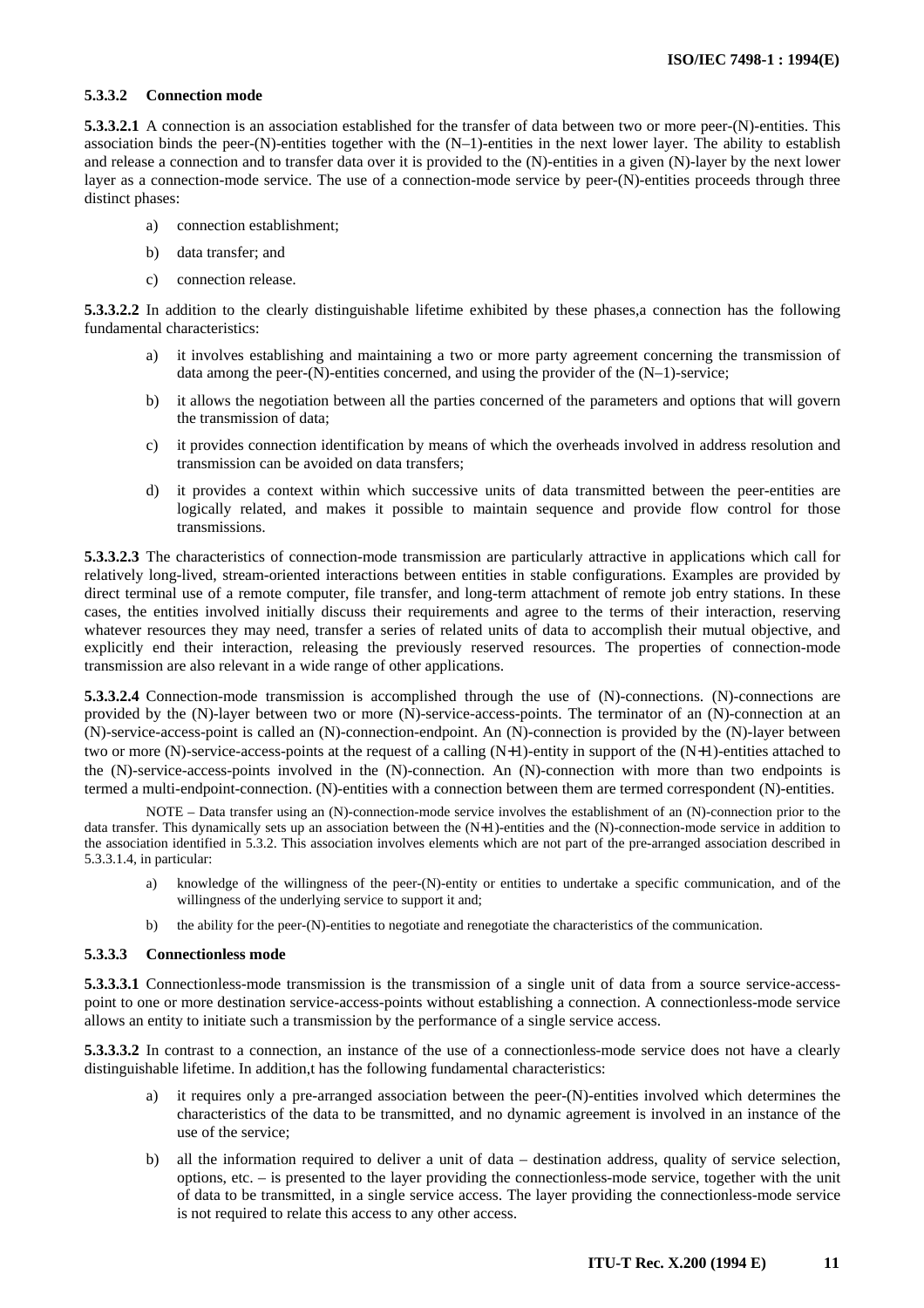#### 5.3.3.2 Connection mode

**5.3.3.2.1** A connection is an association established for the transfer of data between two or more peer-(N)-entities. This association binds the peer-(N)-entities together with the (N–1)-entities in the next lower layer. The ability to establish and release a connection and to transfer data over it is provided to the (N)-entities in a given (N)-layer by the next lower layer as a connection-mode service. The use of a connection-mode service by peer-(N)-entities proceeds through three distinct phases:

a) connection establishment;

b) data transfer; and

c) connection release.

**5.3.3.2.2** In addition to the clearly distinguishable lifetime exhibited by these phases,a connection has the following fundamental characteristics:

a) it involves establishing and maintaining a two or more party agreement concerning the transmission of data among the peer-(N)-entities concerned, and using the provider of the (N–1)-service;

b) it allows the negotiation between all the parties concerned of the parameters and options that will govern the transmission of data;

c) it provides connection identification by means of which the overheads involved in address resolution and transmission can be avoided on data transfers;

d) it provides a context within which successive units of data transmitted between the peer-entities are logically related, and makes it possible to maintain sequence and provide flow control for those transmissions.

**5.3.3.2.3** The characteristics of connection-mode transmission are particularly attractive in applications which call for relatively long-lived, stream-oriented interactions between entities in stable configurations. Examples are provided by direct terminal use of a remote computer, file transfer, and long-term attachment of remote job entry stations. In these cases, the entities involved initially discuss their requirements and agree to the terms of their interaction, reserving whatever resources they may need, transfer a series of related units of data to accomplish their mutual objective, and explicitly end their interaction, releasing the previously reserved resources. The properties of connection-mode transmission are also relevant in a wide range of other applications.

**5.3.3.2.4** Connection-mode transmission is accomplished through the use of (N)-connections. (N)-connections are provided by the (N)-layer between two or more (N)-service-access-points. The terminator of an (N)-connection at an (N)-service-access-point is called an (N)-connection-endpoint. An (N)-connection is provided by the (N)-layer between two or more (N)-service-access-points at the request of a calling (N+1)-entity in support of the (N+1)-entities attached to the (N)-service-access-points involved in the (N)-connection. An (N)-connection with more than two endpoints is termed a multi-endpoint-connection. (N)-entities with a connection between them are termed correspondent (N)-entities.

NOTE – Data transfer using an (N)-connection-mode service involves the establishment of an (N)-connection prior to the data transfer. This dynamically sets up an association between the (N+1)-entities and the (N)-connection-mode service in addition to the association identified in 5.3.2. This association involves elements which are not part of the pre-arranged association described in 5.3.3.1.4, in particular:

a) knowledge of the willingness of the peer-(N)-entity or entities to undertake a specific communication, and of the willingness of the underlying service to support it and;

b) the ability for the peer-(N)-entities to negotiate and renegotiate the characteristics of the communication.

#### 5.3.3.3 Connectionless mode

**5.3.3.3.1** Connectionless-mode transmission is the transmission of a single unit of data from a source service-access-point to one or more destination service-access-points without establishing a connection. A connectionless-mode service allows an entity to initiate such a transmission by the performance of a single service access.

**5.3.3.3.2** In contrast to a connection, an instance of the use of a connectionless-mode service does not have a clearly distinguishable lifetime. In addition,t has the following fundamental characteristics:

a) it requires only a pre-arranged association between the peer-(N)-entities involved which determines the characteristics of the data to be transmitted, and no dynamic agreement is involved in an instance of the use of the service;

b) all the information required to deliver a unit of data – destination address, quality of service selection, options, etc. – is presented to the layer providing the connectionless-mode service, together with the unit of data to be transmitted, in a single service access. The layer providing the connectionless-mode service is not required to relate this access to any other access.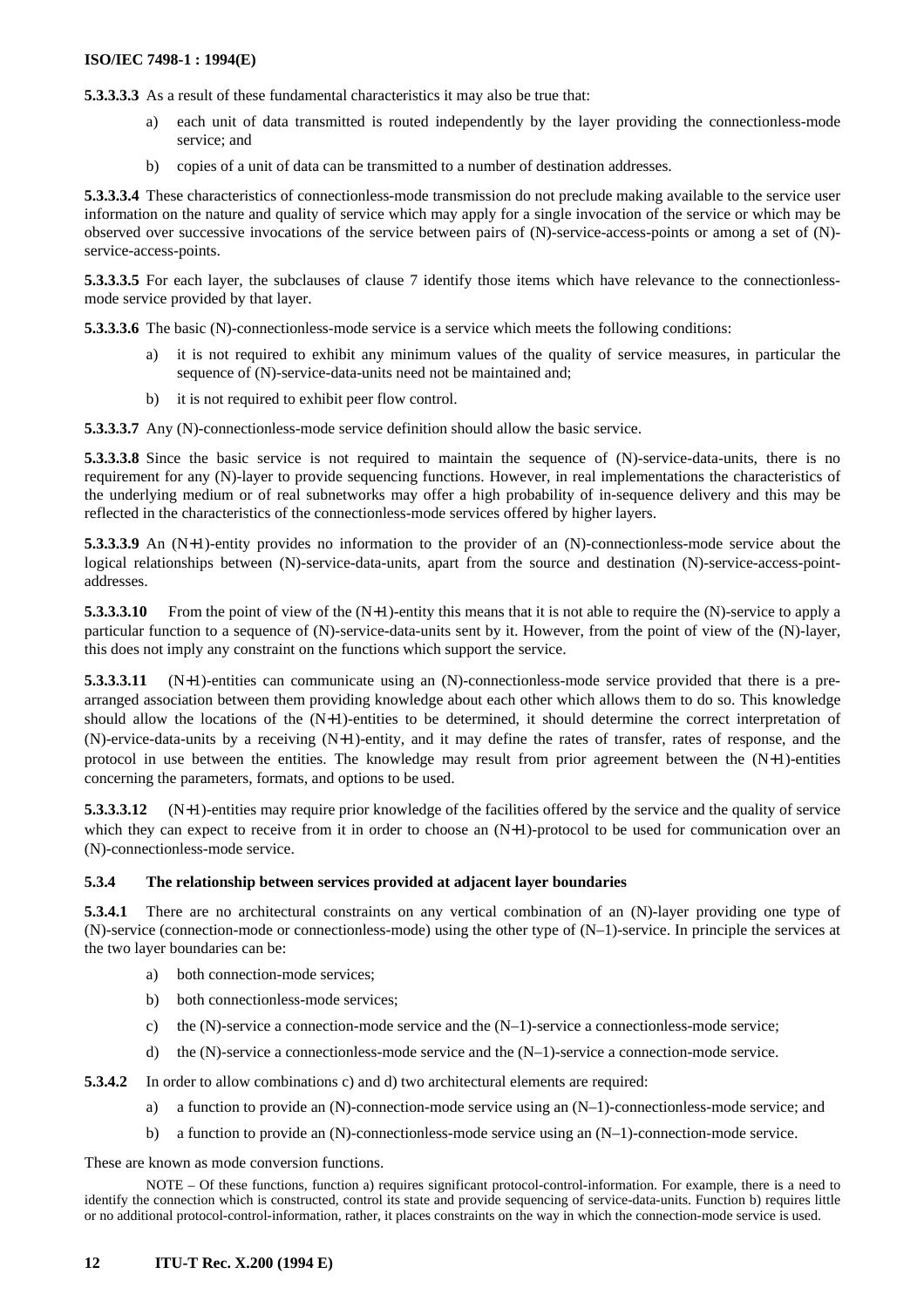**5.3.3.3.3** As a result of these fundamental characteristics it may also be true that:

a) each unit of data transmitted is routed independently by the layer providing the connectionless-mode service; and

b) copies of a unit of data can be transmitted to a number of destination addresses.

**5.3.3.3.4** These characteristics of connectionless-mode transmission do not preclude making available to the service user information on the nature and quality of service which may apply for a single invocation of the service or which may be observed over successive invocations of the service between pairs of (N)-service-access-points or among a set of (N)-service-access-points.

**5.3.3.3.5** For each layer, the subclauses of clause 7 identify those items which have relevance to the connectionless-mode service provided by that layer.

**5.3.3.3.6** The basic (N)-connectionless-mode service is a service which meets the following conditions:

a) it is not required to exhibit any minimum values of the quality of service measures, in particular the sequence of (N)-service-data-units need not be maintained and;

b) it is not required to exhibit peer flow control.

**5.3.3.3.7** Any (N)-connectionless-mode service definition should allow the basic service.

**5.3.3.3.8** Since the basic service is not required to maintain the sequence of (N)-service-data-units, there is no requirement for any (N)-layer to provide sequencing functions. However, in real implementations the characteristics of the underlying medium or of real subnetworks may offer a high probability of in-sequence delivery and this may be reflected in the characteristics of the connectionless-mode services offered by higher layers.

**5.3.3.3.9** An (N+1)-entity provides no information to the provider of an (N)-connectionless-mode service about the logical relationships between (N)-service-data-units, apart from the source and destination (N)-service-access-point-addresses.

**5.3.3.3.10** From the point of view of the (N+1)-entity this means that it is not able to require the (N)-service to apply a particular function to a sequence of (N)-service-data-units sent by it. However, from the point of view of the (N)-layer, this does not imply any constraint on the functions which support the service.

**5.3.3.3.11** (N+1)-entities can communicate using an (N)-connectionless-mode service provided that there is a pre-arranged association between them providing knowledge about each other which allows them to do so. This knowledge should allow the locations of the (N+1)-entities to be determined, it should determine the correct interpretation of (N)-ervice-data-units by a receiving (N+1)-entity, and it may define the rates of transfer, rates of response, and the protocol in use between the entities. The knowledge may result from prior agreement between the (N+1)-entities concerning the parameters, formats, and options to be used.

**5.3.3.3.12** (N+1)-entities may require prior knowledge of the facilities offered by the service and the quality of service which they can expect to receive from it in order to choose an (N+1)-protocol to be used for communication over an (N)-connectionless-mode service.

### 5.3.4 The relationship between services provided at adjacent layer boundaries

**5.3.4.1** There are no architectural constraints on any vertical combination of an (N)-layer providing one type of (N)-service (connection-mode or connectionless-mode) using the other type of (N–1)-service. In principle the services at the two layer boundaries can be:

a) both connection-mode services;

b) both connectionless-mode services;

c) the (N)-service a connection-mode service and the (N–1)-service a connectionless-mode service;

d) the (N)-service a connectionless-mode service and the (N–1)-service a connection-mode service.

**5.3.4.2** In order to allow combinations c) and d) two architectural elements are required:

a) a function to provide an (N)-connection-mode service using an (N–1)-connectionless-mode service; and

b) a function to provide an (N)-connectionless-mode service using an (N–1)-connection-mode service.

These are known as mode conversion functions.

NOTE – Of these functions, function a) requires significant protocol-control-information. For example, there is a need to identify the connection which is constructed, control its state and provide sequencing of service-data-units. Function b) requires little or no additional protocol-control-information, rather, it places constraints on the way in which the connection-mode service is used.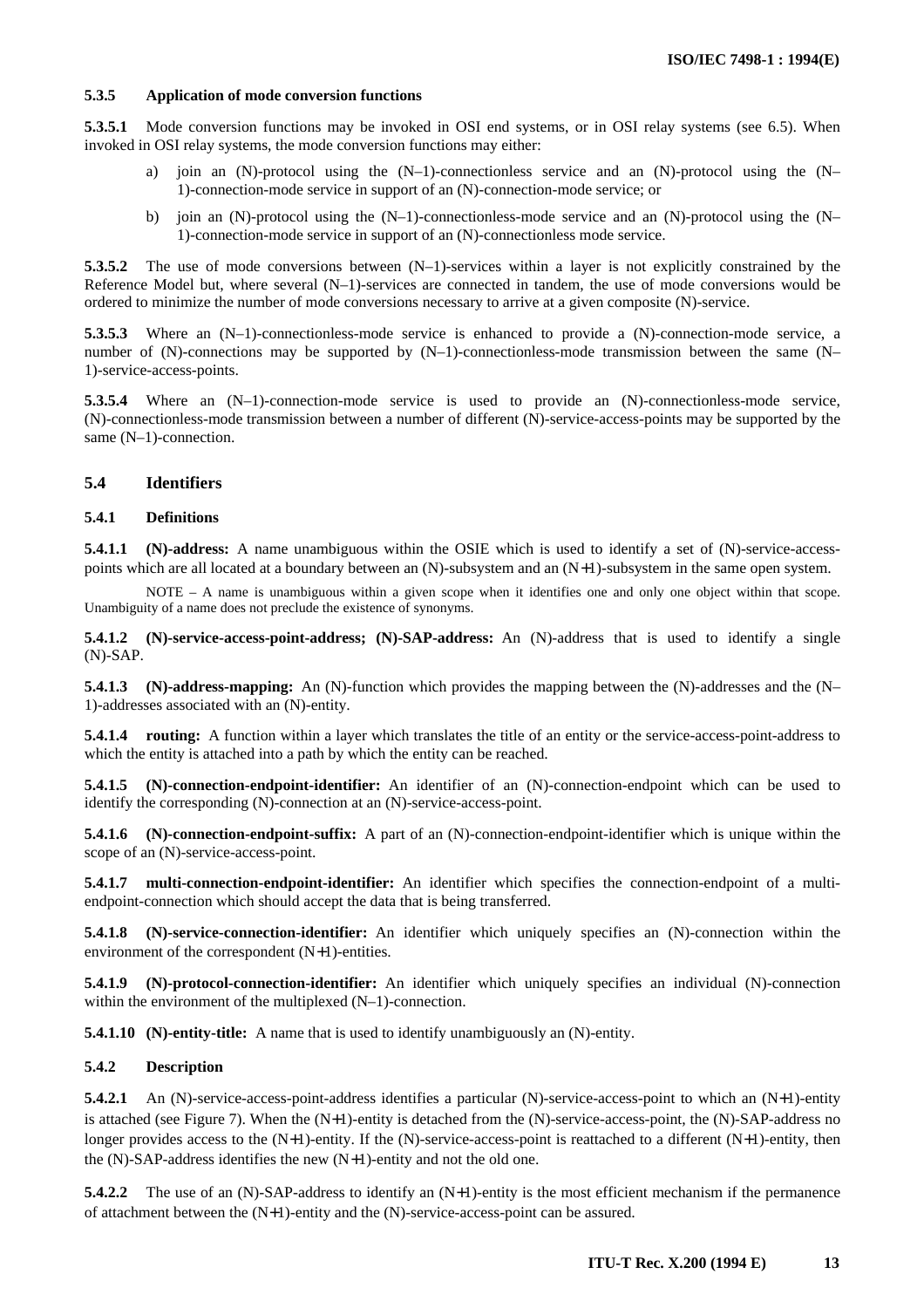#### 5.3.5 Application of mode conversion functions

**5.3.5.1** Mode conversion functions may be invoked in OSI end systems, or in OSI relay systems (see 6.5). When invoked in OSI relay systems, the mode conversion functions may either:

a) join an (N)-protocol using the (N–1)-connectionless service and an (N)-protocol using the (N–1)-connection-mode service in support of an (N)-connection-mode service; or

b) join an (N)-protocol using the (N–1)-connectionless-mode service and an (N)-protocol using the (N–1)-connection-mode service in support of an (N)-connectionless mode service.

**5.3.5.2** The use of mode conversions between (N–1)-services within a layer is not explicitly constrained by the Reference Model but, where several (N–1)-services are connected in tandem, the use of mode conversions would be ordered to minimize the number of mode conversions necessary to arrive at a given composite (N)-service.

**5.3.5.3** Where an (N–1)-connectionless-mode service is enhanced to provide a (N)-connection-mode service, a number of (N)-connections may be supported by (N–1)-connectionless-mode transmission between the same (N–1)-service-access-points.

**5.3.5.4** Where an (N–1)-connection-mode service is used to provide an (N)-connectionless-mode service, (N)-connectionless-mode transmission between a number of different (N)-service-access-points may be supported by the same (N–1)-connection.

### 5.4 Identifiers

#### 5.4.1 Definitions

**5.4.1.1 (N)-address:** A name unambiguous within the OSIE which is used to identify a set of (N)-service-access-points which are all located at a boundary between an (N)-subsystem and an (N+1)-subsystem in the same open system.

NOTE – A name is unambiguous within a given scope when it identifies one and only one object within that scope. Unambiguity of a name does not preclude the existence of synonyms.

**5.4.1.2 (N)-service-access-point-address; (N)-SAP-address:** An (N)-address that is used to identify a single (N)-SAP.

**5.4.1.3 (N)-address-mapping:** An (N)-function which provides the mapping between the (N)-addresses and the (N–1)-addresses associated with an (N)-entity.

**5.4.1.4 routing:** A function within a layer which translates the title of an entity or the service-access-point-address to which the entity is attached into a path by which the entity can be reached.

**5.4.1.5 (N)-connection-endpoint-identifier:** An identifier of an (N)-connection-endpoint which can be used to identify the corresponding (N)-connection at an (N)-service-access-point.

**5.4.1.6 (N)-connection-endpoint-suffix:** A part of an (N)-connection-endpoint-identifier which is unique within the scope of an (N)-service-access-point.

**5.4.1.7 multi-connection-endpoint-identifier:** An identifier which specifies the connection-endpoint of a multi-endpoint-connection which should accept the data that is being transferred.

**5.4.1.8 (N)-service-connection-identifier:** An identifier which uniquely specifies an (N)-connection within the environment of the correspondent (N+1)-entities.

**5.4.1.9 (N)-protocol-connection-identifier:** An identifier which uniquely specifies an individual (N)-connection within the environment of the multiplexed (N–1)-connection.

**5.4.1.10 (N)-entity-title:** A name that is used to identify unambiguously an (N)-entity.

#### 5.4.2 Description

**5.4.2.1** An (N)-service-access-point-address identifies a particular (N)-service-access-point to which an (N+1)-entity is attached (see Figure 7). When the (N+1)-entity is detached from the (N)-service-access-point, the (N)-SAP-address no longer provides access to the (N+1)-entity. If the (N)-service-access-point is reattached to a different (N+1)-entity, then the (N)-SAP-address identifies the new (N+1)-entity and not the old one.

**5.4.2.2** The use of an (N)-SAP-address to identify an (N+1)-entity is the most efficient mechanism if the permanence of attachment between the (N+1)-entity and the (N)-service-access-point can be assured.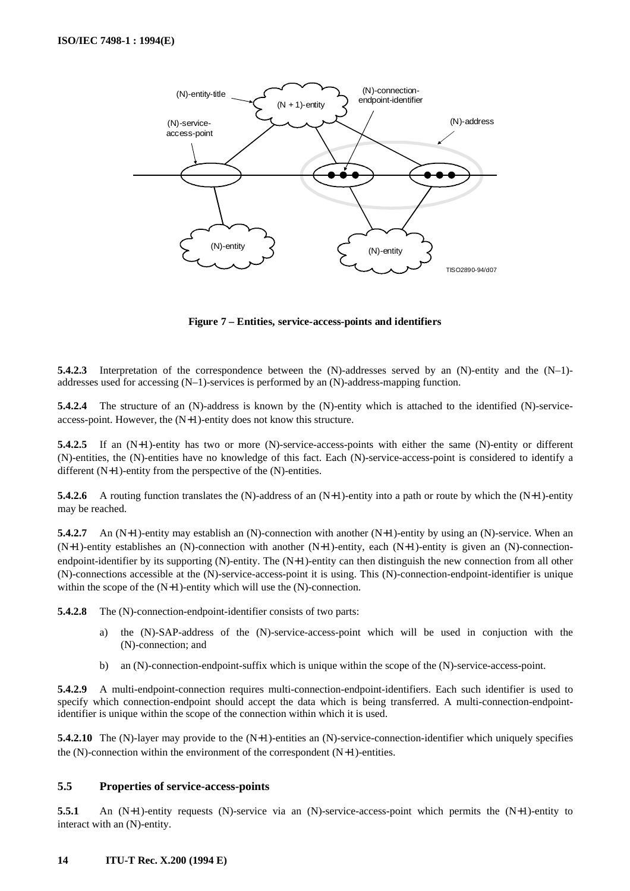**Figure 7 – Entities, service-access-points and identifiers**

**5.4.2.3** Interpretation of the correspondence between the (N)-addresses served by an (N)-entity and the (N–1)-addresses used for accessing (N–1)-services is performed by an (N)-address-mapping function.

**5.4.2.4** The structure of an (N)-address is known by the (N)-entity which is attached to the identified (N)-service-access-point. However, the (N+1)-entity does not know this structure.

**5.4.2.5** If an (N+1)-entity has two or more (N)-service-access-points with either the same (N)-entity or different (N)-entities, the (N)-entities have no knowledge of this fact. Each (N)-service-access-point is considered to identify a different (N+1)-entity from the perspective of the (N)-entities.

**5.4.2.6** A routing function translates the (N)-address of an (N+1)-entity into a path or route by which the (N+1)-entity may be reached.

**5.4.2.7** An (N+1)-entity may establish an (N)-connection with another (N+1)-entity by using an (N)-service. When an (N+1)-entity establishes an (N)-connection with another (N+1)-entity, each (N+1)-entity is given an (N)-connection-endpoint-identifier by its supporting (N)-entity. The (N+1)-entity can then distinguish the new connection from all other (N)-connections accessible at the (N)-service-access-point it is using. This (N)-connection-endpoint-identifier is unique within the scope of the (N+1)-entity which will use the (N)-connection.

**5.4.2.8** The (N)-connection-endpoint-identifier consists of two parts:

a) the (N)-SAP-address of the (N)-service-access-point which will be used in conjuction with the (N)-connection; and

b) an (N)-connection-endpoint-suffix which is unique within the scope of the (N)-service-access-point.

**5.4.2.9** A multi-endpoint-connection requires multi-connection-endpoint-identifiers. Each such identifier is used to specify which connection-endpoint should accept the data which is being transferred. A multi-connection-endpoint-identifier is unique within the scope of the connection within which it is used.

**5.4.2.10** The (N)-layer may provide to the (N+1)-entities an (N)-service-connection-identifier which uniquely specifies the (N)-connection within the environment of the correspondent (N+1)-entities.

### 5.5 Properties of service-access-points

**5.5.1** An (N+1)-entity requests (N)-service via an (N)-service-access-point which permits the (N+1)-entity to interact with an (N)-entity.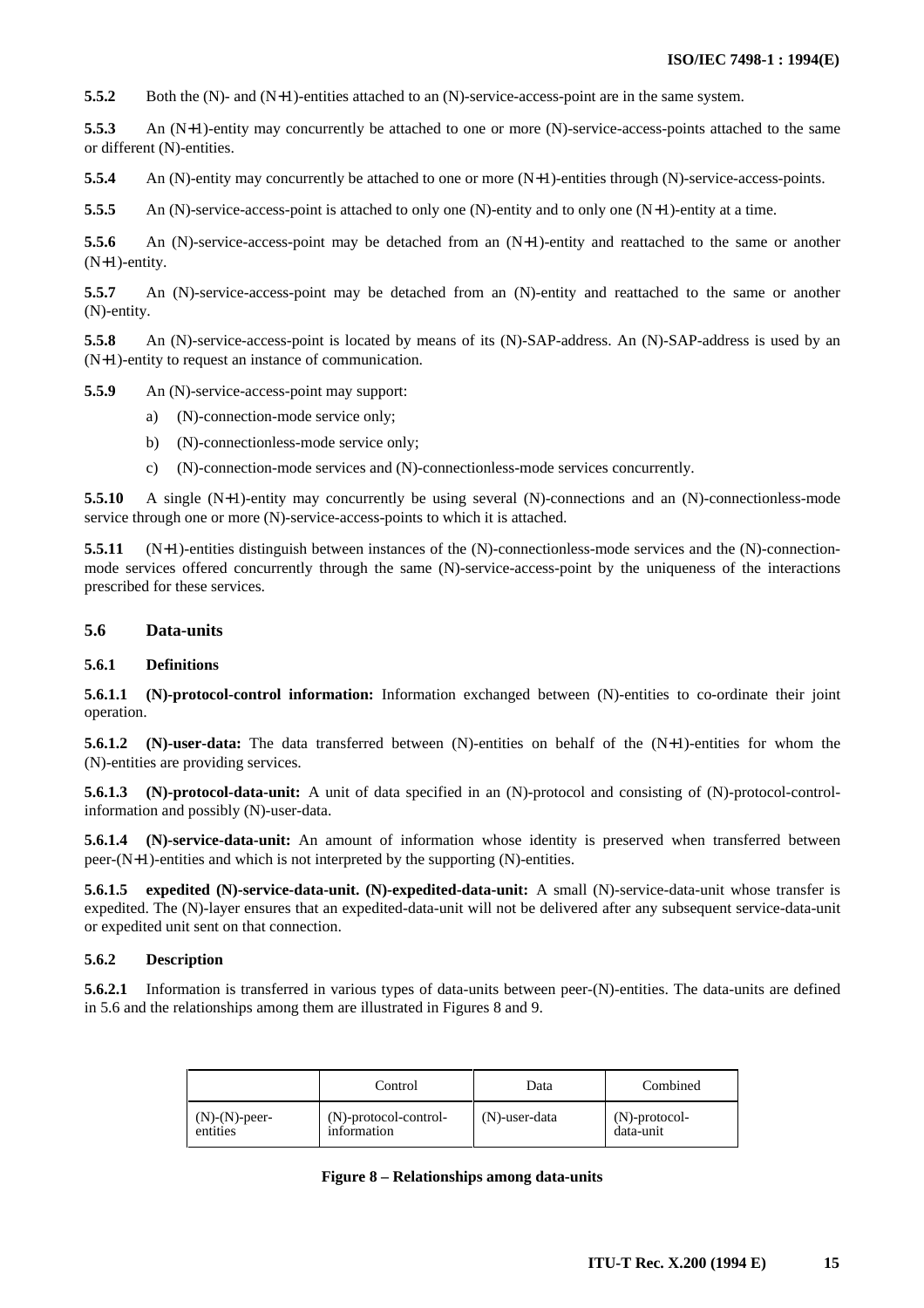**5.5.2** Both the (N)- and (N+1)-entities attached to an (N)-service-access-point are in the same system.

**5.5.3** An (N+1)-entity may concurrently be attached to one or more (N)-service-access-points attached to the same or different (N)-entities.

**5.5.4** An (N)-entity may concurrently be attached to one or more (N+1)-entities through (N)-service-access-points.

**5.5.5** An (N)-service-access-point is attached to only one (N)-entity and to only one (N+1)-entity at a time.

**5.5.6** An (N)-service-access-point may be detached from an (N+1)-entity and reattached to the same or another (N+1)-entity.

**5.5.7** An (N)-service-access-point may be detached from an (N)-entity and reattached to the same or another (N)-entity.

**5.5.8** An (N)-service-access-point is located by means of its (N)-SAP-address. An (N)-SAP-address is used by an (N+1)-entity to request an instance of communication.

**5.5.9** An (N)-service-access-point may support:

a) (N)-connection-mode service only;

b) (N)-connectionless-mode service only;

c) (N)-connection-mode services and (N)-connectionless-mode services concurrently.

**5.5.10** A single (N+1)-entity may concurrently be using several (N)-connections and an (N)-connectionless-mode service through one or more (N)-service-access-points to which it is attached.

**5.5.11** (N+1)-entities distinguish between instances of the (N)-connectionless-mode services and the (N)-connection-mode services offered concurrently through the same (N)-service-access-point by the uniqueness of the interactions prescribed for these services.

### 5.6 Data-units

#### 5.6.1 Definitions

**5.6.1.1 (N)-protocol-control information:** Information exchanged between (N)-entities to co-ordinate their joint operation.

**5.6.1.2 (N)-user-data:** The data transferred between (N)-entities on behalf of the (N+1)-entities for whom the (N)-entities are providing services.

**5.6.1.3 (N)-protocol-data-unit:** A unit of data specified in an (N)-protocol and consisting of (N)-protocol-control-information and possibly (N)-user-data.

**5.6.1.4 (N)-service-data-unit:** An amount of information whose identity is preserved when transferred between peer-(N+1)-entities and which is not interpreted by the supporting (N)-entities.

**5.6.1.5 expedited (N)-service-data-unit. (N)-expedited-data-unit:** A small (N)-service-data-unit whose transfer is expedited. The (N)-layer ensures that an expedited-data-unit will not be delivered after any subsequent service-data-unit or expedited unit sent on that connection.

#### 5.6.2 Description

**5.6.2.1** Information is transferred in various types of data-units between peer-(N)-entities. The data-units are defined in 5.6 and the relationships among them are illustrated in Figures 8 and 9.

| | Control | Data | Combined |
|---|---|---|---|
| (N)-(N)-peer-entities | (N)-protocol-control-information | (N)-user-data | (N)-protocol-data-unit |

**Figure 8 – Relationships among data-units**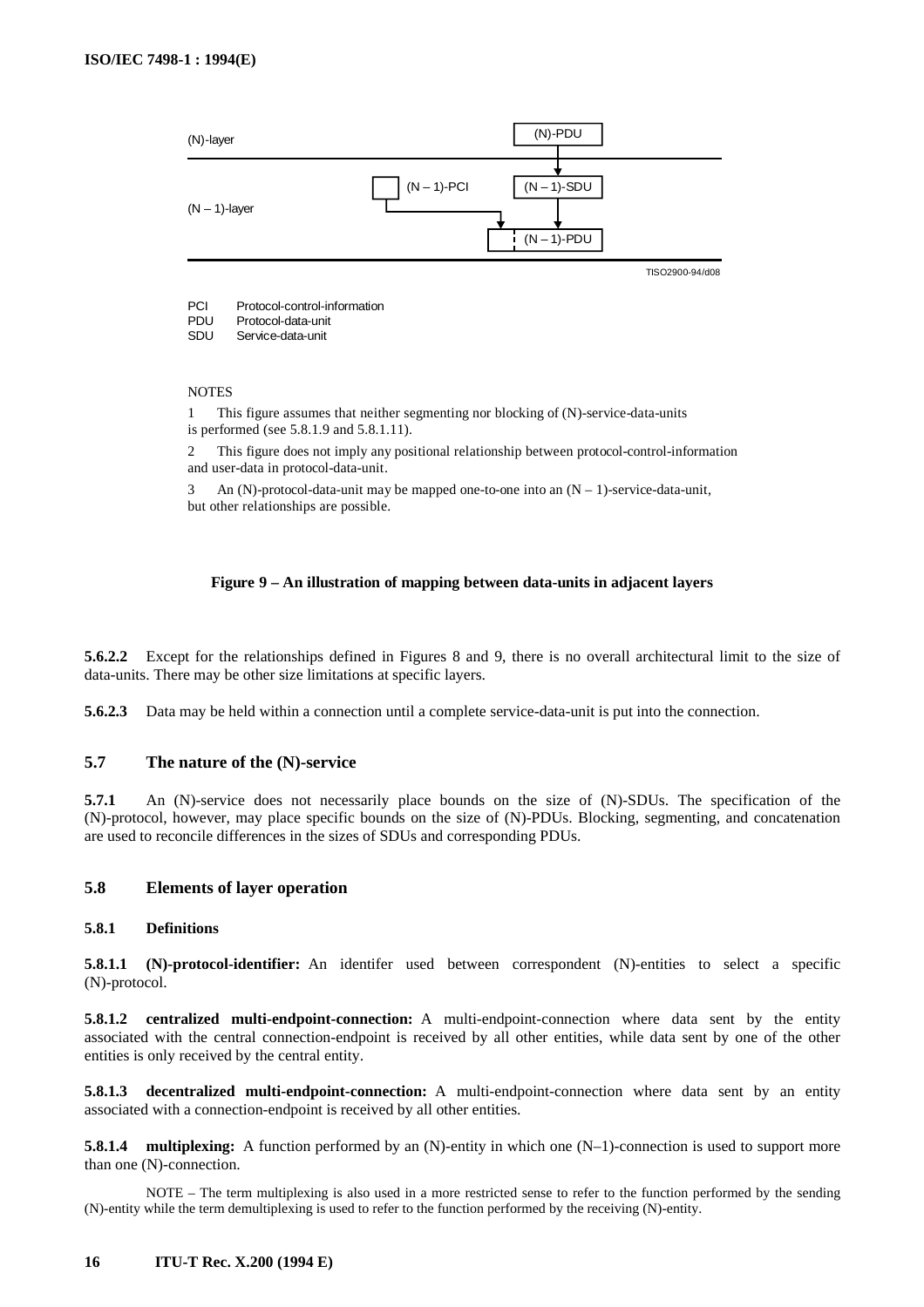(N)-layer

(N)-PDU

(N – 1)-PCI

(N – 1)-SDU

(N – 1)-layer

(N – 1)-PDU

TISO2900-94/d08

PCI Protocol-control-information
PDU Protocol-data-unit
SDU Service-data-unit

NOTES

1 This figure assumes that neither segmenting nor blocking of (N)-service-data-units is performed (see 5.8.1.9 and 5.8.1.11).

2 This figure does not imply any positional relationship between protocol-control-information and user-data in protocol-data-unit.

3 An (N)-protocol-data-unit may be mapped one-to-one into an (N – 1)-service-data-unit, but other relationships are possible.

**Figure 9 – An illustration of mapping between data-units in adjacent layers**

**5.6.2.2** Except for the relationships defined in Figures 8 and 9, there is no overall architectural limit to the size of data-units. There may be other size limitations at specific layers.

**5.6.2.3** Data may be held within a connection until a complete service-data-unit is put into the connection.

### 5.7 The nature of the (N)-service

**5.7.1** An (N)-service does not necessarily place bounds on the size of (N)-SDUs. The specification of the (N)-protocol, however, may place specific bounds on the size of (N)-PDUs. Blocking, segmenting, and concatenation are used to reconcile differences in the sizes of SDUs and corresponding PDUs.

### 5.8 Elements of layer operation

#### 5.8.1 Definitions

**5.8.1.1 (N)-protocol-identifier:** An identifer used between correspondent (N)-entities to select a specific (N)-protocol.

**5.8.1.2 centralized multi-endpoint-connection:** A multi-endpoint-connection where data sent by the entity associated with the central connection-endpoint is received by all other entities, while data sent by one of the other entities is only received by the central entity.

**5.8.1.3 decentralized multi-endpoint-connection:** A multi-endpoint-connection where data sent by an entity associated with a connection-endpoint is received by all other entities.

**5.8.1.4 multiplexing:** A function performed by an (N)-entity in which one (N–1)-connection is used to support more than one (N)-connection.

NOTE – The term multiplexing is also used in a more restricted sense to refer to the function performed by the sending (N)-entity while the term demultiplexing is used to refer to the function performed by the receiving (N)-entity.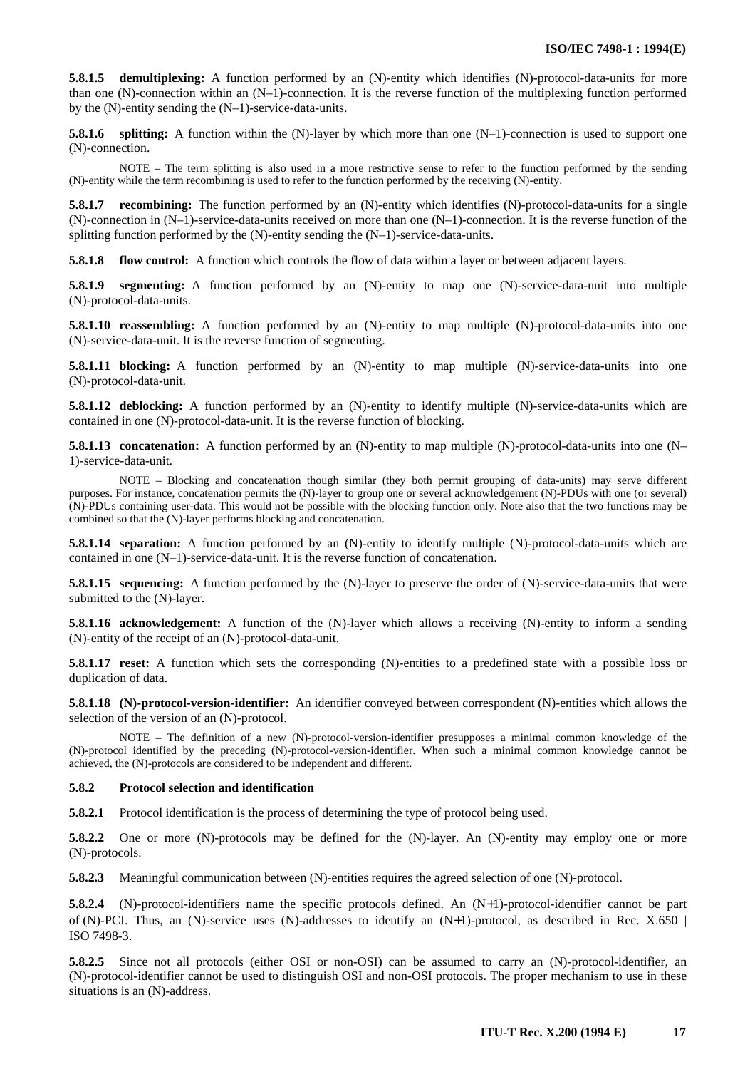**5.8.1.5 demultiplexing:** A function performed by an (N)-entity which identifies (N)-protocol-data-units for more than one (N)-connection within an (N–1)-connection. It is the reverse function of the multiplexing function performed by the (N)-entity sending the (N–1)-service-data-units.

**5.8.1.6 splitting:** A function within the (N)-layer by which more than one (N–1)-connection is used to support one (N)-connection.

NOTE – The term splitting is also used in a more restrictive sense to refer to the function performed by the sending (N)-entity while the term recombining is used to refer to the function performed by the receiving (N)-entity.

**5.8.1.7 recombining:** The function performed by an (N)-entity which identifies (N)-protocol-data-units for a single (N)-connection in (N–1)-service-data-units received on more than one (N–1)-connection. It is the reverse function of the splitting function performed by the (N)-entity sending the (N–1)-service-data-units.

**5.8.1.8 flow control:** A function which controls the flow of data within a layer or between adjacent layers.

**5.8.1.9 segmenting:** A function performed by an (N)-entity to map one (N)-service-data-unit into multiple (N)-protocol-data-units.

**5.8.1.10 reassembling:** A function performed by an (N)-entity to map multiple (N)-protocol-data-units into one (N)-service-data-unit. It is the reverse function of segmenting.

**5.8.1.11 blocking:** A function performed by an (N)-entity to map multiple (N)-service-data-units into one (N)-protocol-data-unit.

**5.8.1.12 deblocking:** A function performed by an (N)-entity to identify multiple (N)-service-data-units which are contained in one (N)-protocol-data-unit. It is the reverse function of blocking.

**5.8.1.13 concatenation:** A function performed by an (N)-entity to map multiple (N)-protocol-data-units into one (N–1)-service-data-unit.

NOTE – Blocking and concatenation though similar (they both permit grouping of data-units) may serve different purposes. For instance, concatenation permits the (N)-layer to group one or several acknowledgement (N)-PDUs with one (or several) (N)-PDUs containing user-data. This would not be possible with the blocking function only. Note also that the two functions may be combined so that the (N)-layer performs blocking and concatenation.

**5.8.1.14 separation:** A function performed by an (N)-entity to identify multiple (N)-protocol-data-units which are contained in one (N–1)-service-data-unit. It is the reverse function of concatenation.

**5.8.1.15 sequencing:** A function performed by the (N)-layer to preserve the order of (N)-service-data-units that were submitted to the (N)-layer.

**5.8.1.16 acknowledgement:** A function of the (N)-layer which allows a receiving (N)-entity to inform a sending (N)-entity of the receipt of an (N)-protocol-data-unit.

**5.8.1.17 reset:** A function which sets the corresponding (N)-entities to a predefined state with a possible loss or duplication of data.

**5.8.1.18 (N)-protocol-version-identifier:** An identifier conveyed between correspondent (N)-entities which allows the selection of the version of an (N)-protocol.

NOTE – The definition of a new (N)-protocol-version-identifier presupposes a minimal common knowledge of the (N)-protocol identified by the preceding (N)-protocol-version-identifier. When such a minimal common knowledge cannot be achieved, the (N)-protocols are considered to be independent and different.

### 5.8.2 Protocol selection and identification

**5.8.2.1** Protocol identification is the process of determining the type of protocol being used.

**5.8.2.2** One or more (N)-protocols may be defined for the (N)-layer. An (N)-entity may employ one or more (N)-protocols.

**5.8.2.3** Meaningful communication between (N)-entities requires the agreed selection of one (N)-protocol.

**5.8.2.4** (N)-protocol-identifiers name the specific protocols defined. An (N+1)-protocol-identifier cannot be part of (N)-PCI. Thus, an (N)-service uses (N)-addresses to identify an (N+1)-protocol, as described in Rec. X.650 | ISO 7498-3.

**5.8.2.5** Since not all protocols (either OSI or non-OSI) can be assumed to carry an (N)-protocol-identifier, an (N)-protocol-identifier cannot be used to distinguish OSI and non-OSI protocols. The proper mechanism to use in these situations is an (N)-address.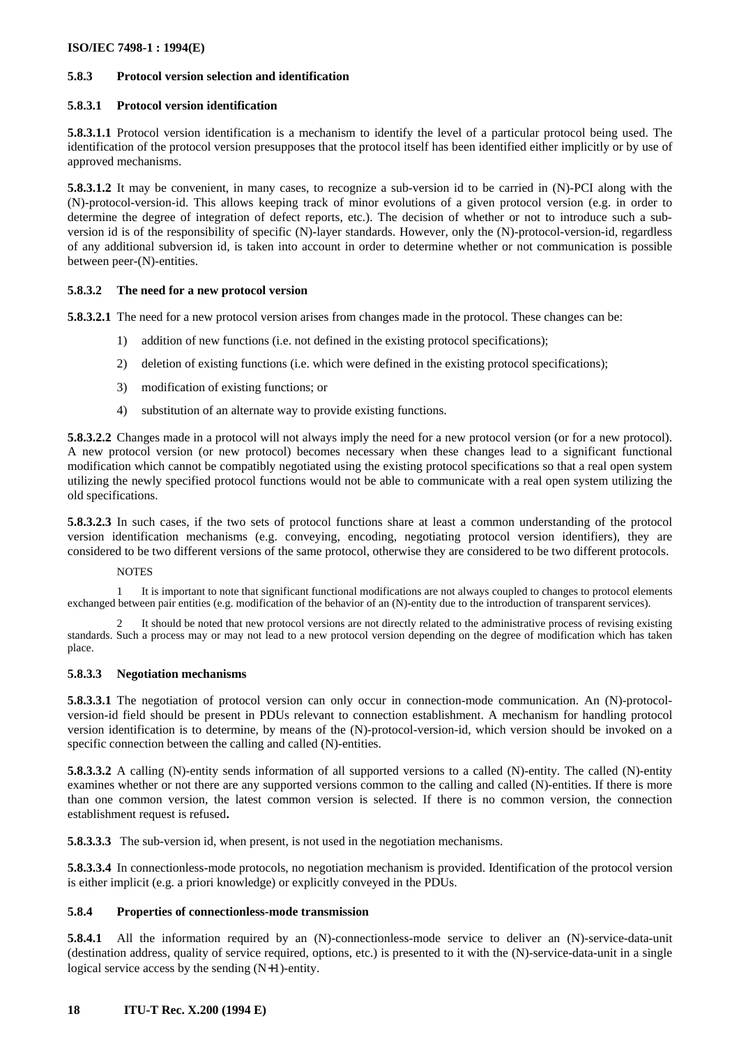#### 5.8.3 Protocol version selection and identification

##### 5.8.3.1 Protocol version identification

**5.8.3.1.1** Protocol version identification is a mechanism to identify the level of a particular protocol being used. The identification of the protocol version presupposes that the protocol itself has been identified either implicitly or by use of approved mechanisms.

**5.8.3.1.2** It may be convenient, in many cases, to recognize a sub-version id to be carried in (N)-PCI along with the (N)-protocol-version-id. This allows keeping track of minor evolutions of a given protocol version (e.g. in order to determine the degree of integration of defect reports, etc.). The decision of whether or not to introduce such a sub-version id is of the responsibility of specific (N)-layer standards. However, only the (N)-protocol-version-id, regardless of any additional subversion id, is taken into account in order to determine whether or not communication is possible between peer-(N)-entities.

##### 5.8.3.2 The need for a new protocol version

**5.8.3.2.1** The need for a new protocol version arises from changes made in the protocol. These changes can be:

1) addition of new functions (i.e. not defined in the existing protocol specifications);
2) deletion of existing functions (i.e. which were defined in the existing protocol specifications);
3) modification of existing functions; or
4) substitution of an alternate way to provide existing functions.

**5.8.3.2.2** Changes made in a protocol will not always imply the need for a new protocol version (or for a new protocol). A new protocol version (or new protocol) becomes necessary when these changes lead to a significant functional modification which cannot be compatibly negotiated using the existing protocol specifications so that a real open system utilizing the newly specified protocol functions would not be able to communicate with a real open system utilizing the old specifications.

**5.8.3.2.3** In such cases, if the two sets of protocol functions share at least a common understanding of the protocol version identification mechanisms (e.g. conveying, encoding, negotiating protocol version identifiers), they are considered to be two different versions of the same protocol, otherwise they are considered to be two different protocols.

NOTES

1 It is important to note that significant functional modifications are not always coupled to changes to protocol elements exchanged between pair entities (e.g. modification of the behavior of an (N)-entity due to the introduction of transparent services).

2 It should be noted that new protocol versions are not directly related to the administrative process of revising existing standards. Such a process may or may not lead to a new protocol version depending on the degree of modification which has taken place.

##### 5.8.3.3 Negotiation mechanisms

**5.8.3.3.1** The negotiation of protocol version can only occur in connection-mode communication. An (N)-protocol-version-id field should be present in PDUs relevant to connection establishment. A mechanism for handling protocol version identification is to determine, by means of the (N)-protocol-version-id, which version should be invoked on a specific connection between the calling and called (N)-entities.

**5.8.3.3.2** A calling (N)-entity sends information of all supported versions to a called (N)-entity. The called (N)-entity examines whether or not there are any supported versions common to the calling and called (N)-entities. If there is more than one common version, the latest common version is selected. If there is no common version, the connection establishment request is refused**.**

**5.8.3.3.3** The sub-version id, when present, is not used in the negotiation mechanisms.

**5.8.3.3.4** In connectionless-mode protocols, no negotiation mechanism is provided. Identification of the protocol version is either implicit (e.g. a priori knowledge) or explicitly conveyed in the PDUs.

#### 5.8.4 Properties of connectionless-mode transmission

**5.8.4.1** All the information required by an (N)-connectionless-mode service to deliver an (N)-service-data-unit (destination address, quality of service required, options, etc.) is presented to it with the (N)-service-data-unit in a single logical service access by the sending (N+1)-entity.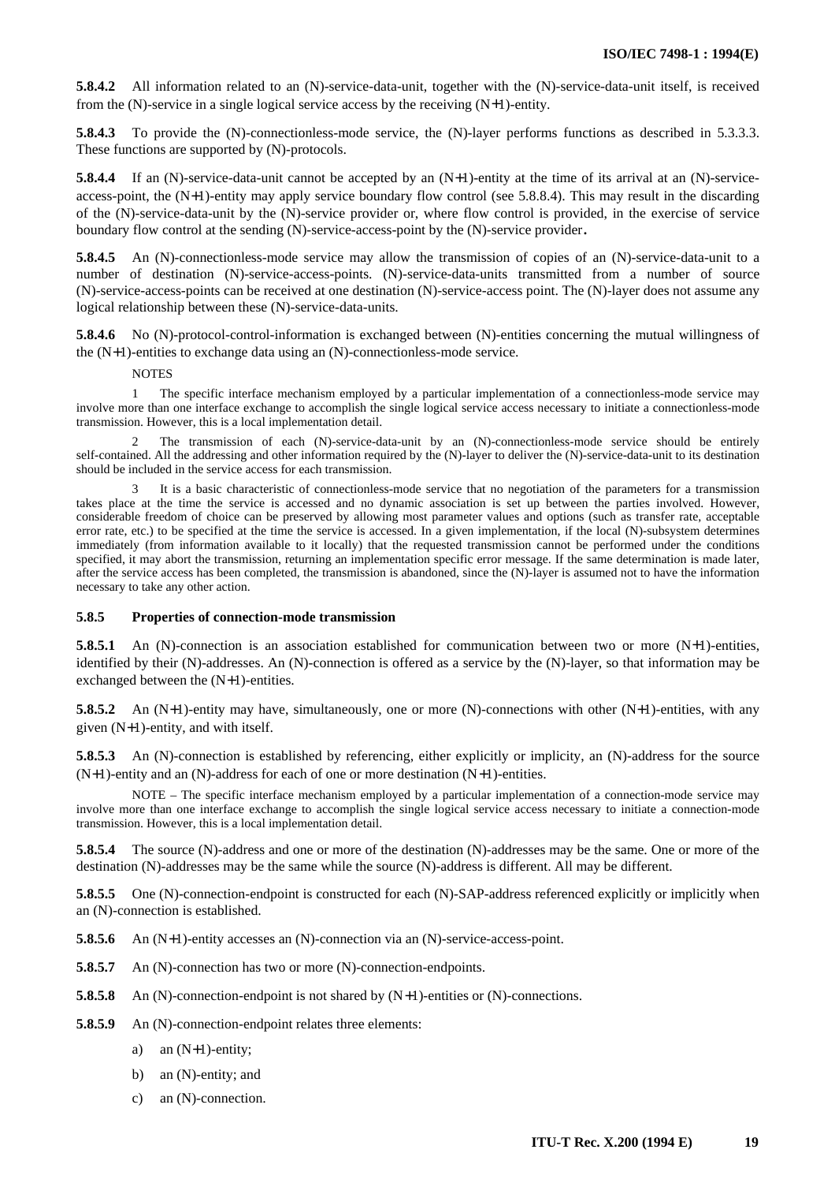**5.8.4.2** All information related to an (N)-service-data-unit, together with the (N)-service-data-unit itself, is received from the (N)-service in a single logical service access by the receiving (N+1)-entity.

**5.8.4.3** To provide the (N)-connectionless-mode service, the (N)-layer performs functions as described in 5.3.3.3. These functions are supported by (N)-protocols.

**5.8.4.4** If an (N)-service-data-unit cannot be accepted by an (N+1)-entity at the time of its arrival at an (N)-service-access-point, the (N+1)-entity may apply service boundary flow control (see 5.8.8.4). This may result in the discarding of the (N)-service-data-unit by the (N)-service provider or, where flow control is provided, in the exercise of service boundary flow control at the sending (N)-service-access-point by the (N)-service provider**.**

**5.8.4.5** An (N)-connectionless-mode service may allow the transmission of copies of an (N)-service-data-unit to a number of destination (N)-service-access-points. (N)-service-data-units transmitted from a number of source (N)-service-access-points can be received at one destination (N)-service-access point. The (N)-layer does not assume any logical relationship between these (N)-service-data-units.

**5.8.4.6** No (N)-protocol-control-information is exchanged between (N)-entities concerning the mutual willingness of the (N+1)-entities to exchange data using an (N)-connectionless-mode service.

NOTES

1 The specific interface mechanism employed by a particular implementation of a connectionless-mode service may involve more than one interface exchange to accomplish the single logical service access necessary to initiate a connectionless-mode transmission. However, this is a local implementation detail.

2 The transmission of each (N)-service-data-unit by an (N)-connectionless-mode service should be entirely self-contained. All the addressing and other information required by the (N)-layer to deliver the (N)-service-data-unit to its destination should be included in the service access for each transmission.

3 It is a basic characteristic of connectionless-mode service that no negotiation of the parameters for a transmission takes place at the time the service is accessed and no dynamic association is set up between the parties involved. However, considerable freedom of choice can be preserved by allowing most parameter values and options (such as transfer rate, acceptable error rate, etc.) to be specified at the time the service is accessed. In a given implementation, if the local (N)-subsystem determines immediately (from information available to it locally) that the requested transmission cannot be performed under the conditions specified, it may abort the transmission, returning an implementation specific error message. If the same determination is made later, after the service access has been completed, the transmission is abandoned, since the (N)-layer is assumed not to have the information necessary to take any other action.

### 5.8.5 Properties of connection-mode transmission

**5.8.5.1** An (N)-connection is an association established for communication between two or more (N+1)-entities, identified by their (N)-addresses. An (N)-connection is offered as a service by the (N)-layer, so that information may be exchanged between the (N+1)-entities.

**5.8.5.2** An (N+1)-entity may have, simultaneously, one or more (N)-connections with other (N+1)-entities, with any given (N+1)-entity, and with itself.

**5.8.5.3** An (N)-connection is established by referencing, either explicitly or implicity, an (N)-address for the source (N+1)-entity and an (N)-address for each of one or more destination (N+1)-entities.

NOTE – The specific interface mechanism employed by a particular implementation of a connection-mode service may involve more than one interface exchange to accomplish the single logical service access necessary to initiate a connection-mode transmission. However, this is a local implementation detail.

**5.8.5.4** The source (N)-address and one or more of the destination (N)-addresses may be the same. One or more of the destination (N)-addresses may be the same while the source (N)-address is different. All may be different.

**5.8.5.5** One (N)-connection-endpoint is constructed for each (N)-SAP-address referenced explicitly or implicitly when an (N)-connection is established.

**5.8.5.6** An (N+1)-entity accesses an (N)-connection via an (N)-service-access-point.

**5.8.5.7** An (N)-connection has two or more (N)-connection-endpoints.

**5.8.5.8** An (N)-connection-endpoint is not shared by (N+1)-entities or (N)-connections.

**5.8.5.9** An (N)-connection-endpoint relates three elements:

a) an (N+1)-entity;

b) an (N)-entity; and

c) an (N)-connection.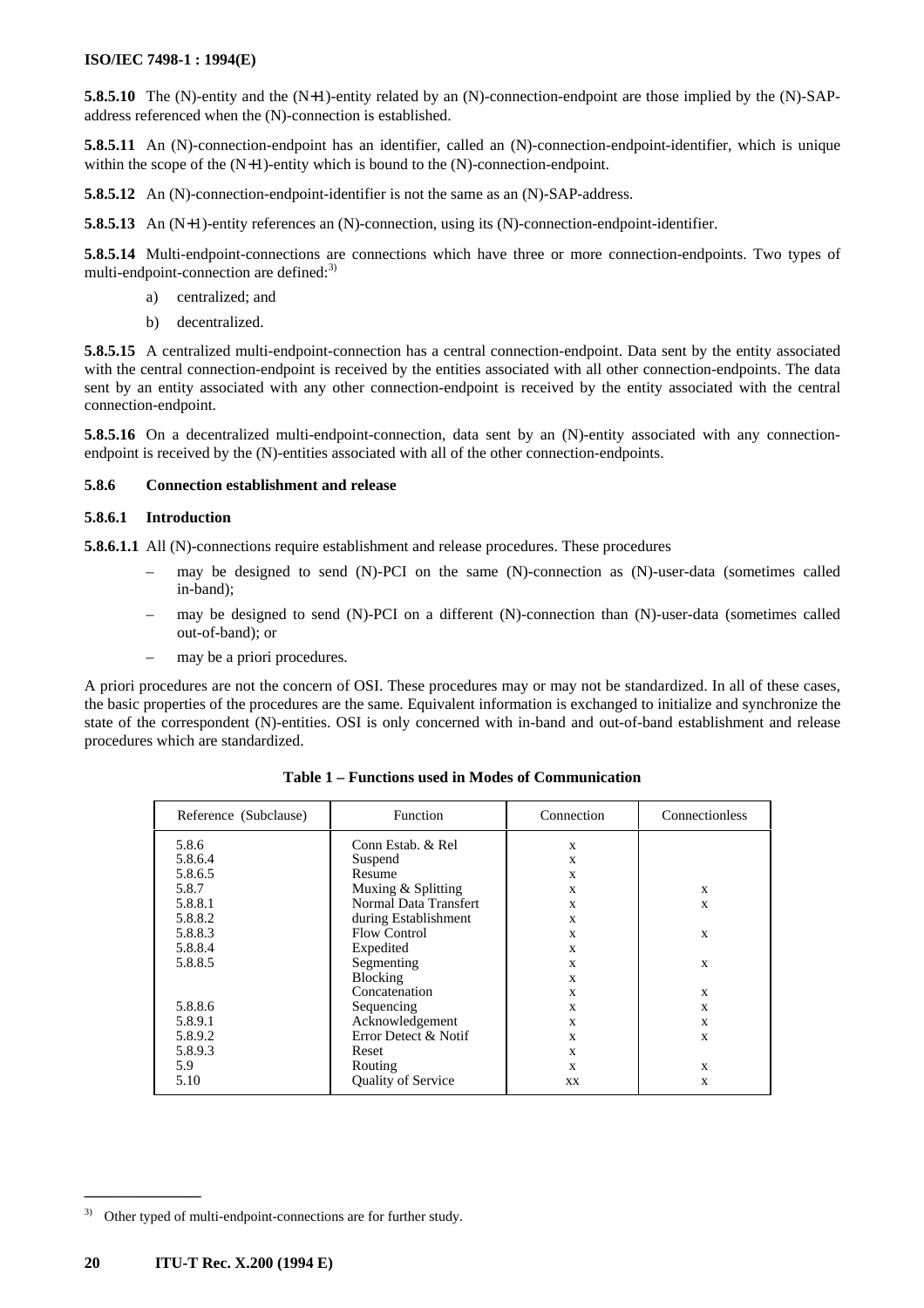**5.8.5.10** The (N)-entity and the (N+1)-entity related by an (N)-connection-endpoint are those implied by the (N)-SAP-address referenced when the (N)-connection is established.

**5.8.5.11** An (N)-connection-endpoint has an identifier, called an (N)-connection-endpoint-identifier, which is unique within the scope of the (N+1)-entity which is bound to the (N)-connection-endpoint.

**5.8.5.12** An (N)-connection-endpoint-identifier is not the same as an (N)-SAP-address.

**5.8.5.13** An (N+1)-entity references an (N)-connection, using its (N)-connection-endpoint-identifier.

**5.8.5.14** Multi-endpoint-connections are connections which have three or more connection-endpoints. Two types of multi-endpoint-connection are defined:[3)]

a) centralized; and

b) decentralized.

**5.8.5.15** A centralized multi-endpoint-connection has a central connection-endpoint. Data sent by the entity associated with the central connection-endpoint is received by the entities associated with all other connection-endpoints. The data sent by an entity associated with any other connection-endpoint is received by the entity associated with the central connection-endpoint.

**5.8.5.16** On a decentralized multi-endpoint-connection, data sent by an (N)-entity associated with any connection-endpoint is received by the (N)-entities associated with all of the other connection-endpoints.

### 5.8.6 Connection establishment and release

#### 5.8.6.1 Introduction

**5.8.6.1.1** All (N)-connections require establishment and release procedures. These procedures

– may be designed to send (N)-PCI on the same (N)-connection as (N)-user-data (sometimes called in-band);

– may be designed to send (N)-PCI on a different (N)-connection than (N)-user-data (sometimes called out-of-band); or

– may be a priori procedures.

A priori procedures are not the concern of OSI. These procedures may or may not be standardized. In all of these cases, the basic properties of the procedures are the same. Equivalent information is exchanged to initialize and synchronize the state of the correspondent (N)-entities. OSI is only concerned with in-band and out-of-band establishment and release procedures which are standardized.

**Table 1 – Functions used in Modes of Communication**

| Reference (Subclause) | Function | Connection | Connectionless |
|---|---|---|---|
| 5.8.6 | Conn Estab. & Rel | x | |
| 5.8.6.4 | Suspend | x | |
| 5.8.6.5 | Resume | x | |
| 5.8.7 | Muxing & Splitting | x | x |
| 5.8.8.1 | Normal Data Transfert | x | x |
| 5.8.8.2 | during Establishment | x | |
| 5.8.8.3 | Flow Control | x | x |
| 5.8.8.4 | Expedited | x | |
| 5.8.8.5 | Segmenting | x | x |
| | Blocking | x | |
| | Concatenation | x | x |
| 5.8.8.6 | Sequencing | x | x |
| 5.8.9.1 | Acknowledgement | x | x |
| 5.8.9.2 | Error Detect & Notif | x | x |
| 5.8.9.3 | Reset | x | |
| 5.9 | Routing | x | x |
| 5.10 | Quality of Service | xx | x |

---

[3)] Other typed of multi-endpoint-connections are for further study.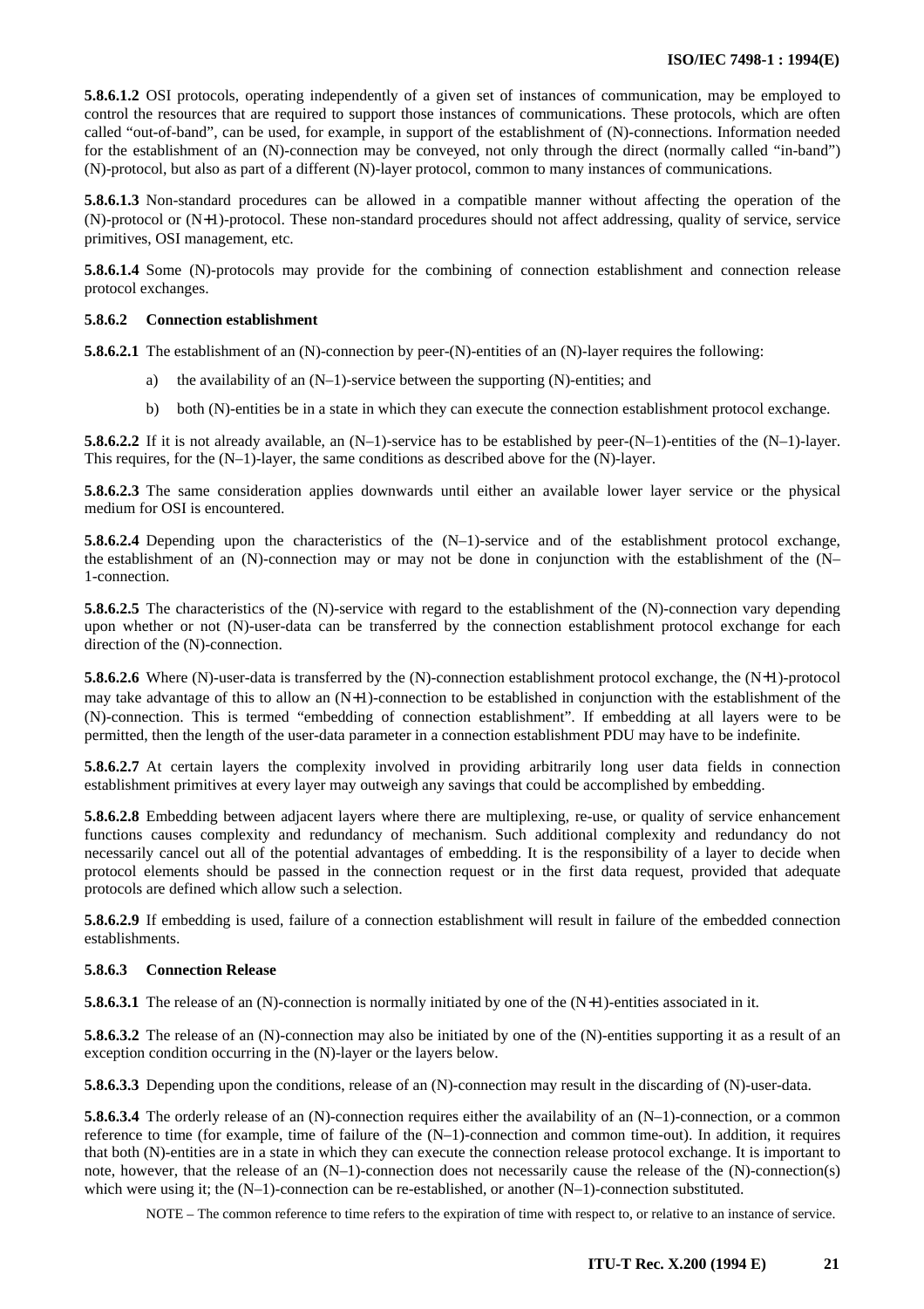**5.8.6.1.2** OSI protocols, operating independently of a given set of instances of communication, may be employed to control the resources that are required to support those instances of communications. These protocols, which are often called "out-of-band", can be used, for example, in support of the establishment of (N)-connections. Information needed for the establishment of an (N)-connection may be conveyed, not only through the direct (normally called "in-band") (N)-protocol, but also as part of a different (N)-layer protocol, common to many instances of communications.

**5.8.6.1.3** Non-standard procedures can be allowed in a compatible manner without affecting the operation of the (N)-protocol or (N+1)-protocol. These non-standard procedures should not affect addressing, quality of service, service primitives, OSI management, etc.

**5.8.6.1.4** Some (N)-protocols may provide for the combining of connection establishment and connection release protocol exchanges.

#### 5.8.6.2 Connection establishment

**5.8.6.2.1** The establishment of an (N)-connection by peer-(N)-entities of an (N)-layer requires the following:

a) the availability of an (N–1)-service between the supporting (N)-entities; and

b) both (N)-entities be in a state in which they can execute the connection establishment protocol exchange.

**5.8.6.2.2** If it is not already available, an (N–1)-service has to be established by peer-(N–1)-entities of the (N–1)-layer. This requires, for the (N–1)-layer, the same conditions as described above for the (N)-layer.

**5.8.6.2.3** The same consideration applies downwards until either an available lower layer service or the physical medium for OSI is encountered.

**5.8.6.2.4** Depending upon the characteristics of the (N–1)-service and of the establishment protocol exchange, the establishment of an (N)-connection may or may not be done in conjunction with the establishment of the (N–1-connection.

**5.8.6.2.5** The characteristics of the (N)-service with regard to the establishment of the (N)-connection vary depending upon whether or not (N)-user-data can be transferred by the connection establishment protocol exchange for each direction of the (N)-connection.

**5.8.6.2.6** Where (N)-user-data is transferred by the (N)-connection establishment protocol exchange, the (N+1)-protocol may take advantage of this to allow an (N+1)-connection to be established in conjunction with the establishment of the (N)-connection. This is termed "embedding of connection establishment". If embedding at all layers were to be permitted, then the length of the user-data parameter in a connection establishment PDU may have to be indefinite.

**5.8.6.2.7** At certain layers the complexity involved in providing arbitrarily long user data fields in connection establishment primitives at every layer may outweigh any savings that could be accomplished by embedding.

**5.8.6.2.8** Embedding between adjacent layers where there are multiplexing, re-use, or quality of service enhancement functions causes complexity and redundancy of mechanism. Such additional complexity and redundancy do not necessarily cancel out all of the potential advantages of embedding. It is the responsibility of a layer to decide when protocol elements should be passed in the connection request or in the first data request, provided that adequate protocols are defined which allow such a selection.

**5.8.6.2.9** If embedding is used, failure of a connection establishment will result in failure of the embedded connection establishments.

#### 5.8.6.3 Connection Release

**5.8.6.3.1** The release of an (N)-connection is normally initiated by one of the (N+1)-entities associated in it.

**5.8.6.3.2** The release of an (N)-connection may also be initiated by one of the (N)-entities supporting it as a result of an exception condition occurring in the (N)-layer or the layers below.

**5.8.6.3.3** Depending upon the conditions, release of an (N)-connection may result in the discarding of (N)-user-data.

**5.8.6.3.4** The orderly release of an (N)-connection requires either the availability of an (N–1)-connection, or a common reference to time (for example, time of failure of the (N–1)-connection and common time-out). In addition, it requires that both (N)-entities are in a state in which they can execute the connection release protocol exchange. It is important to note, however, that the release of an (N–1)-connection does not necessarily cause the release of the (N)-connection(s) which were using it; the (N–1)-connection can be re-established, or another (N–1)-connection substituted.

NOTE – The common reference to time refers to the expiration of time with respect to, or relative to an instance of service.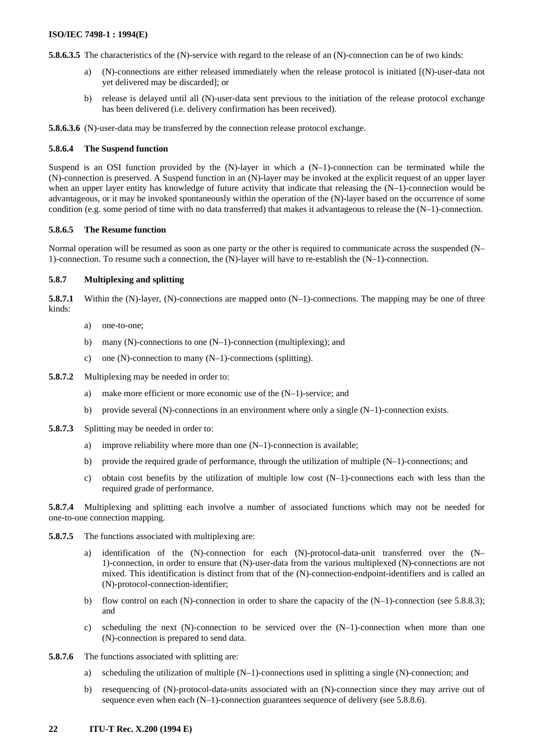**5.8.6.3.5** The characteristics of the (N)-service with regard to the release of an (N)-connection can be of two kinds:

a) (N)-connections are either released immediately when the release protocol is initiated [(N)-user-data not yet delivered may be discarded]; or

b) release is delayed until all (N)-user-data sent previous to the initiation of the release protocol exchange has been delivered (i.e. delivery confirmation has been received).

**5.8.6.3.6** (N)-user-data may be transferred by the connection release protocol exchange.

#### 5.8.6.4 The Suspend function

Suspend is an OSI function provided by the (N)-layer in which a (N–1)-connection can be terminated while the (N)-connection is preserved. A Suspend function in an (N)-layer may be invoked at the explicit request of an upper layer when an upper layer entity has knowledge of future activity that indicate that releasing the (N–1)-connection would be advantageous, or it may be invoked spontaneously within the operation of the (N)-layer based on the occurrence of some condition (e.g. some period of time with no data transferred) that makes it advantageous to release the (N–1)-connection.

#### 5.8.6.5 The Resume function

Normal operation will be resumed as soon as one party or the other is required to communicate across the suspended (N–1)-connection. To resume such a connection, the (N)-layer will have to re-establish the (N–1)-connection.

### 5.8.7 Multiplexing and splitting

**5.8.7.1** Within the (N)-layer, (N)-connections are mapped onto (N–1)-connections. The mapping may be one of three kinds:

a) one-to-one;

b) many (N)-connections to one (N–1)-connection (multiplexing); and

c) one (N)-connection to many (N–1)-connections (splitting).

**5.8.7.2** Multiplexing may be needed in order to:

a) make more efficient or more economic use of the (N–1)-service; and

b) provide several (N)-connections in an environment where only a single (N–1)-connection exists.

**5.8.7.3** Splitting may be needed in order to:

a) improve reliability where more than one (N–1)-connection is available;

b) provide the required grade of performance, through the utilization of multiple (N–1)-connections; and

c) obtain cost benefits by the utilization of multiple low cost (N–1)-connections each with less than the required grade of performance.

**5.8.7.4** Multiplexing and splitting each involve a number of associated functions which may not be needed for one-to-one connection mapping.

**5.8.7.5** The functions associated with multiplexing are:

a) identification of the (N)-connection for each (N)-protocol-data-unit transferred over the (N–1)-connection, in order to ensure that (N)-user-data from the various multiplexed (N)-connections are not mixed. This identification is distinct from that of the (N)-connection-endpoint-identifiers and is called an (N)-protocol-connection-identifier;

b) flow control on each (N)-connection in order to share the capacity of the (N–1)-connection (see 5.8.8.3); and

c) scheduling the next (N)-connection to be serviced over the (N–1)-connection when more than one (N)-connection is prepared to send data.

**5.8.7.6** The functions associated with splitting are:

a) scheduling the utilization of multiple (N–1)-connections used in splitting a single (N)-connection; and

b) resequencing of (N)-protocol-data-units associated with an (N)-connection since they may arrive out of sequence even when each (N–1)-connection guarantees sequence of delivery (see 5.8.8.6).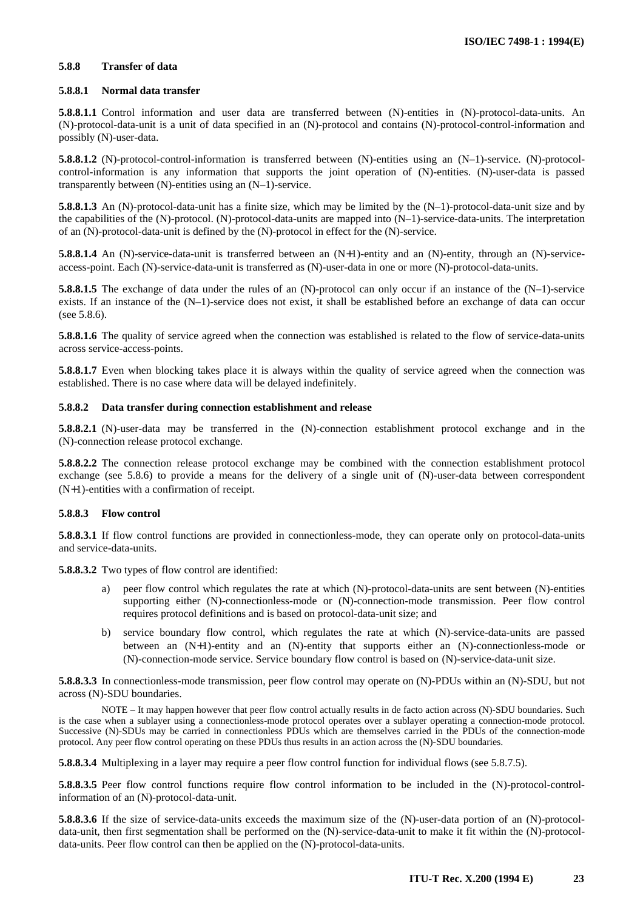### 5.8.8 Transfer of data

#### 5.8.8.1 Normal data transfer

**5.8.8.1.1** Control information and user data are transferred between (N)-entities in (N)-protocol-data-units. An (N)-protocol-data-unit is a unit of data specified in an (N)-protocol and contains (N)-protocol-control-information and possibly (N)-user-data.

**5.8.8.1.2** (N)-protocol-control-information is transferred between (N)-entities using an (N–1)-service. (N)-protocol-control-information is any information that supports the joint operation of (N)-entities. (N)-user-data is passed transparently between (N)-entities using an (N–1)-service.

**5.8.8.1.3** An (N)-protocol-data-unit has a finite size, which may be limited by the (N–1)-protocol-data-unit size and by the capabilities of the (N)-protocol. (N)-protocol-data-units are mapped into (N–1)-service-data-units. The interpretation of an (N)-protocol-data-unit is defined by the (N)-protocol in effect for the (N)-service.

**5.8.8.1.4** An (N)-service-data-unit is transferred between an (N+1)-entity and an (N)-entity, through an (N)-service-access-point. Each (N)-service-data-unit is transferred as (N)-user-data in one or more (N)-protocol-data-units.

**5.8.8.1.5** The exchange of data under the rules of an (N)-protocol can only occur if an instance of the (N–1)-service exists. If an instance of the (N–1)-service does not exist, it shall be established before an exchange of data can occur (see 5.8.6).

**5.8.8.1.6** The quality of service agreed when the connection was established is related to the flow of service-data-units across service-access-points.

**5.8.8.1.7** Even when blocking takes place it is always within the quality of service agreed when the connection was established. There is no case where data will be delayed indefinitely.

#### 5.8.8.2 Data transfer during connection establishment and release

**5.8.8.2.1** (N)-user-data may be transferred in the (N)-connection establishment protocol exchange and in the (N)-connection release protocol exchange.

**5.8.8.2.2** The connection release protocol exchange may be combined with the connection establishment protocol exchange (see 5.8.6) to provide a means for the delivery of a single unit of (N)-user-data between correspondent (N+1)-entities with a confirmation of receipt.

#### 5.8.8.3 Flow control

**5.8.8.3.1** If flow control functions are provided in connectionless-mode, they can operate only on protocol-data-units and service-data-units.

**5.8.8.3.2** Two types of flow control are identified:

a) peer flow control which regulates the rate at which (N)-protocol-data-units are sent between (N)-entities supporting either (N)-connectionless-mode or (N)-connection-mode transmission. Peer flow control requires protocol definitions and is based on protocol-data-unit size; and

b) service boundary flow control, which regulates the rate at which (N)-service-data-units are passed between an (N+1)-entity and an (N)-entity that supports either an (N)-connectionless-mode or (N)-connection-mode service. Service boundary flow control is based on (N)-service-data-unit size.

**5.8.8.3.3** In connectionless-mode transmission, peer flow control may operate on (N)-PDUs within an (N)-SDU, but not across (N)-SDU boundaries.

NOTE – It may happen however that peer flow control actually results in de facto action across (N)-SDU boundaries. Such is the case when a sublayer using a connectionless-mode protocol operates over a sublayer operating a connection-mode protocol. Successive (N)-SDUs may be carried in connectionless PDUs which are themselves carried in the PDUs of the connection-mode protocol. Any peer flow control operating on these PDUs thus results in an action across the (N)-SDU boundaries.

**5.8.8.3.4** Multiplexing in a layer may require a peer flow control function for individual flows (see 5.8.7.5).

**5.8.8.3.5** Peer flow control functions require flow control information to be included in the (N)-protocol-control-information of an (N)-protocol-data-unit.

**5.8.8.3.6** If the size of service-data-units exceeds the maximum size of the (N)-user-data portion of an (N)-protocol-data-unit, then first segmentation shall be performed on the (N)-service-data-unit to make it fit within the (N)-protocol-data-units. Peer flow control can then be applied on the (N)-protocol-data-units.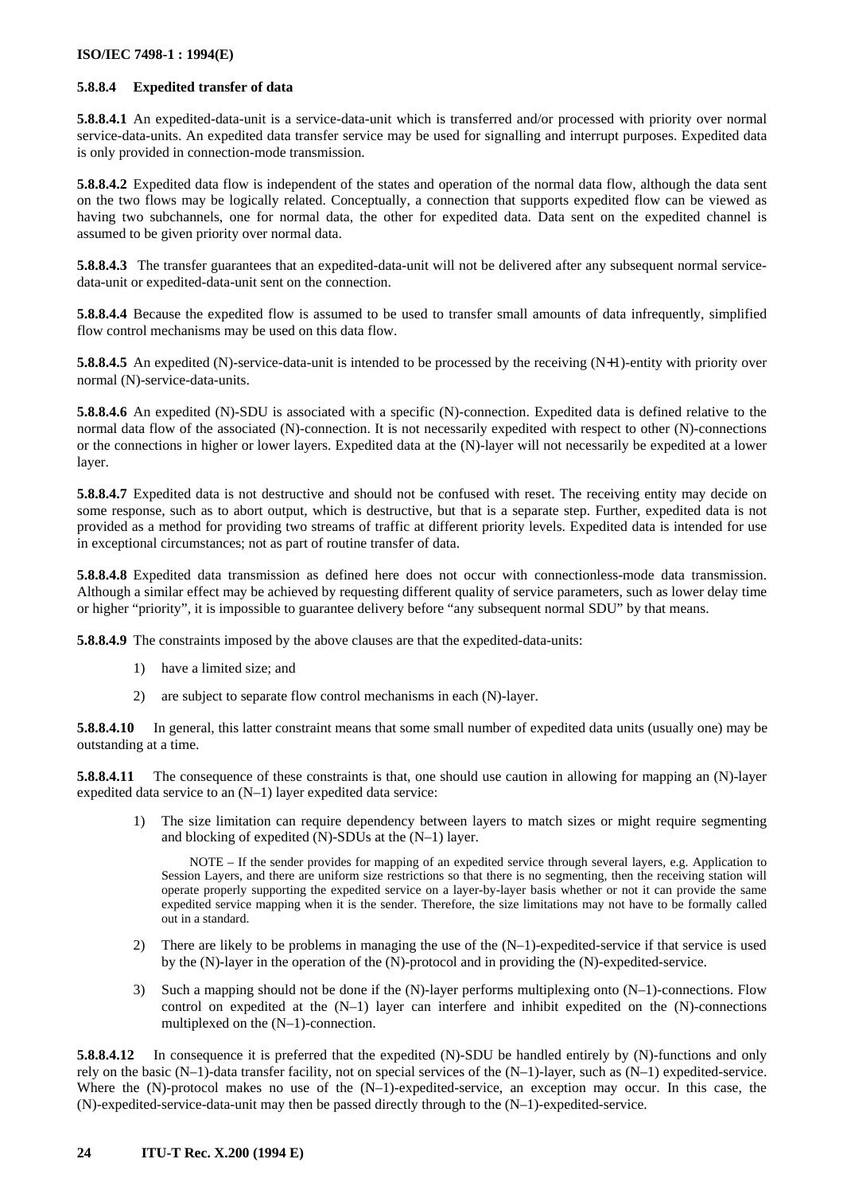#### 5.8.8.4 Expedited transfer of data

**5.8.8.4.1** An expedited-data-unit is a service-data-unit which is transferred and/or processed with priority over normal service-data-units. An expedited data transfer service may be used for signalling and interrupt purposes. Expedited data is only provided in connection-mode transmission.

**5.8.8.4.2** Expedited data flow is independent of the states and operation of the normal data flow, although the data sent on the two flows may be logically related. Conceptually, a connection that supports expedited flow can be viewed as having two subchannels, one for normal data, the other for expedited data. Data sent on the expedited channel is assumed to be given priority over normal data.

**5.8.8.4.3** The transfer guarantees that an expedited-data-unit will not be delivered after any subsequent normal service-data-unit or expedited-data-unit sent on the connection.

**5.8.8.4.4** Because the expedited flow is assumed to be used to transfer small amounts of data infrequently, simplified flow control mechanisms may be used on this data flow.

**5.8.8.4.5** An expedited (N)-service-data-unit is intended to be processed by the receiving (N+1)-entity with priority over normal (N)-service-data-units.

**5.8.8.4.6** An expedited (N)-SDU is associated with a specific (N)-connection. Expedited data is defined relative to the normal data flow of the associated (N)-connection. It is not necessarily expedited with respect to other (N)-connections or the connections in higher or lower layers. Expedited data at the (N)-layer will not necessarily be expedited at a lower layer.

**5.8.8.4.7** Expedited data is not destructive and should not be confused with reset. The receiving entity may decide on some response, such as to abort output, which is destructive, but that is a separate step. Further, expedited data is not provided as a method for providing two streams of traffic at different priority levels. Expedited data is intended for use in exceptional circumstances; not as part of routine transfer of data.

**5.8.8.4.8** Expedited data transmission as defined here does not occur with connectionless-mode data transmission. Although a similar effect may be achieved by requesting different quality of service parameters, such as lower delay time or higher "priority", it is impossible to guarantee delivery before "any subsequent normal SDU" by that means.

**5.8.8.4.9** The constraints imposed by the above clauses are that the expedited-data-units:

1) have a limited size; and
2) are subject to separate flow control mechanisms in each (N)-layer.

**5.8.8.4.10** In general, this latter constraint means that some small number of expedited data units (usually one) may be outstanding at a time.

**5.8.8.4.11** The consequence of these constraints is that, one should use caution in allowing for mapping an (N)-layer expedited data service to an (N–1) layer expedited data service:

1) The size limitation can require dependency between layers to match sizes or might require segmenting and blocking of expedited (N)-SDUs at the (N–1) layer.

   NOTE – If the sender provides for mapping of an expedited service through several layers, e.g. Application to Session Layers, and there are uniform size restrictions so that there is no segmenting, then the receiving station will operate properly supporting the expedited service on a layer-by-layer basis whether or not it can provide the same expedited service mapping when it is the sender. Therefore, the size limitations may not have to be formally called out in a standard.

2) There are likely to be problems in managing the use of the (N–1)-expedited-service if that service is used by the (N)-layer in the operation of the (N)-protocol and in providing the (N)-expedited-service.

3) Such a mapping should not be done if the (N)-layer performs multiplexing onto (N–1)-connections. Flow control on expedited at the (N–1) layer can interfere and inhibit expedited on the (N)-connections multiplexed on the (N–1)-connection.

**5.8.8.4.12** In consequence it is preferred that the expedited (N)-SDU be handled entirely by (N)-functions and only rely on the basic (N–1)-data transfer facility, not on special services of the (N–1)-layer, such as (N–1) expedited-service. Where the (N)-protocol makes no use of the (N–1)-expedited-service, an exception may occur. In this case, the (N)-expedited-service-data-unit may then be passed directly through to the (N–1)-expedited-service.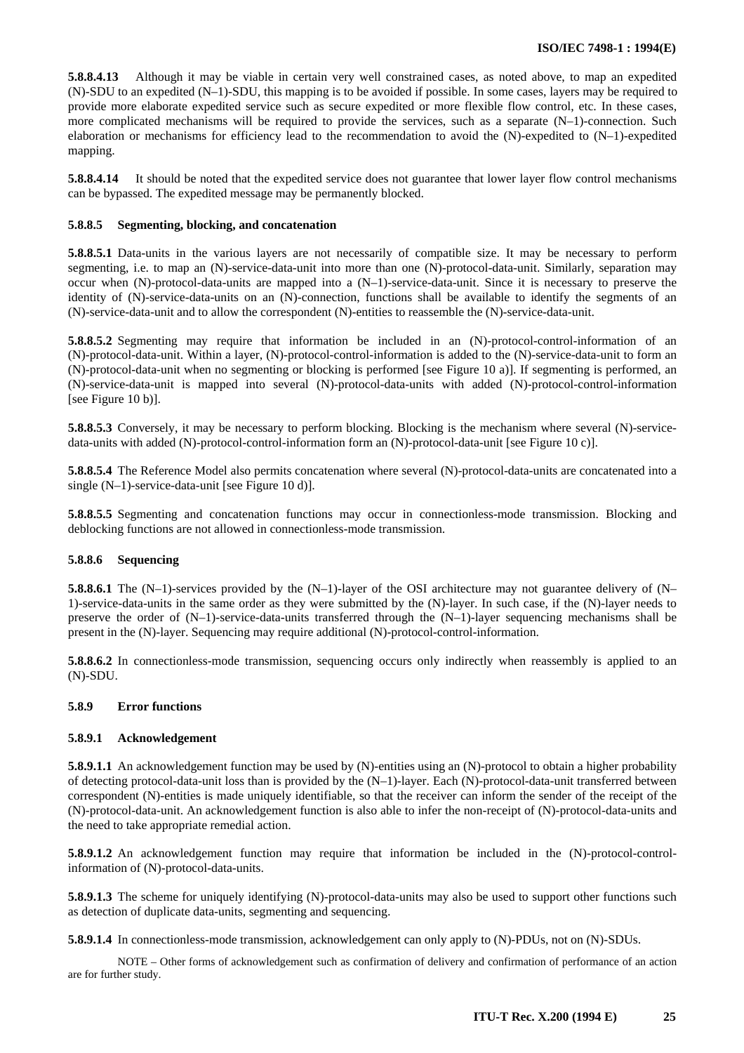**5.8.8.4.13** Although it may be viable in certain very well constrained cases, as noted above, to map an expedited (N)-SDU to an expedited (N–1)-SDU, this mapping is to be avoided if possible. In some cases, layers may be required to provide more elaborate expedited service such as secure expedited or more flexible flow control, etc. In these cases, more complicated mechanisms will be required to provide the services, such as a separate (N–1)-connection. Such elaboration or mechanisms for efficiency lead to the recommendation to avoid the (N)-expedited to (N–1)-expedited mapping.

**5.8.8.4.14** It should be noted that the expedited service does not guarantee that lower layer flow control mechanisms can be bypassed. The expedited message may be permanently blocked.

#### 5.8.8.5 Segmenting, blocking, and concatenation

**5.8.8.5.1** Data-units in the various layers are not necessarily of compatible size. It may be necessary to perform segmenting, i.e. to map an (N)-service-data-unit into more than one (N)-protocol-data-unit. Similarly, separation may occur when (N)-protocol-data-units are mapped into a (N–1)-service-data-unit. Since it is necessary to preserve the identity of (N)-service-data-units on an (N)-connection, functions shall be available to identify the segments of an (N)-service-data-unit and to allow the correspondent (N)-entities to reassemble the (N)-service-data-unit.

**5.8.8.5.2** Segmenting may require that information be included in an (N)-protocol-control-information of an (N)-protocol-data-unit. Within a layer, (N)-protocol-control-information is added to the (N)-service-data-unit to form an (N)-protocol-data-unit when no segmenting or blocking is performed [see Figure 10 a)]. If segmenting is performed, an (N)-service-data-unit is mapped into several (N)-protocol-data-units with added (N)-protocol-control-information [see Figure 10 b)].

**5.8.8.5.3** Conversely, it may be necessary to perform blocking. Blocking is the mechanism where several (N)-service-data-units with added (N)-protocol-control-information form an (N)-protocol-data-unit [see Figure 10 c)].

**5.8.8.5.4** The Reference Model also permits concatenation where several (N)-protocol-data-units are concatenated into a single (N–1)-service-data-unit [see Figure 10 d)].

**5.8.8.5.5** Segmenting and concatenation functions may occur in connectionless-mode transmission. Blocking and deblocking functions are not allowed in connectionless-mode transmission.

#### 5.8.8.6 Sequencing

**5.8.8.6.1** The (N–1)-services provided by the (N–1)-layer of the OSI architecture may not guarantee delivery of (N–1)-service-data-units in the same order as they were submitted by the (N)-layer. In such case, if the (N)-layer needs to preserve the order of (N–1)-service-data-units transferred through the (N–1)-layer sequencing mechanisms shall be present in the (N)-layer. Sequencing may require additional (N)-protocol-control-information.

**5.8.8.6.2** In connectionless-mode transmission, sequencing occurs only indirectly when reassembly is applied to an (N)-SDU.

### 5.8.9 Error functions

#### 5.8.9.1 Acknowledgement

**5.8.9.1.1** An acknowledgement function may be used by (N)-entities using an (N)-protocol to obtain a higher probability of detecting protocol-data-unit loss than is provided by the (N–1)-layer. Each (N)-protocol-data-unit transferred between correspondent (N)-entities is made uniquely identifiable, so that the receiver can inform the sender of the receipt of the (N)-protocol-data-unit. An acknowledgement function is also able to infer the non-receipt of (N)-protocol-data-units and the need to take appropriate remedial action.

**5.8.9.1.2** An acknowledgement function may require that information be included in the (N)-protocol-control-information of (N)-protocol-data-units.

**5.8.9.1.3** The scheme for uniquely identifying (N)-protocol-data-units may also be used to support other functions such as detection of duplicate data-units, segmenting and sequencing.

**5.8.9.1.4** In connectionless-mode transmission, acknowledgement can only apply to (N)-PDUs, not on (N)-SDUs.

NOTE – Other forms of acknowledgement such as confirmation of delivery and confirmation of performance of an action are for further study.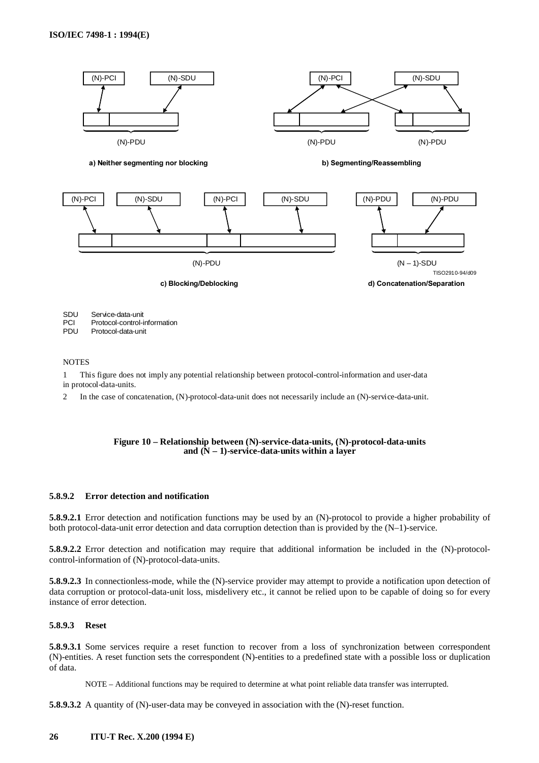a) Neither segmenting nor blocking

b) Segmenting/Reassembling

c) Blocking/Deblocking

d) Concatenation/Separation

SDU Service-data-unit
PCI Protocol-control-information
PDU Protocol-data-unit

NOTES

1 This figure does not imply any potential relationship between protocol-control-information and user-data in protocol-data-units.

2 In the case of concatenation, (N)-protocol-data-unit does not necessarily include an (N)-service-data-unit.

**Figure 10 – Relationship between (N)-service-data-units, (N)-protocol-data-units and (N – 1)-service-data-units within a layer**

#### 5.8.9.2 Error detection and notification

**5.8.9.2.1** Error detection and notification functions may be used by an (N)-protocol to provide a higher probability of both protocol-data-unit error detection and data corruption detection than is provided by the (N–1)-service.

**5.8.9.2.2** Error detection and notification may require that additional information be included in the (N)-protocol-control-information of (N)-protocol-data-units.

**5.8.9.2.3** In connectionless-mode, while the (N)-service provider may attempt to provide a notification upon detection of data corruption or protocol-data-unit loss, misdelivery etc., it cannot be relied upon to be capable of doing so for every instance of error detection.

#### 5.8.9.3 Reset

**5.8.9.3.1** Some services require a reset function to recover from a loss of synchronization between correspondent (N)-entities. A reset function sets the correspondent (N)-entities to a predefined state with a possible loss or duplication of data.

NOTE – Additional functions may be required to determine at what point reliable data transfer was interrupted.

**5.8.9.3.2** A quantity of (N)-user-data may be conveyed in association with the (N)-reset function.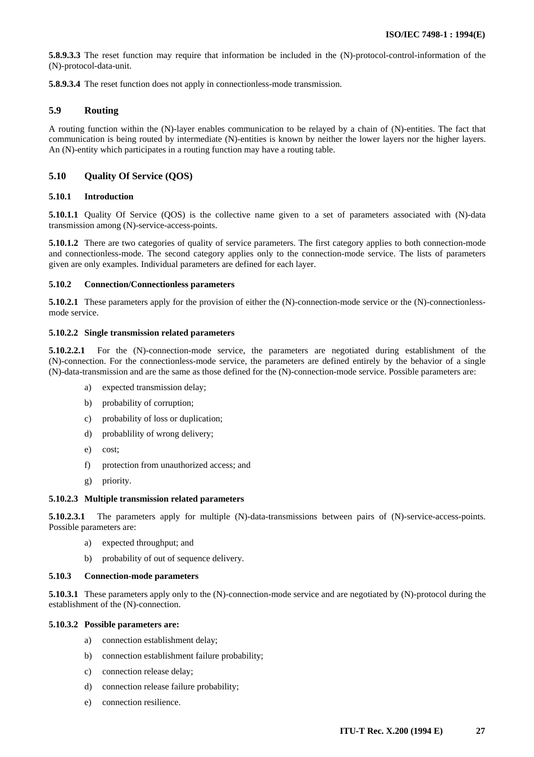**5.8.9.3.3** The reset function may require that information be included in the (N)-protocol-control-information of the (N)-protocol-data-unit.

**5.8.9.3.4** The reset function does not apply in connectionless-mode transmission.

## 5.9 Routing

A routing function within the (N)-layer enables communication to be relayed by a chain of (N)-entities. The fact that communication is being routed by intermediate (N)-entities is known by neither the lower layers nor the higher layers. An (N)-entity which participates in a routing function may have a routing table.

## 5.10 Quality Of Service (QOS)

### 5.10.1 Introduction

**5.10.1.1** Quality Of Service (QOS) is the collective name given to a set of parameters associated with (N)-data transmission among (N)-service-access-points.

**5.10.1.2** There are two categories of quality of service parameters. The first category applies to both connection-mode and connectionless-mode. The second category applies only to the connection-mode service. The lists of parameters given are only examples. Individual parameters are defined for each layer.

### 5.10.2 Connection/Connectionless parameters

**5.10.2.1** These parameters apply for the provision of either the (N)-connection-mode service or the (N)-connectionless-mode service.

#### 5.10.2.2 Single transmission related parameters

**5.10.2.2.1** For the (N)-connection-mode service, the parameters are negotiated during establishment of the (N)-connection. For the connectionless-mode service, the parameters are defined entirely by the behavior of a single (N)-data-transmission and are the same as those defined for the (N)-connection-mode service. Possible parameters are:

a) expected transmission delay;

b) probability of corruption;

c) probability of loss or duplication;

d) probablility of wrong delivery;

e) cost;

f) protection from unauthorized access; and

g) priority.

#### 5.10.2.3 Multiple transmission related parameters

**5.10.2.3.1** The parameters apply for multiple (N)-data-transmissions between pairs of (N)-service-access-points. Possible parameters are:

a) expected throughput; and

b) probability of out of sequence delivery.

### 5.10.3 Connection-mode parameters

**5.10.3.1** These parameters apply only to the (N)-connection-mode service and are negotiated by (N)-protocol during the establishment of the (N)-connection.

#### 5.10.3.2 Possible parameters are:

a) connection establishment delay;

b) connection establishment failure probability;

c) connection release delay;

d) connection release failure probability;

e) connection resilience.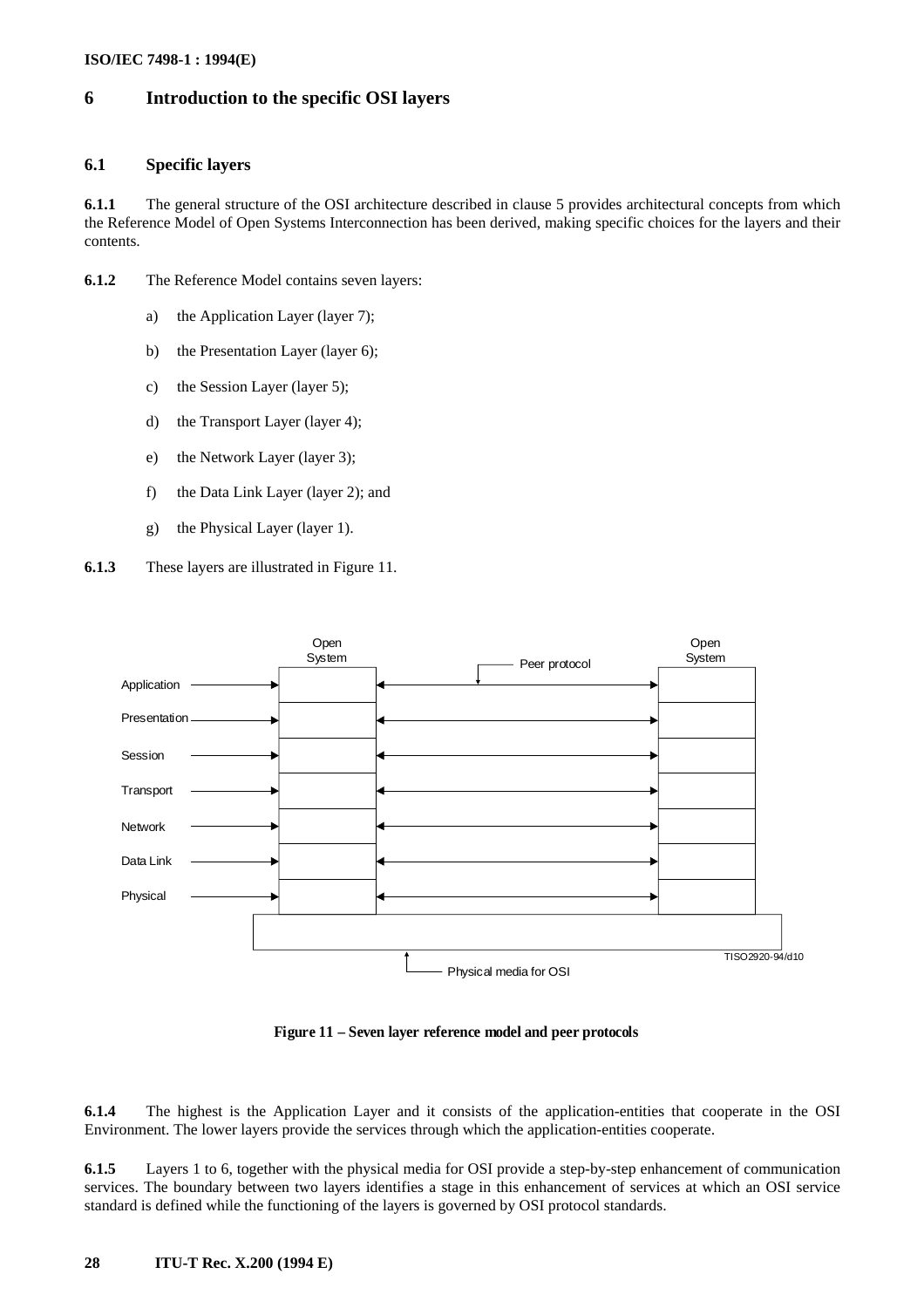## 6 Introduction to the specific OSI layers

### 6.1 Specific layers

**6.1.1** The general structure of the OSI architecture described in clause 5 provides architectural concepts from which the Reference Model of Open Systems Interconnection has been derived, making specific choices for the layers and their contents.

**6.1.2** The Reference Model contains seven layers:

a) the Application Layer (layer 7);

b) the Presentation Layer (layer 6);

c) the Session Layer (layer 5);

d) the Transport Layer (layer 4);

e) the Network Layer (layer 3);

f) the Data Link Layer (layer 2); and

g) the Physical Layer (layer 1).

**6.1.3** These layers are illustrated in Figure 11.

**Figure 11 – Seven layer reference model and peer protocols**

**6.1.4** The highest is the Application Layer and it consists of the application-entities that cooperate in the OSI Environment. The lower layers provide the services through which the application-entities cooperate.

**6.1.5** Layers 1 to 6, together with the physical media for OSI provide a step-by-step enhancement of communication services. The boundary between two layers identifies a stage in this enhancement of services at which an OSI service standard is defined while the functioning of the layers is governed by OSI protocol standards.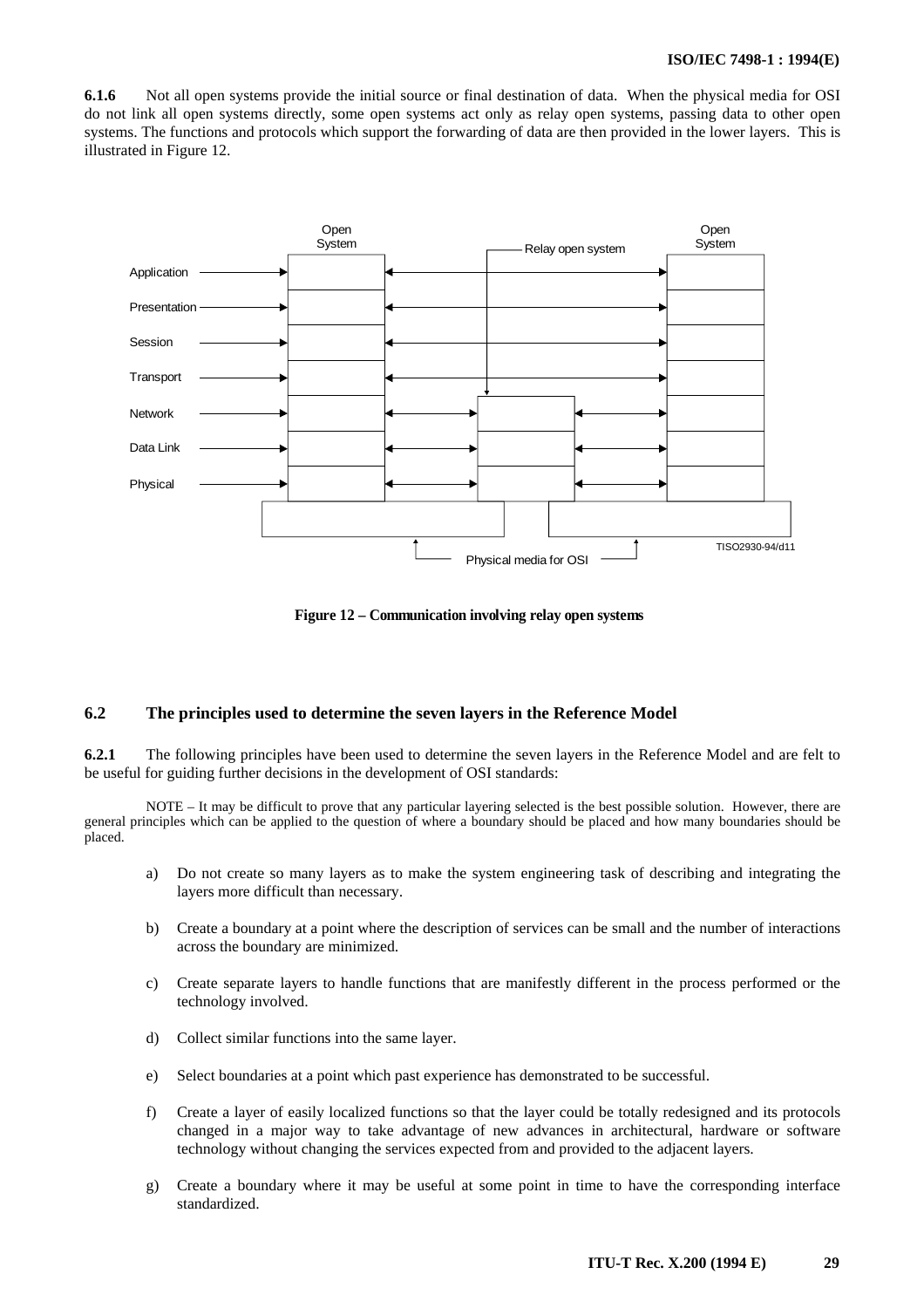**6.1.6** Not all open systems provide the initial source or final destination of data. When the physical media for OSI do not link all open systems directly, some open systems act only as relay open systems, passing data to other open systems. The functions and protocols which support the forwarding of data are then provided in the lower layers. This is illustrated in Figure 12.

**Figure 12 – Communication involving relay open systems**

## 6.2 The principles used to determine the seven layers in the Reference Model

**6.2.1** The following principles have been used to determine the seven layers in the Reference Model and are felt to be useful for guiding further decisions in the development of OSI standards:

NOTE – It may be difficult to prove that any particular layering selected is the best possible solution. However, there are general principles which can be applied to the question of where a boundary should be placed and how many boundaries should be placed.

a) Do not create so many layers as to make the system engineering task of describing and integrating the layers more difficult than necessary.

b) Create a boundary at a point where the description of services can be small and the number of interactions across the boundary are minimized.

c) Create separate layers to handle functions that are manifestly different in the process performed or the technology involved.

d) Collect similar functions into the same layer.

e) Select boundaries at a point which past experience has demonstrated to be successful.

f) Create a layer of easily localized functions so that the layer could be totally redesigned and its protocols changed in a major way to take advantage of new advances in architectural, hardware or software technology without changing the services expected from and provided to the adjacent layers.

g) Create a boundary where it may be useful at some point in time to have the corresponding interface standardized.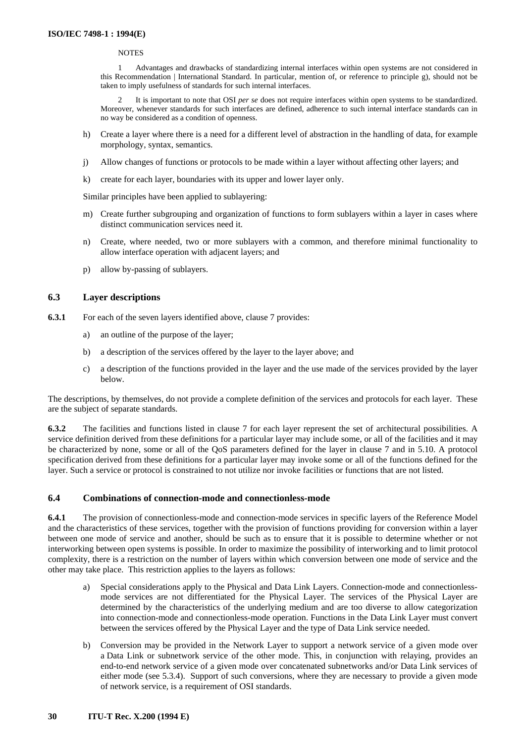NOTES

1 Advantages and drawbacks of standardizing internal interfaces within open systems are not considered in this Recommendation | International Standard. In particular, mention of, or reference to principle g), should not be taken to imply usefulness of standards for such internal interfaces.

2 It is important to note that OSI *per se* does not require interfaces within open systems to be standardized. Moreover, whenever standards for such interfaces are defined, adherence to such internal interface standards can in no way be considered as a condition of openness.

h) Create a layer where there is a need for a different level of abstraction in the handling of data, for example morphology, syntax, semantics.

j) Allow changes of functions or protocols to be made within a layer without affecting other layers; and

k) create for each layer, boundaries with its upper and lower layer only.

Similar principles have been applied to sublayering:

m) Create further subgrouping and organization of functions to form sublayers within a layer in cases where distinct communication services need it.

n) Create, where needed, two or more sublayers with a common, and therefore minimal functionality to allow interface operation with adjacent layers; and

p) allow by-passing of sublayers.

### 6.3 Layer descriptions

**6.3.1** For each of the seven layers identified above, clause 7 provides:

a) an outline of the purpose of the layer;

b) a description of the services offered by the layer to the layer above; and

c) a description of the functions provided in the layer and the use made of the services provided by the layer below.

The descriptions, by themselves, do not provide a complete definition of the services and protocols for each layer. These are the subject of separate standards.

**6.3.2** The facilities and functions listed in clause 7 for each layer represent the set of architectural possibilities. A service definition derived from these definitions for a particular layer may include some, or all of the facilities and it may be characterized by none, some or all of the QoS parameters defined for the layer in clause 7 and in 5.10. A protocol specification derived from these definitions for a particular layer may invoke some or all of the functions defined for the layer. Such a service or protocol is constrained to not utilize nor invoke facilities or functions that are not listed.

### 6.4 Combinations of connection-mode and connectionless-mode

**6.4.1** The provision of connectionless-mode and connection-mode services in specific layers of the Reference Model and the characteristics of these services, together with the provision of functions providing for conversion within a layer between one mode of service and another, should be such as to ensure that it is possible to determine whether or not interworking between open systems is possible. In order to maximize the possibility of interworking and to limit protocol complexity, there is a restriction on the number of layers within which conversion between one mode of service and the other may take place. This restriction applies to the layers as follows:

a) Special considerations apply to the Physical and Data Link Layers. Connection-mode and connectionless-mode services are not differentiated for the Physical Layer. The services of the Physical Layer are determined by the characteristics of the underlying medium and are too diverse to allow categorization into connection-mode and connectionless-mode operation. Functions in the Data Link Layer must convert between the services offered by the Physical Layer and the type of Data Link service needed.

b) Conversion may be provided in the Network Layer to support a network service of a given mode over a Data Link or subnetwork service of the other mode. This, in conjunction with relaying, provides an end-to-end network service of a given mode over concatenated subnetworks and/or Data Link services of either mode (see 5.3.4). Support of such conversions, where they are necessary to provide a given mode of network service, is a requirement of OSI standards.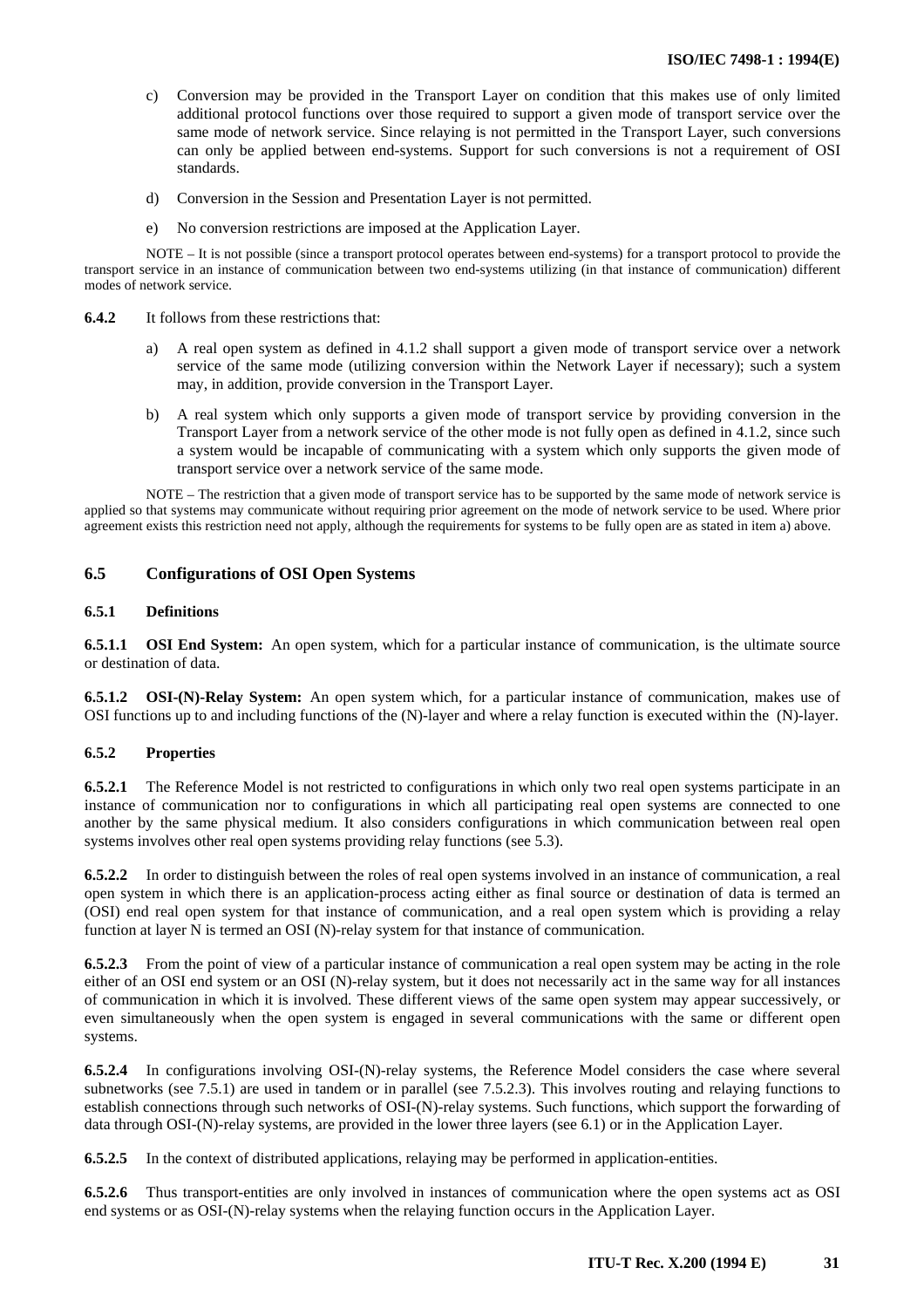c) Conversion may be provided in the Transport Layer on condition that this makes use of only limited additional protocol functions over those required to support a given mode of transport service over the same mode of network service. Since relaying is not permitted in the Transport Layer, such conversions can only be applied between end-systems. Support for such conversions is not a requirement of OSI standards.

d) Conversion in the Session and Presentation Layer is not permitted.

e) No conversion restrictions are imposed at the Application Layer.

NOTE – It is not possible (since a transport protocol operates between end-systems) for a transport protocol to provide the transport service in an instance of communication between two end-systems utilizing (in that instance of communication) different modes of network service.

**6.4.2** It follows from these restrictions that:

a) A real open system as defined in 4.1.2 shall support a given mode of transport service over a network service of the same mode (utilizing conversion within the Network Layer if necessary); such a system may, in addition, provide conversion in the Transport Layer.

b) A real system which only supports a given mode of transport service by providing conversion in the Transport Layer from a network service of the other mode is not fully open as defined in 4.1.2, since such a system would be incapable of communicating with a system which only supports the given mode of transport service over a network service of the same mode.

NOTE – The restriction that a given mode of transport service has to be supported by the same mode of network service is applied so that systems may communicate without requiring prior agreement on the mode of network service to be used. Where prior agreement exists this restriction need not apply, although the requirements for systems to be fully open are as stated in item a) above.

## 6.5 Configurations of OSI Open Systems

### 6.5.1 Definitions

**6.5.1.1 OSI End System:** An open system, which for a particular instance of communication, is the ultimate source or destination of data.

**6.5.1.2 OSI-(N)-Relay System:** An open system which, for a particular instance of communication, makes use of OSI functions up to and including functions of the (N)-layer and where a relay function is executed within the (N)-layer.

### 6.5.2 Properties

**6.5.2.1** The Reference Model is not restricted to configurations in which only two real open systems participate in an instance of communication nor to configurations in which all participating real open systems are connected to one another by the same physical medium. It also considers configurations in which communication between real open systems involves other real open systems providing relay functions (see 5.3).

**6.5.2.2** In order to distinguish between the roles of real open systems involved in an instance of communication, a real open system in which there is an application-process acting either as final source or destination of data is termed an (OSI) end real open system for that instance of communication, and a real open system which is providing a relay function at layer N is termed an OSI (N)-relay system for that instance of communication.

**6.5.2.3** From the point of view of a particular instance of communication a real open system may be acting in the role either of an OSI end system or an OSI (N)-relay system, but it does not necessarily act in the same way for all instances of communication in which it is involved. These different views of the same open system may appear successively, or even simultaneously when the open system is engaged in several communications with the same or different open systems.

**6.5.2.4** In configurations involving OSI-(N)-relay systems, the Reference Model considers the case where several subnetworks (see 7.5.1) are used in tandem or in parallel (see 7.5.2.3). This involves routing and relaying functions to establish connections through such networks of OSI-(N)-relay systems. Such functions, which support the forwarding of data through OSI-(N)-relay systems, are provided in the lower three layers (see 6.1) or in the Application Layer.

**6.5.2.5** In the context of distributed applications, relaying may be performed in application-entities.

**6.5.2.6** Thus transport-entities are only involved in instances of communication where the open systems act as OSI end systems or as OSI-(N)-relay systems when the relaying function occurs in the Application Layer.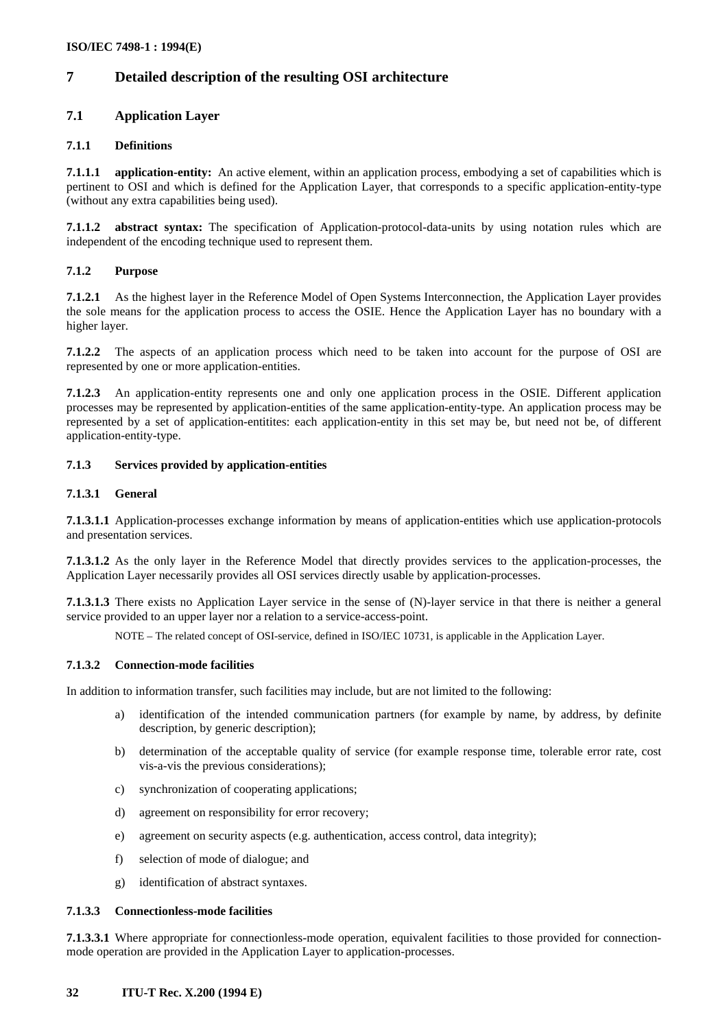# 7 Detailed description of the resulting OSI architecture

## 7.1 Application Layer

### 7.1.1 Definitions

**7.1.1.1 application-entity:** An active element, within an application process, embodying a set of capabilities which is pertinent to OSI and which is defined for the Application Layer, that corresponds to a specific application-entity-type (without any extra capabilities being used).

**7.1.1.2 abstract syntax:** The specification of Application-protocol-data-units by using notation rules which are independent of the encoding technique used to represent them.

### 7.1.2 Purpose

**7.1.2.1** As the highest layer in the Reference Model of Open Systems Interconnection, the Application Layer provides the sole means for the application process to access the OSIE. Hence the Application Layer has no boundary with a higher layer.

**7.1.2.2** The aspects of an application process which need to be taken into account for the purpose of OSI are represented by one or more application-entities.

**7.1.2.3** An application-entity represents one and only one application process in the OSIE. Different application processes may be represented by application-entities of the same application-entity-type. An application process may be represented by a set of application-entitites: each application-entity in this set may be, but need not be, of different application-entity-type.

### 7.1.3 Services provided by application-entities

#### 7.1.3.1 General

**7.1.3.1.1** Application-processes exchange information by means of application-entities which use application-protocols and presentation services.

**7.1.3.1.2** As the only layer in the Reference Model that directly provides services to the application-processes, the Application Layer necessarily provides all OSI services directly usable by application-processes.

**7.1.3.1.3** There exists no Application Layer service in the sense of (N)-layer service in that there is neither a general service provided to an upper layer nor a relation to a service-access-point.

NOTE – The related concept of OSI-service, defined in ISO/IEC 10731, is applicable in the Application Layer.

#### 7.1.3.2 Connection-mode facilities

In addition to information transfer, such facilities may include, but are not limited to the following:

a) identification of the intended communication partners (for example by name, by address, by definite description, by generic description);

b) determination of the acceptable quality of service (for example response time, tolerable error rate, cost vis-a-vis the previous considerations);

c) synchronization of cooperating applications;

d) agreement on responsibility for error recovery;

e) agreement on security aspects (e.g. authentication, access control, data integrity);

f) selection of mode of dialogue; and

g) identification of abstract syntaxes.

#### 7.1.3.3 Connectionless-mode facilities

**7.1.3.3.1** Where appropriate for connectionless-mode operation, equivalent facilities to those provided for connection-mode operation are provided in the Application Layer to application-processes.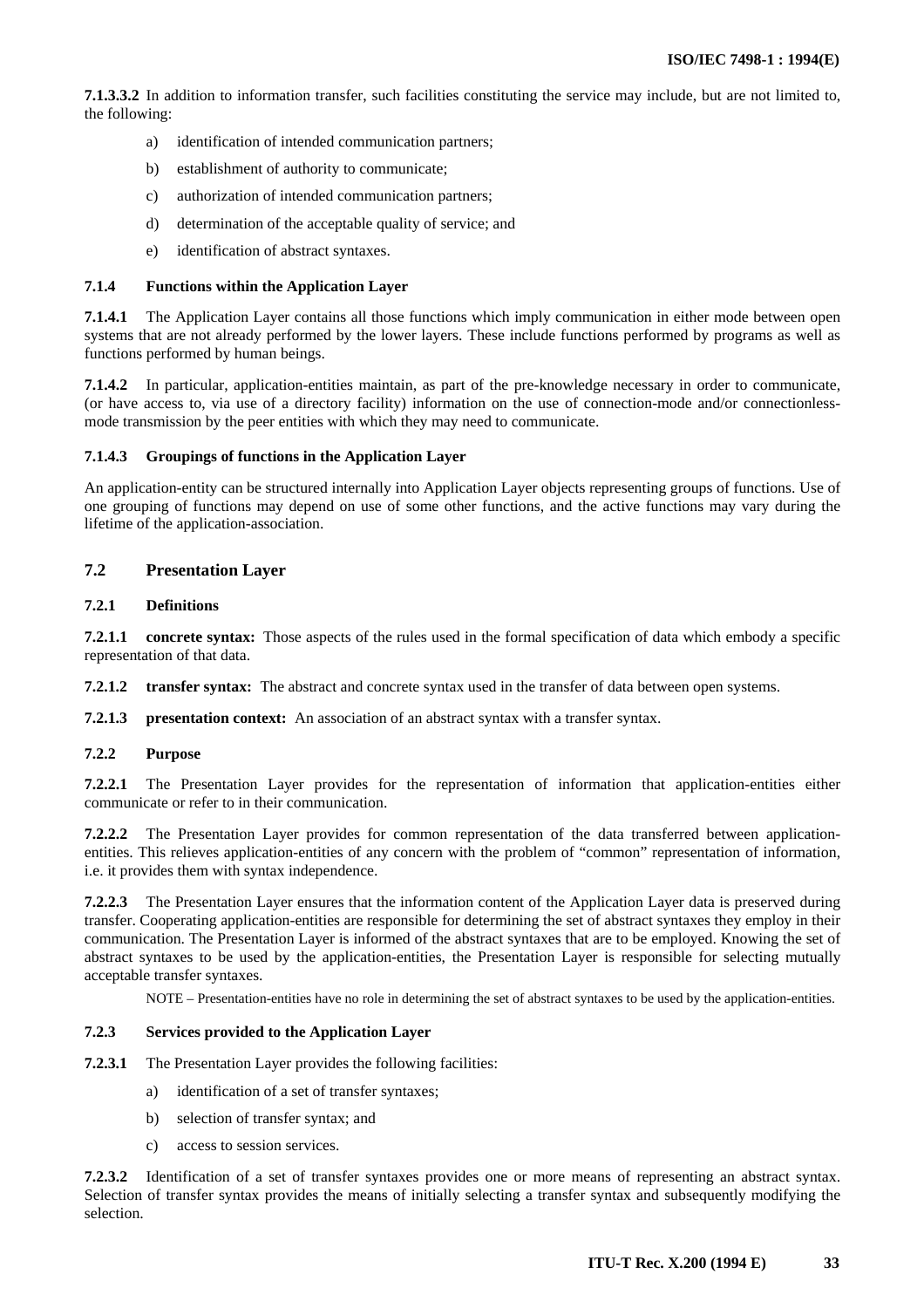**7.1.3.3.2** In addition to information transfer, such facilities constituting the service may include, but are not limited to, the following:

a) identification of intended communication partners;

b) establishment of authority to communicate;

c) authorization of intended communication partners;

d) determination of the acceptable quality of service; and

e) identification of abstract syntaxes.

#### 7.1.4 Functions within the Application Layer

**7.1.4.1** The Application Layer contains all those functions which imply communication in either mode between open systems that are not already performed by the lower layers. These include functions performed by programs as well as functions performed by human beings.

**7.1.4.2** In particular, application-entities maintain, as part of the pre-knowledge necessary in order to communicate, (or have access to, via use of a directory facility) information on the use of connection-mode and/or connectionless-mode transmission by the peer entities with which they may need to communicate.

#### 7.1.4.3 Groupings of functions in the Application Layer

An application-entity can be structured internally into Application Layer objects representing groups of functions. Use of one grouping of functions may depend on use of some other functions, and the active functions may vary during the lifetime of the application-association.

## 7.2 Presentation Layer

### 7.2.1 Definitions

**7.2.1.1 concrete syntax:** Those aspects of the rules used in the formal specification of data which embody a specific representation of that data.

**7.2.1.2 transfer syntax:** The abstract and concrete syntax used in the transfer of data between open systems.

**7.2.1.3 presentation context:** An association of an abstract syntax with a transfer syntax.

### 7.2.2 Purpose

**7.2.2.1** The Presentation Layer provides for the representation of information that application-entities either communicate or refer to in their communication.

**7.2.2.2** The Presentation Layer provides for common representation of the data transferred between application-entities. This relieves application-entities of any concern with the problem of "common" representation of information, i.e. it provides them with syntax independence.

**7.2.2.3** The Presentation Layer ensures that the information content of the Application Layer data is preserved during transfer. Cooperating application-entities are responsible for determining the set of abstract syntaxes they employ in their communication. The Presentation Layer is informed of the abstract syntaxes that are to be employed. Knowing the set of abstract syntaxes to be used by the application-entities, the Presentation Layer is responsible for selecting mutually acceptable transfer syntaxes.

NOTE – Presentation-entities have no role in determining the set of abstract syntaxes to be used by the application-entities.

### 7.2.3 Services provided to the Application Layer

**7.2.3.1** The Presentation Layer provides the following facilities:

a) identification of a set of transfer syntaxes;

b) selection of transfer syntax; and

c) access to session services.

**7.2.3.2** Identification of a set of transfer syntaxes provides one or more means of representing an abstract syntax. Selection of transfer syntax provides the means of initially selecting a transfer syntax and subsequently modifying the selection.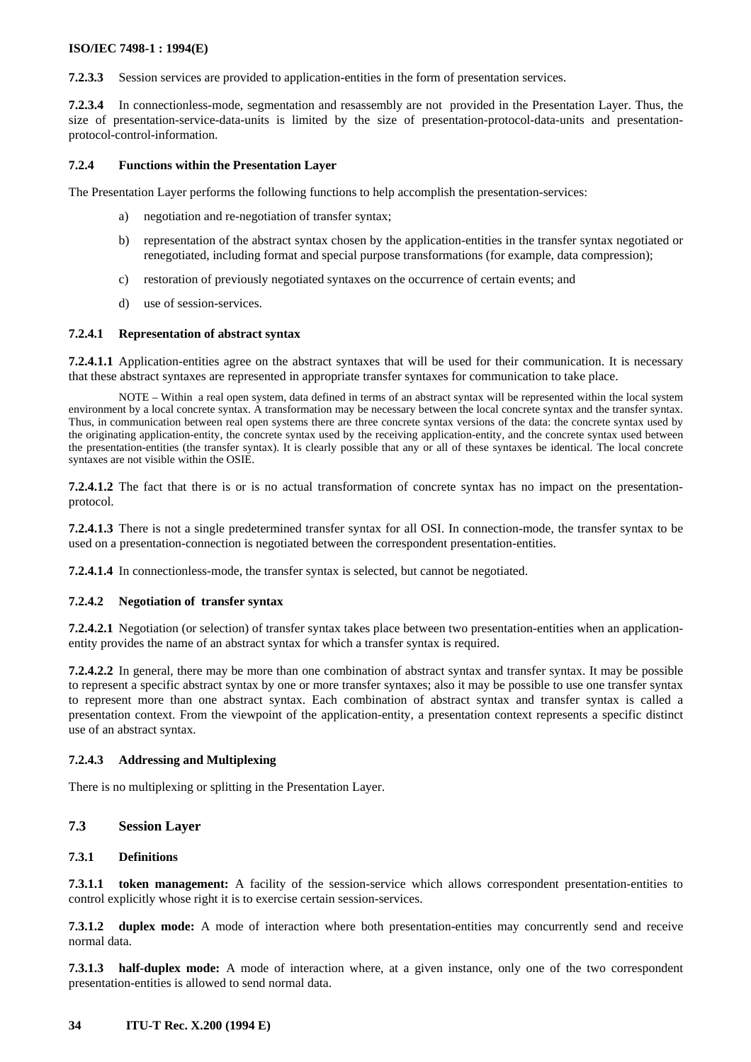**7.2.3.3** Session services are provided to application-entities in the form of presentation services.

**7.2.3.4** In connectionless-mode, segmentation and resassembly are not provided in the Presentation Layer. Thus, the size of presentation-service-data-units is limited by the size of presentation-protocol-data-units and presentation-protocol-control-information.

#### 7.2.4 Functions within the Presentation Layer

The Presentation Layer performs the following functions to help accomplish the presentation-services:

a) negotiation and re-negotiation of transfer syntax;

b) representation of the abstract syntax chosen by the application-entities in the transfer syntax negotiated or renegotiated, including format and special purpose transformations (for example, data compression);

c) restoration of previously negotiated syntaxes on the occurrence of certain events; and

d) use of session-services.

##### 7.2.4.1 Representation of abstract syntax

**7.2.4.1.1** Application-entities agree on the abstract syntaxes that will be used for their communication. It is necessary that these abstract syntaxes are represented in appropriate transfer syntaxes for communication to take place.

NOTE – Within a real open system, data defined in terms of an abstract syntax will be represented within the local system environment by a local concrete syntax. A transformation may be necessary between the local concrete syntax and the transfer syntax. Thus, in communication between real open systems there are three concrete syntax versions of the data: the concrete syntax used by the originating application-entity, the concrete syntax used by the receiving application-entity, and the concrete syntax used between the presentation-entities (the transfer syntax). It is clearly possible that any or all of these syntaxes be identical. The local concrete syntaxes are not visible within the OSIE.

**7.2.4.1.2** The fact that there is or is no actual transformation of concrete syntax has no impact on the presentation-protocol.

**7.2.4.1.3** There is not a single predetermined transfer syntax for all OSI. In connection-mode, the transfer syntax to be used on a presentation-connection is negotiated between the correspondent presentation-entities.

**7.2.4.1.4** In connectionless-mode, the transfer syntax is selected, but cannot be negotiated.

##### 7.2.4.2 Negotiation of transfer syntax

**7.2.4.2.1** Negotiation (or selection) of transfer syntax takes place between two presentation-entities when an application-entity provides the name of an abstract syntax for which a transfer syntax is required.

**7.2.4.2.2** In general, there may be more than one combination of abstract syntax and transfer syntax. It may be possible to represent a specific abstract syntax by one or more transfer syntaxes; also it may be possible to use one transfer syntax to represent more than one abstract syntax. Each combination of abstract syntax and transfer syntax is called a presentation context. From the viewpoint of the application-entity, a presentation context represents a specific distinct use of an abstract syntax.

##### 7.2.4.3 Addressing and Multiplexing

There is no multiplexing or splitting in the Presentation Layer.

### 7.3 Session Layer

#### 7.3.1 Definitions

**7.3.1.1 token management:** A facility of the session-service which allows correspondent presentation-entities to control explicitly whose right it is to exercise certain session-services.

**7.3.1.2 duplex mode:** A mode of interaction where both presentation-entities may concurrently send and receive normal data.

**7.3.1.3 half-duplex mode:** A mode of interaction where, at a given instance, only one of the two correspondent presentation-entities is allowed to send normal data.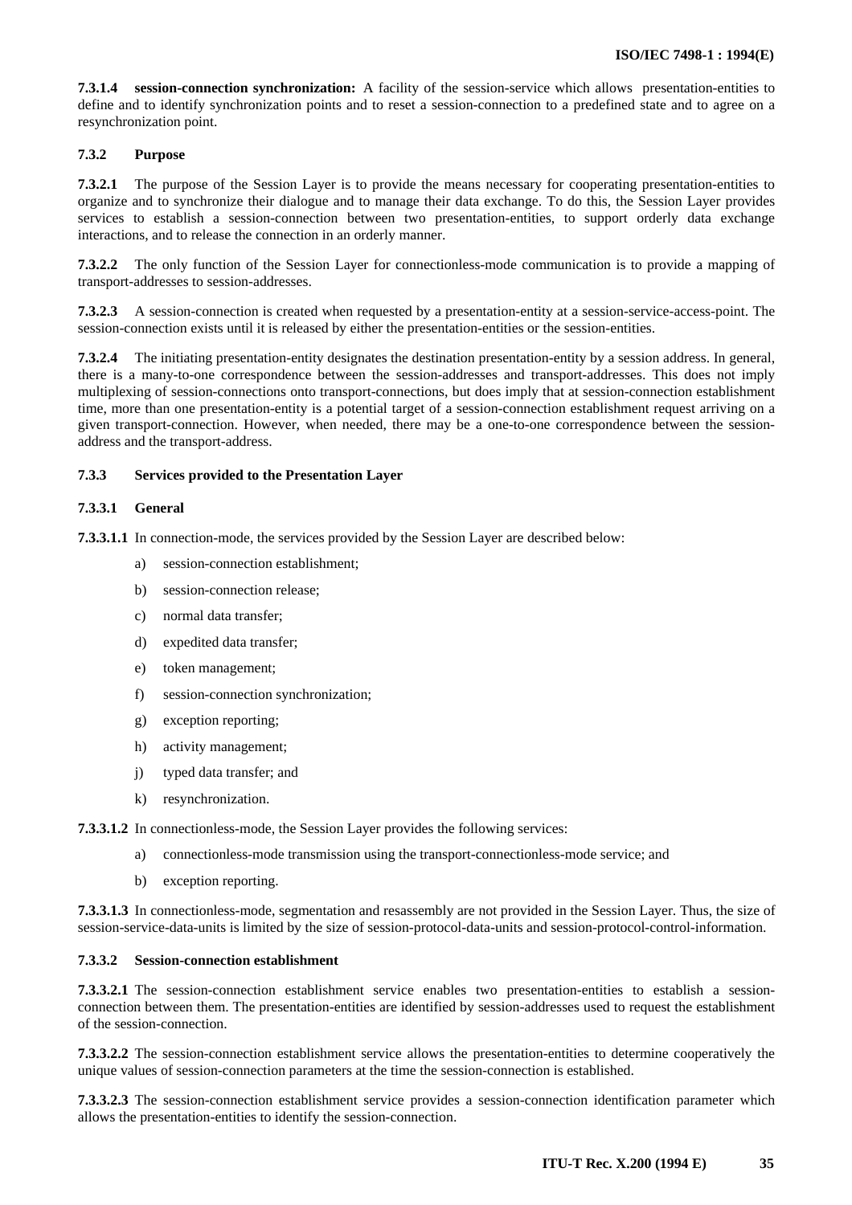**7.3.1.4 session-connection synchronization:** A facility of the session-service which allows presentation-entities to define and to identify synchronization points and to reset a session-connection to a predefined state and to agree on a resynchronization point.

### 7.3.2 Purpose

**7.3.2.1** The purpose of the Session Layer is to provide the means necessary for cooperating presentation-entities to organize and to synchronize their dialogue and to manage their data exchange. To do this, the Session Layer provides services to establish a session-connection between two presentation-entities, to support orderly data exchange interactions, and to release the connection in an orderly manner.

**7.3.2.2** The only function of the Session Layer for connectionless-mode communication is to provide a mapping of transport-addresses to session-addresses.

**7.3.2.3** A session-connection is created when requested by a presentation-entity at a session-service-access-point. The session-connection exists until it is released by either the presentation-entities or the session-entities.

**7.3.2.4** The initiating presentation-entity designates the destination presentation-entity by a session address. In general, there is a many-to-one correspondence between the session-addresses and transport-addresses. This does not imply multiplexing of session-connections onto transport-connections, but does imply that at session-connection establishment time, more than one presentation-entity is a potential target of a session-connection establishment request arriving on a given transport-connection. However, when needed, there may be a one-to-one correspondence between the session-address and the transport-address.

### 7.3.3 Services provided to the Presentation Layer

#### 7.3.3.1 General

**7.3.3.1.1** In connection-mode, the services provided by the Session Layer are described below:

- a) session-connection establishment;
- b) session-connection release;
- c) normal data transfer;
- d) expedited data transfer;
- e) token management;
- f) session-connection synchronization;
- g) exception reporting;
- h) activity management;
- j) typed data transfer; and
- k) resynchronization.

**7.3.3.1.2** In connectionless-mode, the Session Layer provides the following services:

- a) connectionless-mode transmission using the transport-connectionless-mode service; and
- b) exception reporting.

**7.3.3.1.3** In connectionless-mode, segmentation and resassembly are not provided in the Session Layer. Thus, the size of session-service-data-units is limited by the size of session-protocol-data-units and session-protocol-control-information.

#### 7.3.3.2 Session-connection establishment

**7.3.3.2.1** The session-connection establishment service enables two presentation-entities to establish a session-connection between them. The presentation-entities are identified by session-addresses used to request the establishment of the session-connection.

**7.3.3.2.2** The session-connection establishment service allows the presentation-entities to determine cooperatively the unique values of session-connection parameters at the time the session-connection is established.

**7.3.3.2.3** The session-connection establishment service provides a session-connection identification parameter which allows the presentation-entities to identify the session-connection.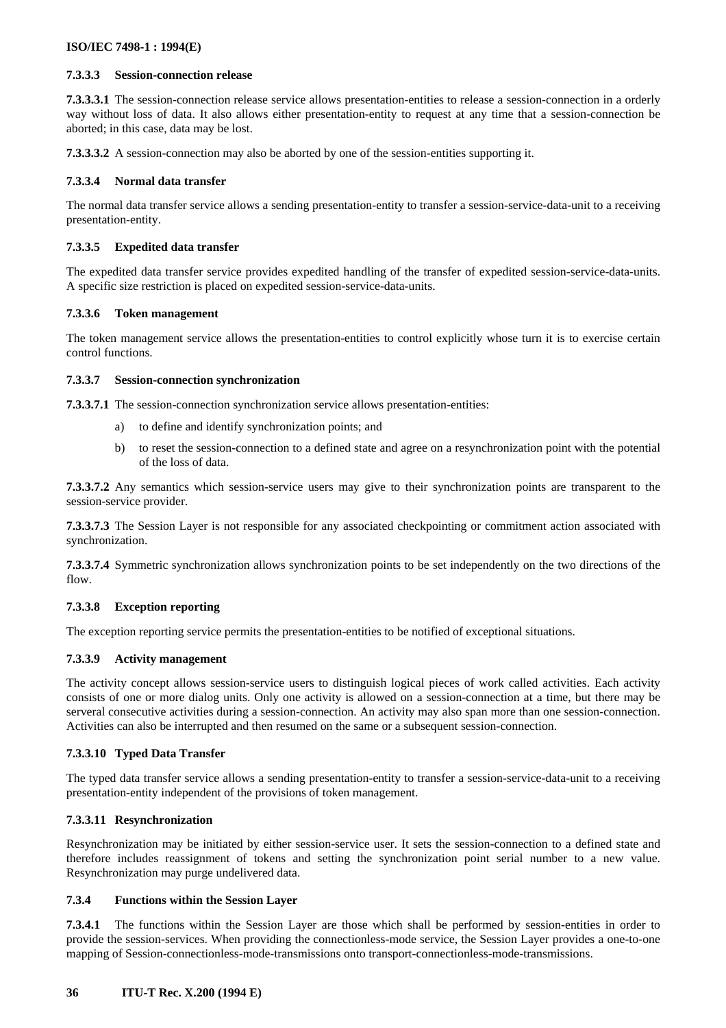#### 7.3.3.3 Session-connection release

**7.3.3.3.1** The session-connection release service allows presentation-entities to release a session-connection in a orderly way without loss of data. It also allows either presentation-entity to request at any time that a session-connection be aborted; in this case, data may be lost.

**7.3.3.3.2** A session-connection may also be aborted by one of the session-entities supporting it.

#### 7.3.3.4 Normal data transfer

The normal data transfer service allows a sending presentation-entity to transfer a session-service-data-unit to a receiving presentation-entity.

#### 7.3.3.5 Expedited data transfer

The expedited data transfer service provides expedited handling of the transfer of expedited session-service-data-units. A specific size restriction is placed on expedited session-service-data-units.

#### 7.3.3.6 Token management

The token management service allows the presentation-entities to control explicitly whose turn it is to exercise certain control functions.

#### 7.3.3.7 Session-connection synchronization

**7.3.3.7.1** The session-connection synchronization service allows presentation-entities:

a) to define and identify synchronization points; and

b) to reset the session-connection to a defined state and agree on a resynchronization point with the potential of the loss of data.

**7.3.3.7.2** Any semantics which session-service users may give to their synchronization points are transparent to the session-service provider.

**7.3.3.7.3** The Session Layer is not responsible for any associated checkpointing or commitment action associated with synchronization.

**7.3.3.7.4** Symmetric synchronization allows synchronization points to be set independently on the two directions of the flow.

#### 7.3.3.8 Exception reporting

The exception reporting service permits the presentation-entities to be notified of exceptional situations.

#### 7.3.3.9 Activity management

The activity concept allows session-service users to distinguish logical pieces of work called activities. Each activity consists of one or more dialog units. Only one activity is allowed on a session-connection at a time, but there may be serveral consecutive activities during a session-connection. An activity may also span more than one session-connection. Activities can also be interrupted and then resumed on the same or a subsequent session-connection.

#### 7.3.3.10 Typed Data Transfer

The typed data transfer service allows a sending presentation-entity to transfer a session-service-data-unit to a receiving presentation-entity independent of the provisions of token management.

#### 7.3.3.11 Resynchronization

Resynchronization may be initiated by either session-service user. It sets the session-connection to a defined state and therefore includes reassignment of tokens and setting the synchronization point serial number to a new value. Resynchronization may purge undelivered data.

### 7.3.4 Functions within the Session Layer

**7.3.4.1** The functions within the Session Layer are those which shall be performed by session-entities in order to provide the session-services. When providing the connectionless-mode service, the Session Layer provides a one-to-one mapping of Session-connectionless-mode-transmissions onto transport-connectionless-mode-transmissions.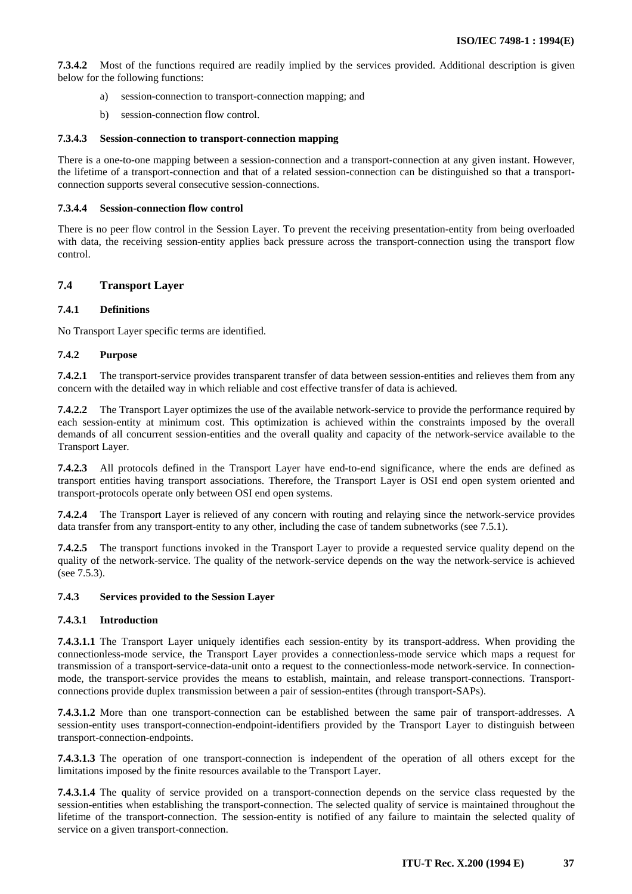**7.3.4.2** Most of the functions required are readily implied by the services provided. Additional description is given below for the following functions:

a) session-connection to transport-connection mapping; and

b) session-connection flow control.

#### 7.3.4.3 Session-connection to transport-connection mapping

There is a one-to-one mapping between a session-connection and a transport-connection at any given instant. However, the lifetime of a transport-connection and that of a related session-connection can be distinguished so that a transport-connection supports several consecutive session-connections.

#### 7.3.4.4 Session-connection flow control

There is no peer flow control in the Session Layer. To prevent the receiving presentation-entity from being overloaded with data, the receiving session-entity applies back pressure across the transport-connection using the transport flow control.

## 7.4 Transport Layer

### 7.4.1 Definitions

No Transport Layer specific terms are identified.

### 7.4.2 Purpose

**7.4.2.1** The transport-service provides transparent transfer of data between session-entities and relieves them from any concern with the detailed way in which reliable and cost effective transfer of data is achieved.

**7.4.2.2** The Transport Layer optimizes the use of the available network-service to provide the performance required by each session-entity at minimum cost. This optimization is achieved within the constraints imposed by the overall demands of all concurrent session-entities and the overall quality and capacity of the network-service available to the Transport Layer.

**7.4.2.3** All protocols defined in the Transport Layer have end-to-end significance, where the ends are defined as transport entities having transport associations. Therefore, the Transport Layer is OSI end open system oriented and transport-protocols operate only between OSI end open systems.

**7.4.2.4** The Transport Layer is relieved of any concern with routing and relaying since the network-service provides data transfer from any transport-entity to any other, including the case of tandem subnetworks (see 7.5.1).

**7.4.2.5** The transport functions invoked in the Transport Layer to provide a requested service quality depend on the quality of the network-service. The quality of the network-service depends on the way the network-service is achieved (see 7.5.3).

### 7.4.3 Services provided to the Session Layer

#### 7.4.3.1 Introduction

**7.4.3.1.1** The Transport Layer uniquely identifies each session-entity by its transport-address. When providing the connectionless-mode service, the Transport Layer provides a connectionless-mode service which maps a request for transmission of a transport-service-data-unit onto a request to the connectionless-mode network-service. In connection-mode, the transport-service provides the means to establish, maintain, and release transport-connections. Transport-connections provide duplex transmission between a pair of session-entites (through transport-SAPs).

**7.4.3.1.2** More than one transport-connection can be established between the same pair of transport-addresses. A session-entity uses transport-connection-endpoint-identifiers provided by the Transport Layer to distinguish between transport-connection-endpoints.

**7.4.3.1.3** The operation of one transport-connection is independent of the operation of all others except for the limitations imposed by the finite resources available to the Transport Layer.

**7.4.3.1.4** The quality of service provided on a transport-connection depends on the service class requested by the session-entities when establishing the transport-connection. The selected quality of service is maintained throughout the lifetime of the transport-connection. The session-entity is notified of any failure to maintain the selected quality of service on a given transport-connection.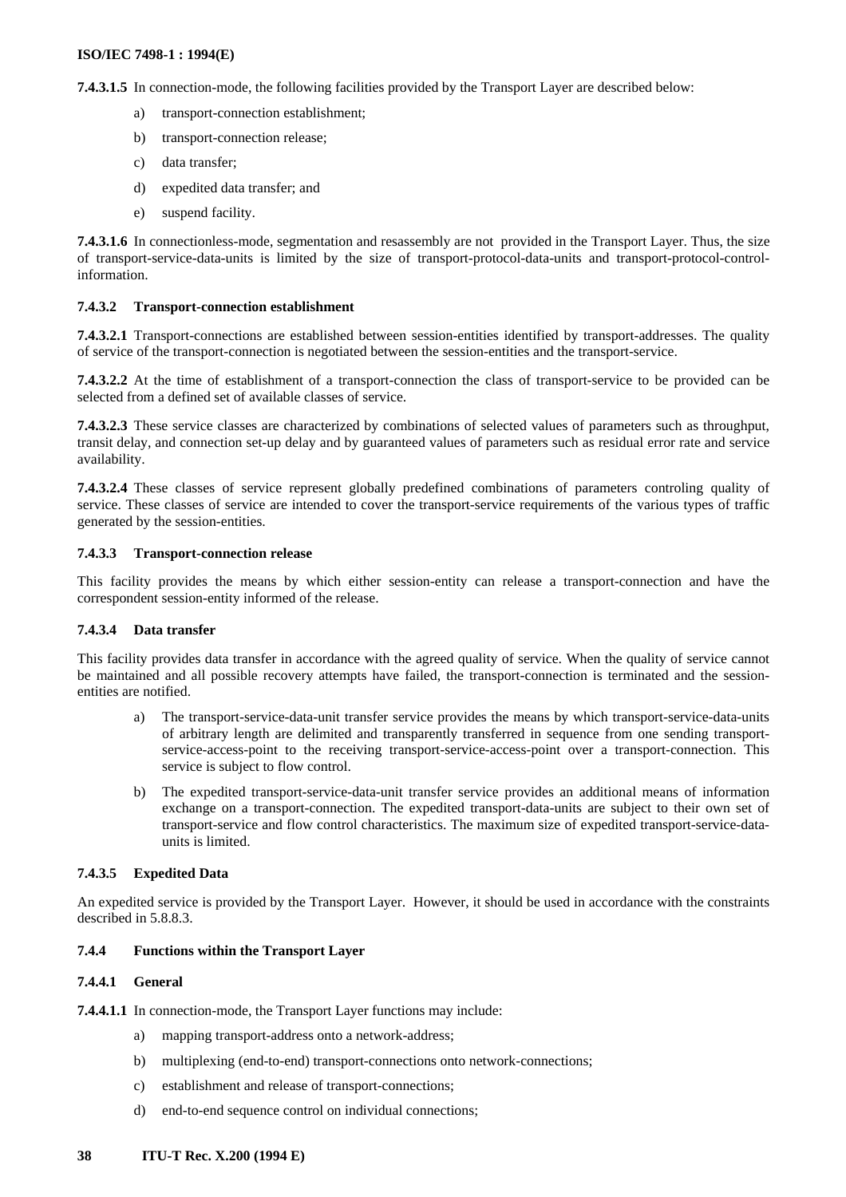**7.4.3.1.5** In connection-mode, the following facilities provided by the Transport Layer are described below:

a) transport-connection establishment;

b) transport-connection release;

c) data transfer;

d) expedited data transfer; and

e) suspend facility.

**7.4.3.1.6** In connectionless-mode, segmentation and resassembly are not provided in the Transport Layer. Thus, the size of transport-service-data-units is limited by the size of transport-protocol-data-units and transport-protocol-control-information.

#### 7.4.3.2 Transport-connection establishment

**7.4.3.2.1** Transport-connections are established between session-entities identified by transport-addresses. The quality of service of the transport-connection is negotiated between the session-entities and the transport-service.

**7.4.3.2.2** At the time of establishment of a transport-connection the class of transport-service to be provided can be selected from a defined set of available classes of service.

**7.4.3.2.3** These service classes are characterized by combinations of selected values of parameters such as throughput, transit delay, and connection set-up delay and by guaranteed values of parameters such as residual error rate and service availability.

**7.4.3.2.4** These classes of service represent globally predefined combinations of parameters controling quality of service. These classes of service are intended to cover the transport-service requirements of the various types of traffic generated by the session-entities.

#### 7.4.3.3 Transport-connection release

This facility provides the means by which either session-entity can release a transport-connection and have the correspondent session-entity informed of the release.

#### 7.4.3.4 Data transfer

This facility provides data transfer in accordance with the agreed quality of service. When the quality of service cannot be maintained and all possible recovery attempts have failed, the transport-connection is terminated and the session-entities are notified.

a) The transport-service-data-unit transfer service provides the means by which transport-service-data-units of arbitrary length are delimited and transparently transferred in sequence from one sending transport-service-access-point to the receiving transport-service-access-point over a transport-connection. This service is subject to flow control.

b) The expedited transport-service-data-unit transfer service provides an additional means of information exchange on a transport-connection. The expedited transport-data-units are subject to their own set of transport-service and flow control characteristics. The maximum size of expedited transport-service-data-units is limited.

#### 7.4.3.5 Expedited Data

An expedited service is provided by the Transport Layer. However, it should be used in accordance with the constraints described in 5.8.8.3.

### 7.4.4 Functions within the Transport Layer

#### 7.4.4.1 General

**7.4.4.1.1** In connection-mode, the Transport Layer functions may include:

a) mapping transport-address onto a network-address;

b) multiplexing (end-to-end) transport-connections onto network-connections;

c) establishment and release of transport-connections;

d) end-to-end sequence control on individual connections;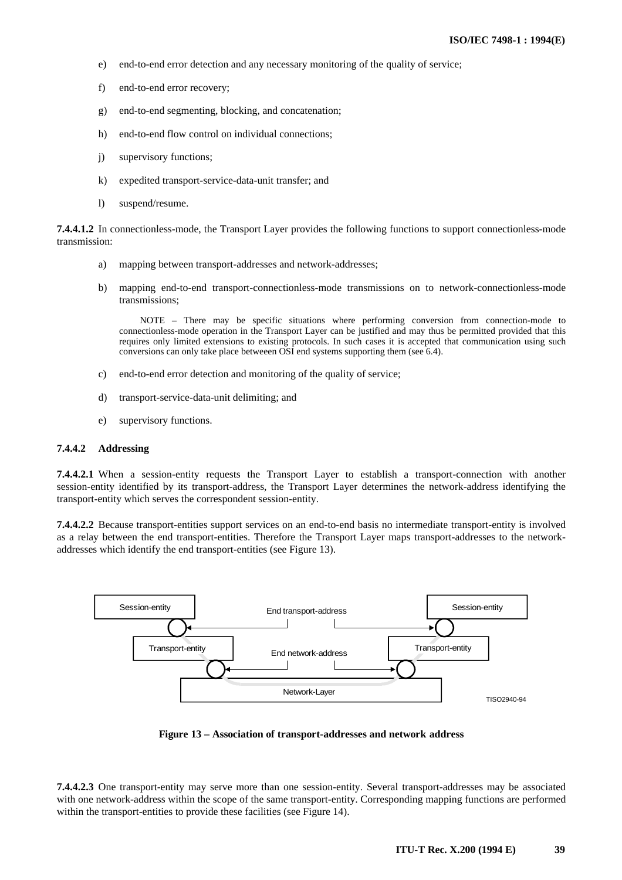e) end-to-end error detection and any necessary monitoring of the quality of service;

f) end-to-end error recovery;

g) end-to-end segmenting, blocking, and concatenation;

h) end-to-end flow control on individual connections;

j) supervisory functions;

k) expedited transport-service-data-unit transfer; and

l) suspend/resume.

**7.4.4.1.2** In connectionless-mode, the Transport Layer provides the following functions to support connectionless-mode transmission:

a) mapping between transport-addresses and network-addresses;

b) mapping end-to-end transport-connectionless-mode transmissions on to network-connectionless-mode transmissions;

NOTE – There may be specific situations where performing conversion from connection-mode to connectionless-mode operation in the Transport Layer can be justified and may thus be permitted provided that this requires only limited extensions to existing protocols. In such cases it is accepted that communication using such conversions can only take place betweeen OSI end systems supporting them (see 6.4).

c) end-to-end error detection and monitoring of the quality of service;

d) transport-service-data-unit delimiting; and

e) supervisory functions.

#### 7.4.4.2 Addressing

**7.4.4.2.1** When a session-entity requests the Transport Layer to establish a transport-connection with another session-entity identified by its transport-address, the Transport Layer determines the network-address identifying the transport-entity which serves the correspondent session-entity.

**7.4.4.2.2** Because transport-entities support services on an end-to-end basis no intermediate transport-entity is involved as a relay between the end transport-entities. Therefore the Transport Layer maps transport-addresses to the network-addresses which identify the end transport-entities (see Figure 13).

Session-entity | End transport-address | Session-entity
Transport-entity | End network-address | Transport-entity
Network-Layer

TISO2940-94

**Figure 13 – Association of transport-addresses and network address**

**7.4.4.2.3** One transport-entity may serve more than one session-entity. Several transport-addresses may be associated with one network-address within the scope of the same transport-entity. Corresponding mapping functions are performed within the transport-entities to provide these facilities (see Figure 14).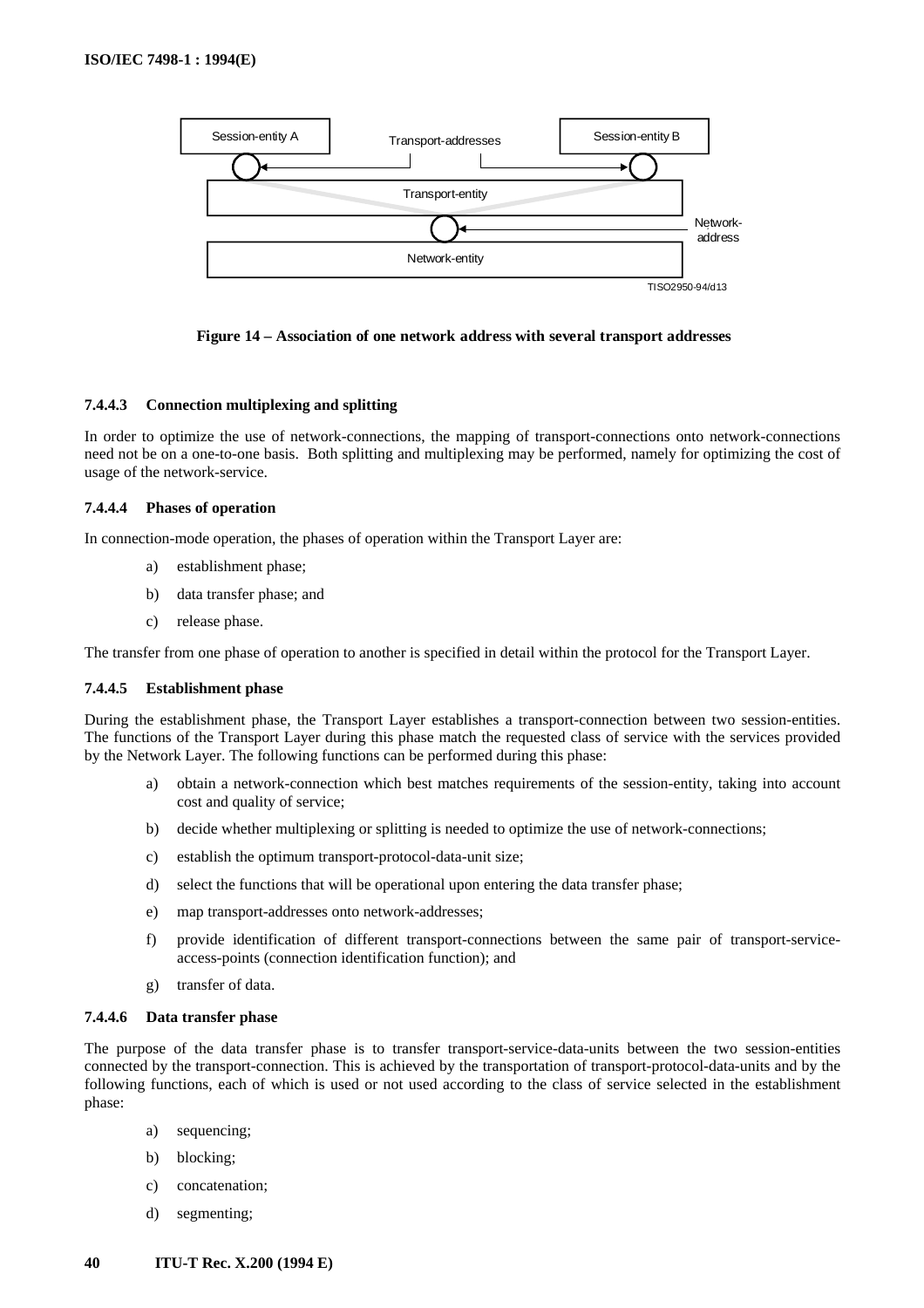Figure 14 – Association of one network address with several transport addresses

#### 7.4.4.3 Connection multiplexing and splitting

In order to optimize the use of network-connections, the mapping of transport-connections onto network-connections need not be on a one-to-one basis. Both splitting and multiplexing may be performed, namely for optimizing the cost of usage of the network-service.

#### 7.4.4.4 Phases of operation

In connection-mode operation, the phases of operation within the Transport Layer are:

a) establishment phase;

b) data transfer phase; and

c) release phase.

The transfer from one phase of operation to another is specified in detail within the protocol for the Transport Layer.

#### 7.4.4.5 Establishment phase

During the establishment phase, the Transport Layer establishes a transport-connection between two session-entities. The functions of the Transport Layer during this phase match the requested class of service with the services provided by the Network Layer. The following functions can be performed during this phase:

a) obtain a network-connection which best matches requirements of the session-entity, taking into account cost and quality of service;

b) decide whether multiplexing or splitting is needed to optimize the use of network-connections;

c) establish the optimum transport-protocol-data-unit size;

d) select the functions that will be operational upon entering the data transfer phase;

e) map transport-addresses onto network-addresses;

f) provide identification of different transport-connections between the same pair of transport-service-access-points (connection identification function); and

g) transfer of data.

#### 7.4.4.6 Data transfer phase

The purpose of the data transfer phase is to transfer transport-service-data-units between the two session-entities connected by the transport-connection. This is achieved by the transportation of transport-protocol-data-units and by the following functions, each of which is used or not used according to the class of service selected in the establishment phase:

a) sequencing;

b) blocking;

c) concatenation;

d) segmenting;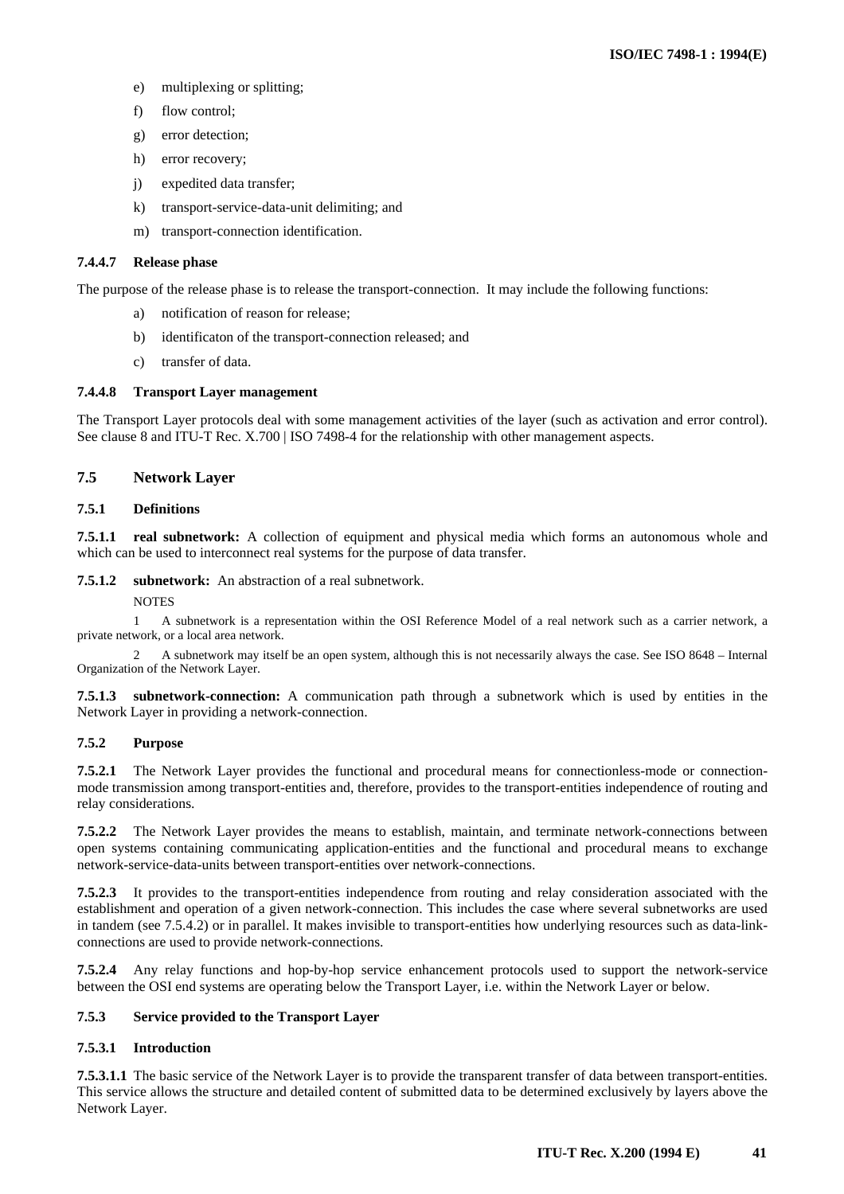e) multiplexing or splitting;

f) flow control;

g) error detection;

h) error recovery;

j) expedited data transfer;

k) transport-service-data-unit delimiting; and

m) transport-connection identification.

#### 7.4.4.7 Release phase

The purpose of the release phase is to release the transport-connection. It may include the following functions:

a) notification of reason for release;

b) identificaton of the transport-connection released; and

c) transfer of data.

#### 7.4.4.8 Transport Layer management

The Transport Layer protocols deal with some management activities of the layer (such as activation and error control). See clause 8 and ITU-T Rec. X.700 | ISO 7498-4 for the relationship with other management aspects.

## 7.5 Network Layer

### 7.5.1 Definitions

**7.5.1.1 real subnetwork:** A collection of equipment and physical media which forms an autonomous whole and which can be used to interconnect real systems for the purpose of data transfer.

**7.5.1.2 subnetwork:** An abstraction of a real subnetwork.

NOTES

1 A subnetwork is a representation within the OSI Reference Model of a real network such as a carrier network, a private network, or a local area network.

2 A subnetwork may itself be an open system, although this is not necessarily always the case. See ISO 8648 – Internal Organization of the Network Layer.

**7.5.1.3 subnetwork-connection:** A communication path through a subnetwork which is used by entities in the Network Layer in providing a network-connection.

### 7.5.2 Purpose

**7.5.2.1** The Network Layer provides the functional and procedural means for connectionless-mode or connection-mode transmission among transport-entities and, therefore, provides to the transport-entities independence of routing and relay considerations.

**7.5.2.2** The Network Layer provides the means to establish, maintain, and terminate network-connections between open systems containing communicating application-entities and the functional and procedural means to exchange network-service-data-units between transport-entities over network-connections.

**7.5.2.3** It provides to the transport-entities independence from routing and relay consideration associated with the establishment and operation of a given network-connection. This includes the case where several subnetworks are used in tandem (see 7.5.4.2) or in parallel. It makes invisible to transport-entities how underlying resources such as data-link-connections are used to provide network-connections.

**7.5.2.4** Any relay functions and hop-by-hop service enhancement protocols used to support the network-service between the OSI end systems are operating below the Transport Layer, i.e. within the Network Layer or below.

### 7.5.3 Service provided to the Transport Layer

#### 7.5.3.1 Introduction

**7.5.3.1.1** The basic service of the Network Layer is to provide the transparent transfer of data between transport-entities. This service allows the structure and detailed content of submitted data to be determined exclusively by layers above the Network Layer.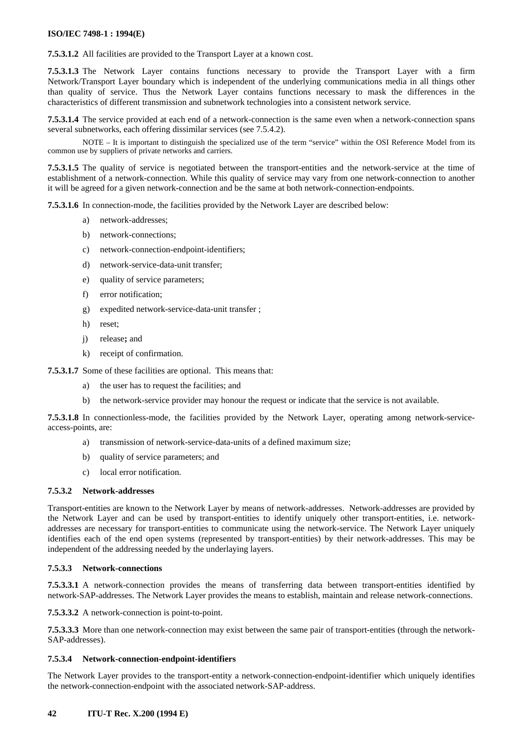**7.5.3.1.2** All facilities are provided to the Transport Layer at a known cost.

**7.5.3.1.3** The Network Layer contains functions necessary to provide the Transport Layer with a firm Network/Transport Layer boundary which is independent of the underlying communications media in all things other than quality of service. Thus the Network Layer contains functions necessary to mask the differences in the characteristics of different transmission and subnetwork technologies into a consistent network service.

**7.5.3.1.4** The service provided at each end of a network-connection is the same even when a network-connection spans several subnetworks, each offering dissimilar services (see 7.5.4.2).

NOTE – It is important to distinguish the specialized use of the term "service" within the OSI Reference Model from its common use by suppliers of private networks and carriers.

**7.5.3.1.5** The quality of service is negotiated between the transport-entities and the network-service at the time of establishment of a network-connection. While this quality of service may vary from one network-connection to another it will be agreed for a given network-connection and be the same at both network-connection-endpoints.

**7.5.3.1.6** In connection-mode, the facilities provided by the Network Layer are described below:

a) network-addresses;

b) network-connections;

c) network-connection-endpoint-identifiers;

d) network-service-data-unit transfer;

e) quality of service parameters;

f) error notification;

g) expedited network-service-data-unit transfer ;

h) reset;

j) release**;** and

k) receipt of confirmation.

**7.5.3.1.7** Some of these facilities are optional. This means that:

a) the user has to request the facilities; and

b) the network-service provider may honour the request or indicate that the service is not available.

**7.5.3.1.8** In connectionless-mode, the facilities provided by the Network Layer, operating among network-service-access-points, are:

a) transmission of network-service-data-units of a defined maximum size;

b) quality of service parameters; and

c) local error notification.

#### 7.5.3.2 Network-addresses

Transport-entities are known to the Network Layer by means of network-addresses. Network-addresses are provided by the Network Layer and can be used by transport-entities to identify uniquely other transport-entities, i.e. network-addresses are necessary for transport-entities to communicate using the network-service. The Network Layer uniquely identifies each of the end open systems (represented by transport-entities) by their network-addresses. This may be independent of the addressing needed by the underlaying layers.

#### 7.5.3.3 Network-connections

**7.5.3.3.1** A network-connection provides the means of transferring data between transport-entities identified by network-SAP-addresses. The Network Layer provides the means to establish, maintain and release network-connections.

**7.5.3.3.2** A network-connection is point-to-point.

**7.5.3.3.3** More than one network-connection may exist between the same pair of transport-entities (through the network-SAP-addresses).

#### 7.5.3.4 Network-connection-endpoint-identifiers

The Network Layer provides to the transport-entity a network-connection-endpoint-identifier which uniquely identifies the network-connection-endpoint with the associated network-SAP-address.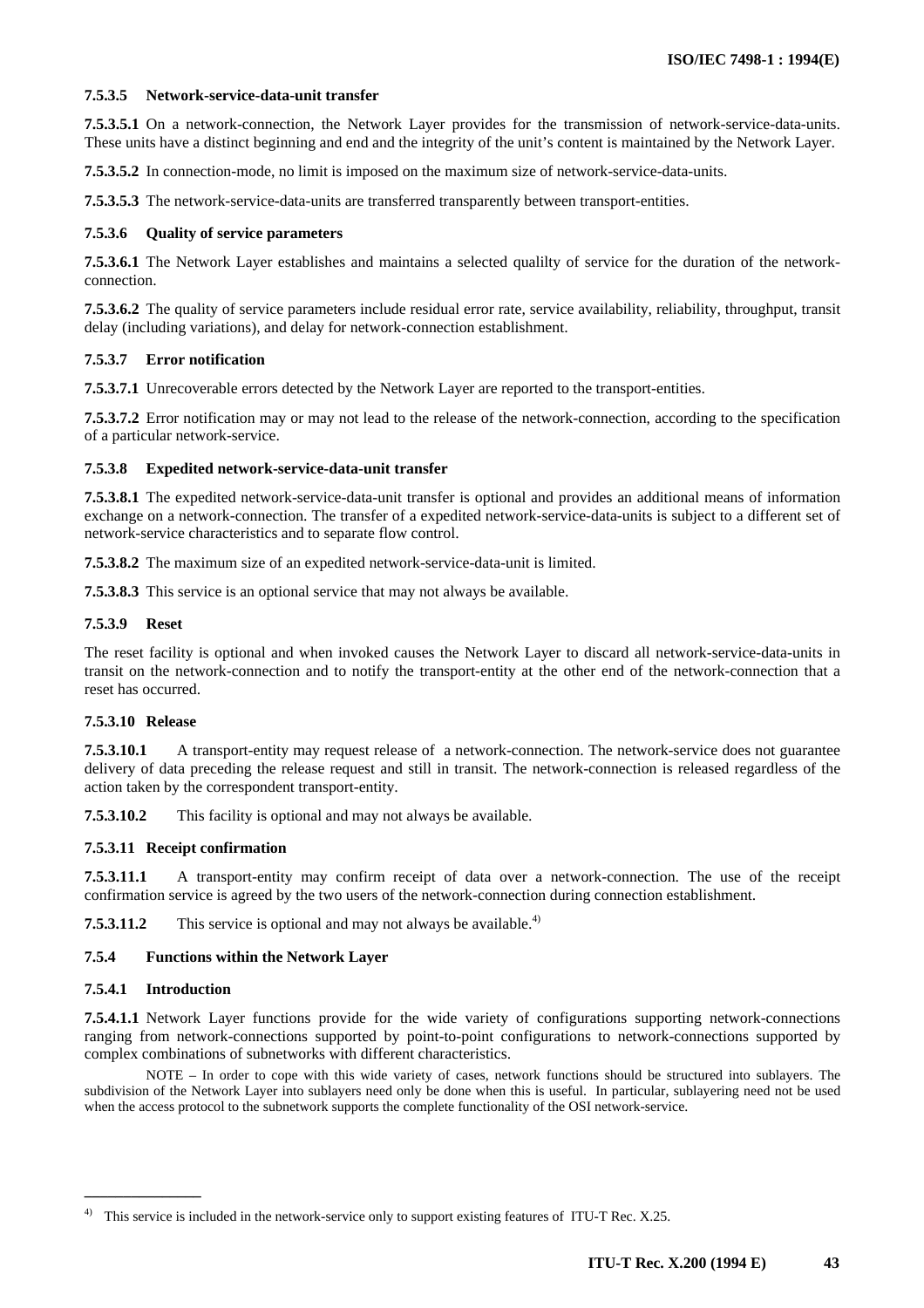#### 7.5.3.5 Network-service-data-unit transfer

**7.5.3.5.1** On a network-connection, the Network Layer provides for the transmission of network-service-data-units. These units have a distinct beginning and end and the integrity of the unit's content is maintained by the Network Layer.

**7.5.3.5.2** In connection-mode, no limit is imposed on the maximum size of network-service-data-units.

**7.5.3.5.3** The network-service-data-units are transferred transparently between transport-entities.

#### 7.5.3.6 Quality of service parameters

**7.5.3.6.1** The Network Layer establishes and maintains a selected qualilty of service for the duration of the network-connection.

**7.5.3.6.2** The quality of service parameters include residual error rate, service availability, reliability, throughput, transit delay (including variations), and delay for network-connection establishment.

#### 7.5.3.7 Error notification

**7.5.3.7.1** Unrecoverable errors detected by the Network Layer are reported to the transport-entities.

**7.5.3.7.2** Error notification may or may not lead to the release of the network-connection, according to the specification of a particular network-service.

#### 7.5.3.8 Expedited network-service-data-unit transfer

**7.5.3.8.1** The expedited network-service-data-unit transfer is optional and provides an additional means of information exchange on a network-connection. The transfer of a expedited network-service-data-units is subject to a different set of network-service characteristics and to separate flow control.

**7.5.3.8.2** The maximum size of an expedited network-service-data-unit is limited.

**7.5.3.8.3** This service is an optional service that may not always be available.

#### 7.5.3.9 Reset

The reset facility is optional and when invoked causes the Network Layer to discard all network-service-data-units in transit on the network-connection and to notify the transport-entity at the other end of the network-connection that a reset has occurred.

#### 7.5.3.10 Release

**7.5.3.10.1** A transport-entity may request release of a network-connection. The network-service does not guarantee delivery of data preceding the release request and still in transit. The network-connection is released regardless of the action taken by the correspondent transport-entity.

**7.5.3.10.2** This facility is optional and may not always be available.

#### 7.5.3.11 Receipt confirmation

**7.5.3.11.1** A transport-entity may confirm receipt of data over a network-connection. The use of the receipt confirmation service is agreed by the two users of the network-connection during connection establishment.

**7.5.3.11.2** This service is optional and may not always be available.[4)]

### 7.5.4 Functions within the Network Layer

#### 7.5.4.1 Introduction

**7.5.4.1.1** Network Layer functions provide for the wide variety of configurations supporting network-connections ranging from network-connections supported by point-to-point configurations to network-connections supported by complex combinations of subnetworks with different characteristics.

NOTE – In order to cope with this wide variety of cases, network functions should be structured into sublayers. The subdivision of the Network Layer into sublayers need only be done when this is useful. In particular, sublayering need not be used when the access protocol to the subnetwork supports the complete functionality of the OSI network-service.

---

[4)] This service is included in the network-service only to support existing features of ITU-T Rec. X.25.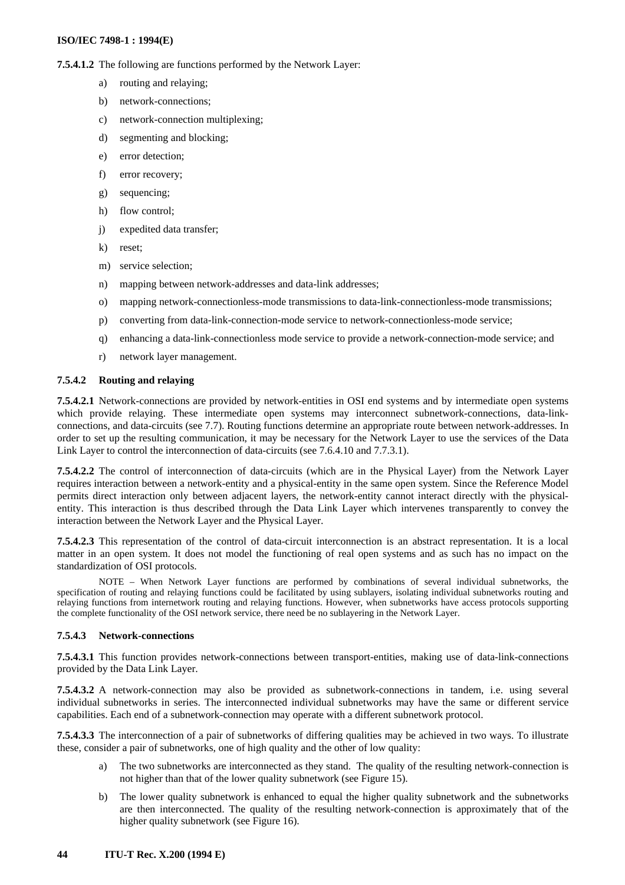**7.5.4.1.2** The following are functions performed by the Network Layer:

a) routing and relaying;

b) network-connections;

c) network-connection multiplexing;

d) segmenting and blocking;

e) error detection;

f) error recovery;

g) sequencing;

h) flow control;

j) expedited data transfer;

k) reset;

m) service selection;

n) mapping between network-addresses and data-link addresses;

o) mapping network-connectionless-mode transmissions to data-link-connectionless-mode transmissions;

p) converting from data-link-connection-mode service to network-connectionless-mode service;

q) enhancing a data-link-connectionless mode service to provide a network-connection-mode service; and

r) network layer management.

#### 7.5.4.2 Routing and relaying

**7.5.4.2.1** Network-connections are provided by network-entities in OSI end systems and by intermediate open systems which provide relaying. These intermediate open systems may interconnect subnetwork-connections, data-link-connections, and data-circuits (see 7.7). Routing functions determine an appropriate route between network-addresses. In order to set up the resulting communication, it may be necessary for the Network Layer to use the services of the Data Link Layer to control the interconnection of data-circuits (see 7.6.4.10 and 7.7.3.1).

**7.5.4.2.2** The control of interconnection of data-circuits (which are in the Physical Layer) from the Network Layer requires interaction between a network-entity and a physical-entity in the same open system. Since the Reference Model permits direct interaction only between adjacent layers, the network-entity cannot interact directly with the physical-entity. This interaction is thus described through the Data Link Layer which intervenes transparently to convey the interaction between the Network Layer and the Physical Layer.

**7.5.4.2.3** This representation of the control of data-circuit interconnection is an abstract representation. It is a local matter in an open system. It does not model the functioning of real open systems and as such has no impact on the standardization of OSI protocols.

NOTE – When Network Layer functions are performed by combinations of several individual subnetworks, the specification of routing and relaying functions could be facilitated by using sublayers, isolating individual subnetworks routing and relaying functions from internetwork routing and relaying functions. However, when subnetworks have access protocols supporting the complete functionality of the OSI network service, there need be no sublayering in the Network Layer.

#### 7.5.4.3 Network-connections

**7.5.4.3.1** This function provides network-connections between transport-entities, making use of data-link-connections provided by the Data Link Layer.

**7.5.4.3.2** A network-connection may also be provided as subnetwork-connections in tandem, i.e. using several individual subnetworks in series. The interconnected individual subnetworks may have the same or different service capabilities. Each end of a subnetwork-connection may operate with a different subnetwork protocol.

**7.5.4.3.3** The interconnection of a pair of subnetworks of differing qualities may be achieved in two ways. To illustrate these, consider a pair of subnetworks, one of high quality and the other of low quality:

a) The two subnetworks are interconnected as they stand. The quality of the resulting network-connection is not higher than that of the lower quality subnetwork (see Figure 15).

b) The lower quality subnetwork is enhanced to equal the higher quality subnetwork and the subnetworks are then interconnected. The quality of the resulting network-connection is approximately that of the higher quality subnetwork (see Figure 16).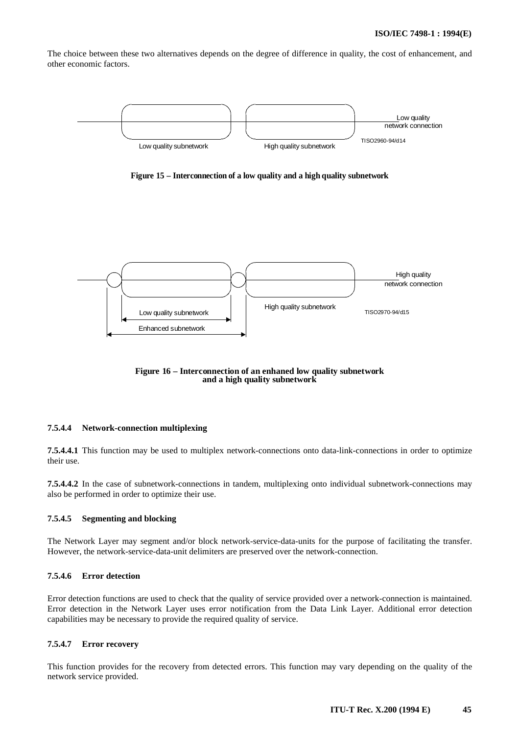The choice between these two alternatives depends on the degree of difference in quality, the cost of enhancement, and other economic factors.

Low quality subnetwork   High quality subnetwork   Low quality network connection

TISO2960-94/d14

**Figure 15 – Interconnection of a low quality and a high quality subnetwork**

High quality network connection

Low quality subnetwork   High quality subnetwork

Enhanced subnetwork

TISO2970-94/d15

**Figure 16 – Interconnection of an enhaned low quality subnetwork and a high quality subnetwork**

#### 7.5.4.4 Network-connection multiplexing

**7.5.4.4.1** This function may be used to multiplex network-connections onto data-link-connections in order to optimize their use.

**7.5.4.4.2** In the case of subnetwork-connections in tandem, multiplexing onto individual subnetwork-connections may also be performed in order to optimize their use.

#### 7.5.4.5 Segmenting and blocking

The Network Layer may segment and/or block network-service-data-units for the purpose of facilitating the transfer. However, the network-service-data-unit delimiters are preserved over the network-connection.

#### 7.5.4.6 Error detection

Error detection functions are used to check that the quality of service provided over a network-connection is maintained. Error detection in the Network Layer uses error notification from the Data Link Layer. Additional error detection capabilities may be necessary to provide the required quality of service.

#### 7.5.4.7 Error recovery

This function provides for the recovery from detected errors. This function may vary depending on the quality of the network service provided.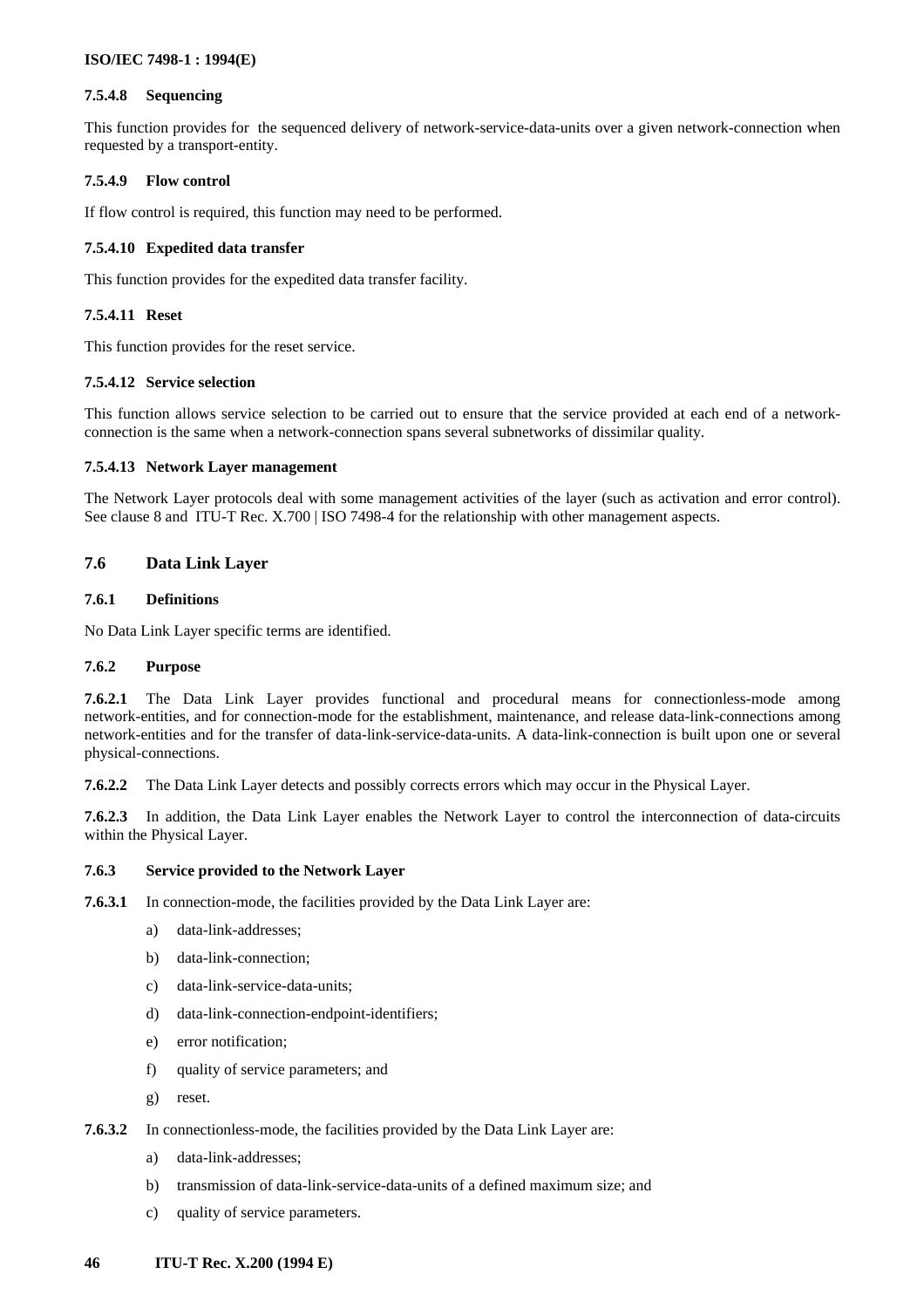#### 7.5.4.8 Sequencing

This function provides for the sequenced delivery of network-service-data-units over a given network-connection when requested by a transport-entity.

#### 7.5.4.9 Flow control

If flow control is required, this function may need to be performed.

#### 7.5.4.10 Expedited data transfer

This function provides for the expedited data transfer facility.

#### 7.5.4.11 Reset

This function provides for the reset service.

#### 7.5.4.12 Service selection

This function allows service selection to be carried out to ensure that the service provided at each end of a network-connection is the same when a network-connection spans several subnetworks of dissimilar quality.

#### 7.5.4.13 Network Layer management

The Network Layer protocols deal with some management activities of the layer (such as activation and error control). See clause 8 and ITU-T Rec. X.700 | ISO 7498-4 for the relationship with other management aspects.

## 7.6 Data Link Layer

### 7.6.1 Definitions

No Data Link Layer specific terms are identified.

### 7.6.2 Purpose

**7.6.2.1** The Data Link Layer provides functional and procedural means for connectionless-mode among network-entities, and for connection-mode for the establishment, maintenance, and release data-link-connections among network-entities and for the transfer of data-link-service-data-units. A data-link-connection is built upon one or several physical-connections.

**7.6.2.2** The Data Link Layer detects and possibly corrects errors which may occur in the Physical Layer.

**7.6.2.3** In addition, the Data Link Layer enables the Network Layer to control the interconnection of data-circuits within the Physical Layer.

### 7.6.3 Service provided to the Network Layer

**7.6.3.1** In connection-mode, the facilities provided by the Data Link Layer are:

a) data-link-addresses;

b) data-link-connection;

c) data-link-service-data-units;

d) data-link-connection-endpoint-identifiers;

e) error notification;

f) quality of service parameters; and

g) reset.

**7.6.3.2** In connectionless-mode, the facilities provided by the Data Link Layer are:

a) data-link-addresses;

b) transmission of data-link-service-data-units of a defined maximum size; and

c) quality of service parameters.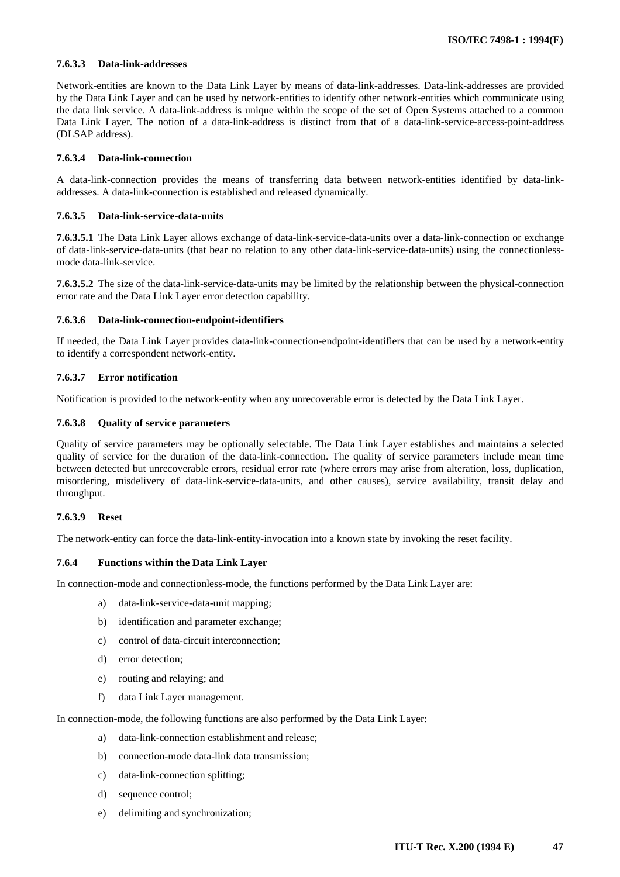#### 7.6.3.3 Data-link-addresses

Network-entities are known to the Data Link Layer by means of data-link-addresses. Data-link-addresses are provided by the Data Link Layer and can be used by network-entities to identify other network-entities which communicate using the data link service. A data-link-address is unique within the scope of the set of Open Systems attached to a common Data Link Layer. The notion of a data-link-address is distinct from that of a data-link-service-access-point-address (DLSAP address).

#### 7.6.3.4 Data-link-connection

A data-link-connection provides the means of transferring data between network-entities identified by data-link-addresses. A data-link-connection is established and released dynamically.

#### 7.6.3.5 Data-link-service-data-units

**7.6.3.5.1** The Data Link Layer allows exchange of data-link-service-data-units over a data-link-connection or exchange of data-link-service-data-units (that bear no relation to any other data-link-service-data-units) using the connectionless-mode data-link-service.

**7.6.3.5.2** The size of the data-link-service-data-units may be limited by the relationship between the physical-connection error rate and the Data Link Layer error detection capability.

#### 7.6.3.6 Data-link-connection-endpoint-identifiers

If needed, the Data Link Layer provides data-link-connection-endpoint-identifiers that can be used by a network-entity to identify a correspondent network-entity.

#### 7.6.3.7 Error notification

Notification is provided to the network-entity when any unrecoverable error is detected by the Data Link Layer.

#### 7.6.3.8 Quality of service parameters

Quality of service parameters may be optionally selectable. The Data Link Layer establishes and maintains a selected quality of service for the duration of the data-link-connection. The quality of service parameters include mean time between detected but unrecoverable errors, residual error rate (where errors may arise from alteration, loss, duplication, misordering, misdelivery of data-link-service-data-units, and other causes), service availability, transit delay and throughput.

#### 7.6.3.9 Reset

The network-entity can force the data-link-entity-invocation into a known state by invoking the reset facility.

### 7.6.4 Functions within the Data Link Layer

In connection-mode and connectionless-mode, the functions performed by the Data Link Layer are:

a) data-link-service-data-unit mapping;

b) identification and parameter exchange;

c) control of data-circuit interconnection;

d) error detection;

e) routing and relaying; and

f) data Link Layer management.

In connection-mode, the following functions are also performed by the Data Link Layer:

a) data-link-connection establishment and release;

b) connection-mode data-link data transmission;

c) data-link-connection splitting;

d) sequence control;

e) delimiting and synchronization;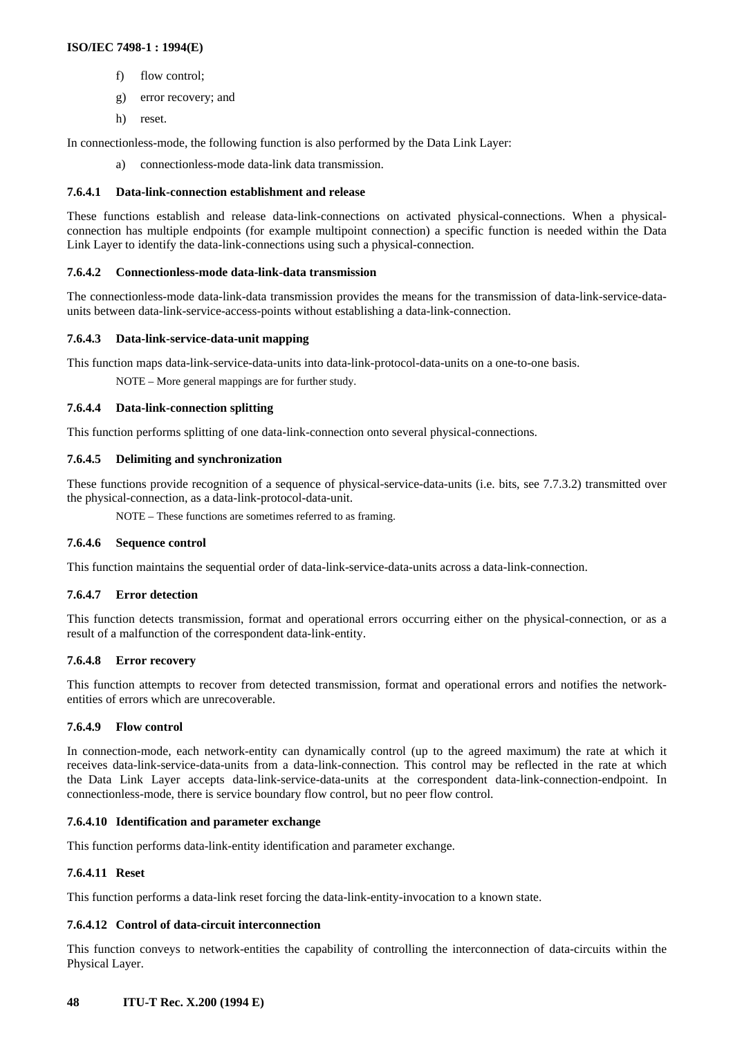f) flow control;

g) error recovery; and

h) reset.

In connectionless-mode, the following function is also performed by the Data Link Layer:

a) connectionless-mode data-link data transmission.

#### 7.6.4.1 Data-link-connection establishment and release

These functions establish and release data-link-connections on activated physical-connections. When a physical-connection has multiple endpoints (for example multipoint connection) a specific function is needed within the Data Link Layer to identify the data-link-connections using such a physical-connection.

#### 7.6.4.2 Connectionless-mode data-link-data transmission

The connectionless-mode data-link-data transmission provides the means for the transmission of data-link-service-data-units between data-link-service-access-points without establishing a data-link-connection.

#### 7.6.4.3 Data-link-service-data-unit mapping

This function maps data-link-service-data-units into data-link-protocol-data-units on a one-to-one basis.

NOTE – More general mappings are for further study.

#### 7.6.4.4 Data-link-connection splitting

This function performs splitting of one data-link-connection onto several physical-connections.

#### 7.6.4.5 Delimiting and synchronization

These functions provide recognition of a sequence of physical-service-data-units (i.e. bits, see 7.7.3.2) transmitted over the physical-connection, as a data-link-protocol-data-unit.

NOTE – These functions are sometimes referred to as framing.

#### 7.6.4.6 Sequence control

This function maintains the sequential order of data-link-service-data-units across a data-link-connection.

#### 7.6.4.7 Error detection

This function detects transmission, format and operational errors occurring either on the physical-connection, or as a result of a malfunction of the correspondent data-link-entity.

#### 7.6.4.8 Error recovery

This function attempts to recover from detected transmission, format and operational errors and notifies the network-entities of errors which are unrecoverable.

#### 7.6.4.9 Flow control

In connection-mode, each network-entity can dynamically control (up to the agreed maximum) the rate at which it receives data-link-service-data-units from a data-link-connection. This control may be reflected in the rate at which the Data Link Layer accepts data-link-service-data-units at the correspondent data-link-connection-endpoint. In connectionless-mode, there is service boundary flow control, but no peer flow control.

#### 7.6.4.10 Identification and parameter exchange

This function performs data-link-entity identification and parameter exchange.

#### 7.6.4.11 Reset

This function performs a data-link reset forcing the data-link-entity-invocation to a known state.

#### 7.6.4.12 Control of data-circuit interconnection

This function conveys to network-entities the capability of controlling the interconnection of data-circuits within the Physical Layer.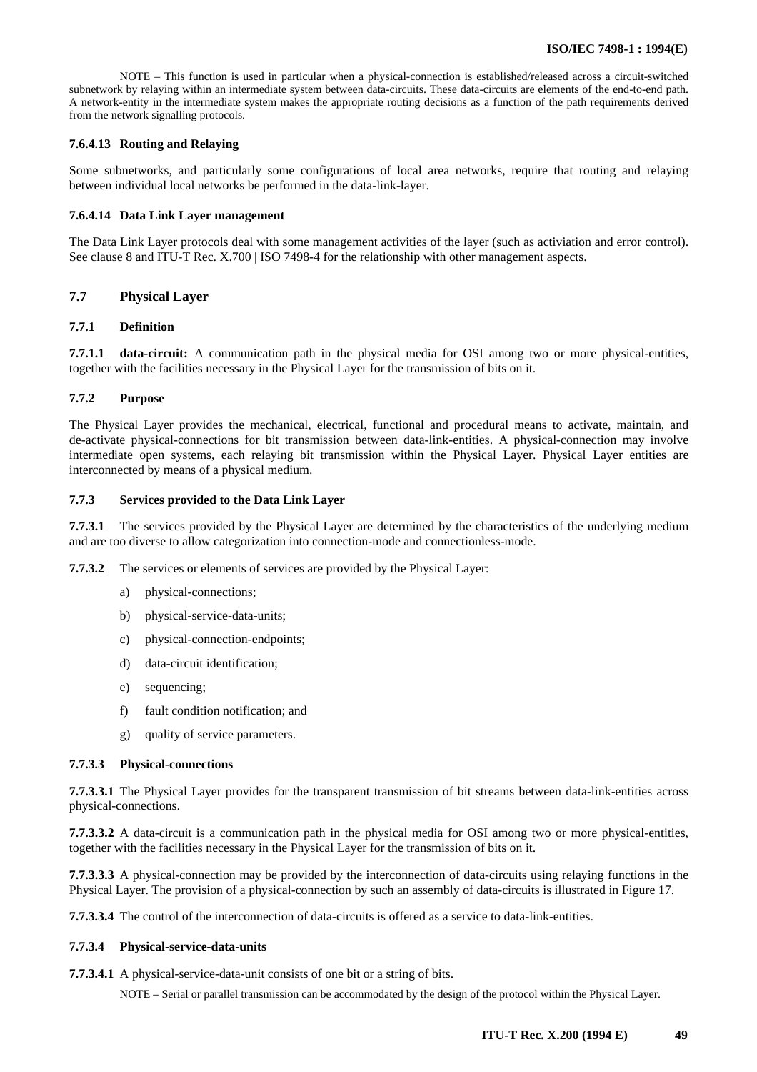NOTE – This function is used in particular when a physical-connection is established/released across a circuit-switched subnetwork by relaying within an intermediate system between data-circuits. These data-circuits are elements of the end-to-end path. A network-entity in the intermediate system makes the appropriate routing decisions as a function of the path requirements derived from the network signalling protocols.

#### 7.6.4.13 Routing and Relaying

Some subnetworks, and particularly some configurations of local area networks, require that routing and relaying between individual local networks be performed in the data-link-layer.

#### 7.6.4.14 Data Link Layer management

The Data Link Layer protocols deal with some management activities of the layer (such as activiation and error control). See clause 8 and ITU-T Rec. X.700 | ISO 7498-4 for the relationship with other management aspects.

## 7.7 Physical Layer

### 7.7.1 Definition

**7.7.1.1 data-circuit:** A communication path in the physical media for OSI among two or more physical-entities, together with the facilities necessary in the Physical Layer for the transmission of bits on it.

### 7.7.2 Purpose

The Physical Layer provides the mechanical, electrical, functional and procedural means to activate, maintain, and de-activate physical-connections for bit transmission between data-link-entities. A physical-connection may involve intermediate open systems, each relaying bit transmission within the Physical Layer. Physical Layer entities are interconnected by means of a physical medium.

### 7.7.3 Services provided to the Data Link Layer

**7.7.3.1** The services provided by the Physical Layer are determined by the characteristics of the underlying medium and are too diverse to allow categorization into connection-mode and connectionless-mode.

**7.7.3.2** The services or elements of services are provided by the Physical Layer:

a) physical-connections;

b) physical-service-data-units;

c) physical-connection-endpoints;

d) data-circuit identification;

e) sequencing;

f) fault condition notification; and

g) quality of service parameters.

#### 7.7.3.3 Physical-connections

**7.7.3.3.1** The Physical Layer provides for the transparent transmission of bit streams between data-link-entities across physical-connections.

**7.7.3.3.2** A data-circuit is a communication path in the physical media for OSI among two or more physical-entities, together with the facilities necessary in the Physical Layer for the transmission of bits on it.

**7.7.3.3.3** A physical-connection may be provided by the interconnection of data-circuits using relaying functions in the Physical Layer. The provision of a physical-connection by such an assembly of data-circuits is illustrated in Figure 17.

**7.7.3.3.4** The control of the interconnection of data-circuits is offered as a service to data-link-entities.

#### 7.7.3.4 Physical-service-data-units

**7.7.3.4.1** A physical-service-data-unit consists of one bit or a string of bits.

NOTE – Serial or parallel transmission can be accommodated by the design of the protocol within the Physical Layer.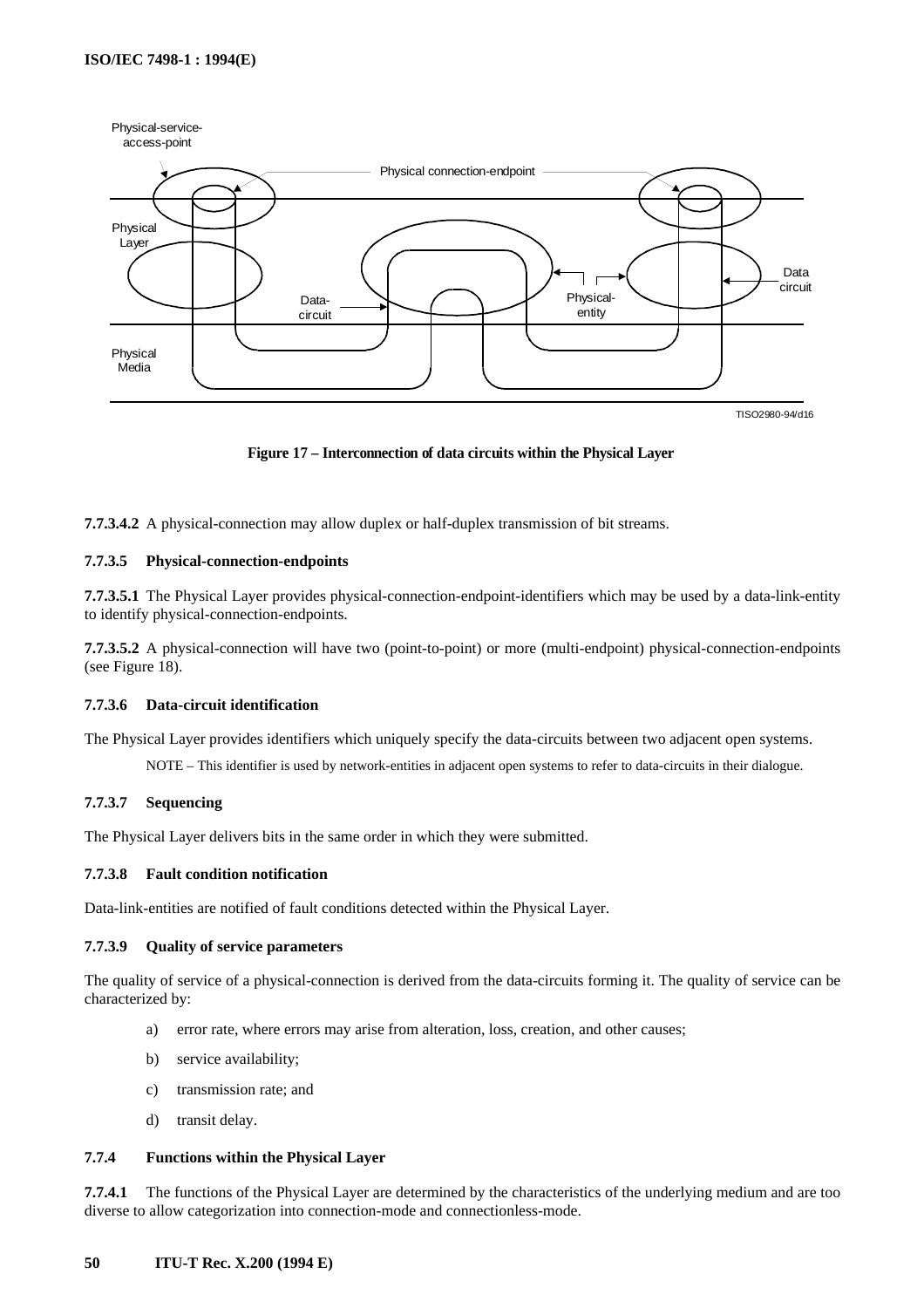Figure 17 – Interconnection of data circuits within the Physical Layer

**7.7.3.4.2** A physical-connection may allow duplex or half-duplex transmission of bit streams.

#### 7.7.3.5 Physical-connection-endpoints

**7.7.3.5.1** The Physical Layer provides physical-connection-endpoint-identifiers which may be used by a data-link-entity to identify physical-connection-endpoints.

**7.7.3.5.2** A physical-connection will have two (point-to-point) or more (multi-endpoint) physical-connection-endpoints (see Figure 18).

#### 7.7.3.6 Data-circuit identification

The Physical Layer provides identifiers which uniquely specify the data-circuits between two adjacent open systems.

NOTE – This identifier is used by network-entities in adjacent open systems to refer to data-circuits in their dialogue.

#### 7.7.3.7 Sequencing

The Physical Layer delivers bits in the same order in which they were submitted.

#### 7.7.3.8 Fault condition notification

Data-link-entities are notified of fault conditions detected within the Physical Layer.

#### 7.7.3.9 Quality of service parameters

The quality of service of a physical-connection is derived from the data-circuits forming it. The quality of service can be characterized by:

a) error rate, where errors may arise from alteration, loss, creation, and other causes;

b) service availability;

c) transmission rate; and

d) transit delay.

### 7.7.4 Functions within the Physical Layer

**7.7.4.1** The functions of the Physical Layer are determined by the characteristics of the underlying medium and are too diverse to allow categorization into connection-mode and connectionless-mode.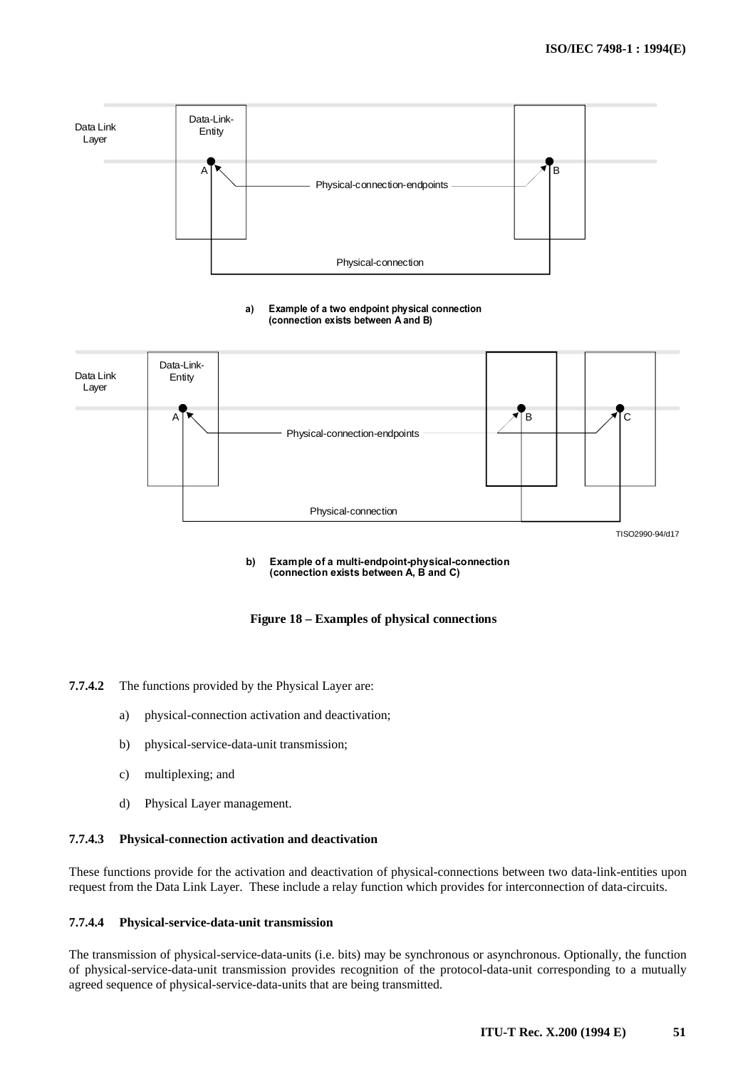a) Example of a two endpoint physical connection (connection exists between A and B)

b) Example of a multi-endpoint-physical-connection (connection exists between A, B and C)

**Figure 18 – Examples of physical connections**

**7.7.4.2** The functions provided by the Physical Layer are:

a) physical-connection activation and deactivation;

b) physical-service-data-unit transmission;

c) multiplexing; and

d) Physical Layer management.

#### 7.7.4.3 Physical-connection activation and deactivation

These functions provide for the activation and deactivation of physical-connections between two data-link-entities upon request from the Data Link Layer. These include a relay function which provides for interconnection of data-circuits.

#### 7.7.4.4 Physical-service-data-unit transmission

The transmission of physical-service-data-units (i.e. bits) may be synchronous or asynchronous. Optionally, the function of physical-service-data-unit transmission provides recognition of the protocol-data-unit corresponding to a mutually agreed sequence of physical-service-data-units that are being transmitted.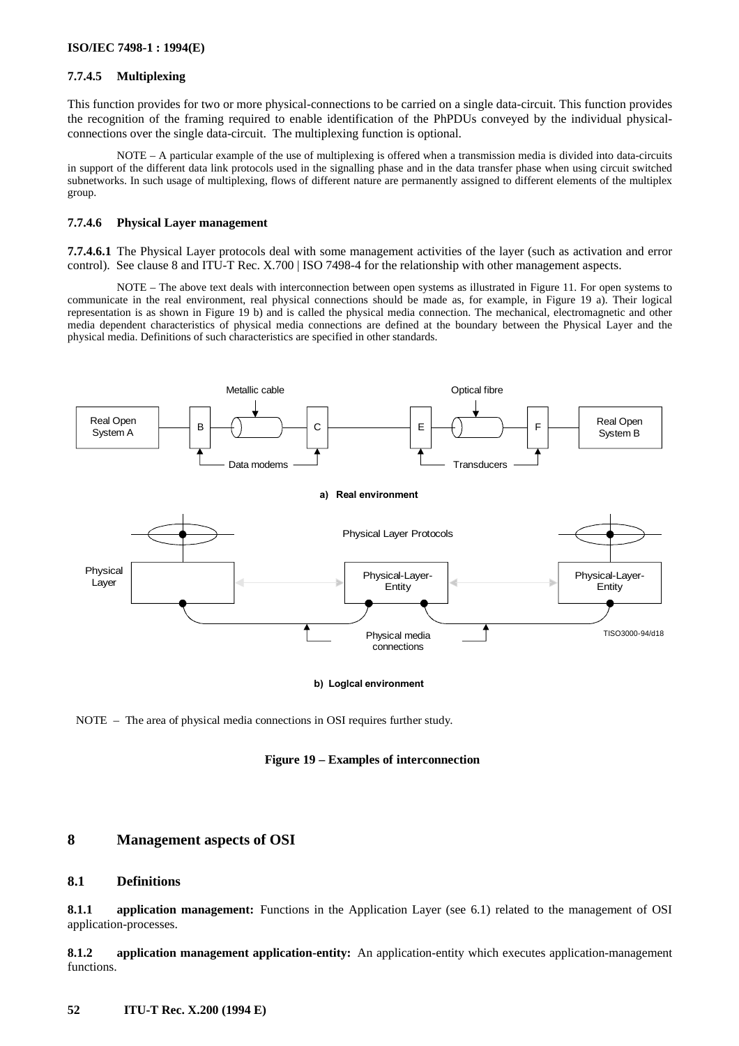#### 7.7.4.5 Multiplexing

This function provides for two or more physical-connections to be carried on a single data-circuit. This function provides the recognition of the framing required to enable identification of the PhPDUs conveyed by the individual physical-connections over the single data-circuit. The multiplexing function is optional.

NOTE – A particular example of the use of multiplexing is offered when a transmission media is divided into data-circuits in support of the different data link protocols used in the signalling phase and in the data transfer phase when using circuit switched subnetworks. In such usage of multiplexing, flows of different nature are permanently assigned to different elements of the multiplex group.

#### 7.7.4.6 Physical Layer management

**7.7.4.6.1** The Physical Layer protocols deal with some management activities of the layer (such as activation and error control). See clause 8 and ITU-T Rec. X.700 | ISO 7498-4 for the relationship with other management aspects.

NOTE – The above text deals with interconnection between open systems as illustrated in Figure 11. For open systems to communicate in the real environment, real physical connections should be made as, for example, in Figure 19 a). Their logical representation is as shown in Figure 19 b) and is called the physical media connection. The mechanical, electromagnetic and other media dependent characteristics of physical media connections are defined at the boundary between the Physical Layer and the physical media. Definitions of such characteristics are specified in other standards.

Metallic cable | Optical fibre | Real Open System A | B | C | E | F | Real Open System B | Data modems | Transducers

**a) Real environment**

Physical Layer Protocols | Physical Layer | Physical-Layer-Entity | Physical-Layer-Entity | Physical media connections

TISO3000-94/d18

**b) Logical environment**

NOTE – The area of physical media connections in OSI requires further study.

**Figure 19 – Examples of interconnection**

## 8 Management aspects of OSI

### 8.1 Definitions

**8.1.1 application management:** Functions in the Application Layer (see 6.1) related to the management of OSI application-processes.

**8.1.2 application management application-entity:** An application-entity which executes application-management functions.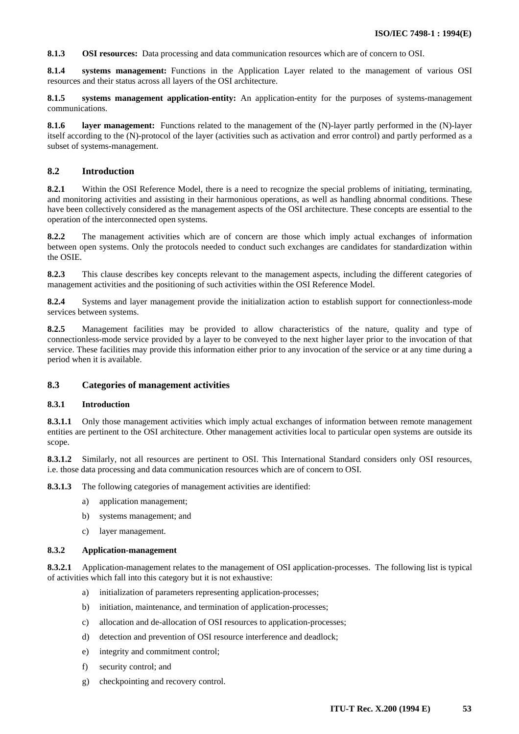**8.1.3 OSI resources:** Data processing and data communication resources which are of concern to OSI.

**8.1.4 systems management:** Functions in the Application Layer related to the management of various OSI resources and their status across all layers of the OSI architecture.

**8.1.5 systems management application-entity:** An application-entity for the purposes of systems-management communications.

**8.1.6 layer management:** Functions related to the management of the (N)-layer partly performed in the (N)-layer itself according to the (N)-protocol of the layer (activities such as activation and error control) and partly performed as a subset of systems-management.

## 8.2 Introduction

**8.2.1** Within the OSI Reference Model, there is a need to recognize the special problems of initiating, terminating, and monitoring activities and assisting in their harmonious operations, as well as handling abnormal conditions. These have been collectively considered as the management aspects of the OSI architecture. These concepts are essential to the operation of the interconnected open systems.

**8.2.2** The management activities which are of concern are those which imply actual exchanges of information between open systems. Only the protocols needed to conduct such exchanges are candidates for standardization within the OSIE.

**8.2.3** This clause describes key concepts relevant to the management aspects, including the different categories of management activities and the positioning of such activities within the OSI Reference Model.

**8.2.4** Systems and layer management provide the initialization action to establish support for connectionless-mode services between systems.

**8.2.5** Management facilities may be provided to allow characteristics of the nature, quality and type of connectionless-mode service provided by a layer to be conveyed to the next higher layer prior to the invocation of that service. These facilities may provide this information either prior to any invocation of the service or at any time during a period when it is available.

## 8.3 Categories of management activities

### 8.3.1 Introduction

**8.3.1.1** Only those management activities which imply actual exchanges of information between remote management entities are pertinent to the OSI architecture. Other management activities local to particular open systems are outside its scope.

**8.3.1.2** Similarly, not all resources are pertinent to OSI. This International Standard considers only OSI resources, i.e. those data processing and data communication resources which are of concern to OSI.

**8.3.1.3** The following categories of management activities are identified:

a) application management;

b) systems management; and

c) layer management.

### 8.3.2 Application-management

**8.3.2.1** Application-management relates to the management of OSI application-processes. The following list is typical of activities which fall into this category but it is not exhaustive:

a) initialization of parameters representing application-processes;

b) initiation, maintenance, and termination of application-processes;

c) allocation and de-allocation of OSI resources to application-processes;

d) detection and prevention of OSI resource interference and deadlock;

e) integrity and commitment control;

f) security control; and

g) checkpointing and recovery control.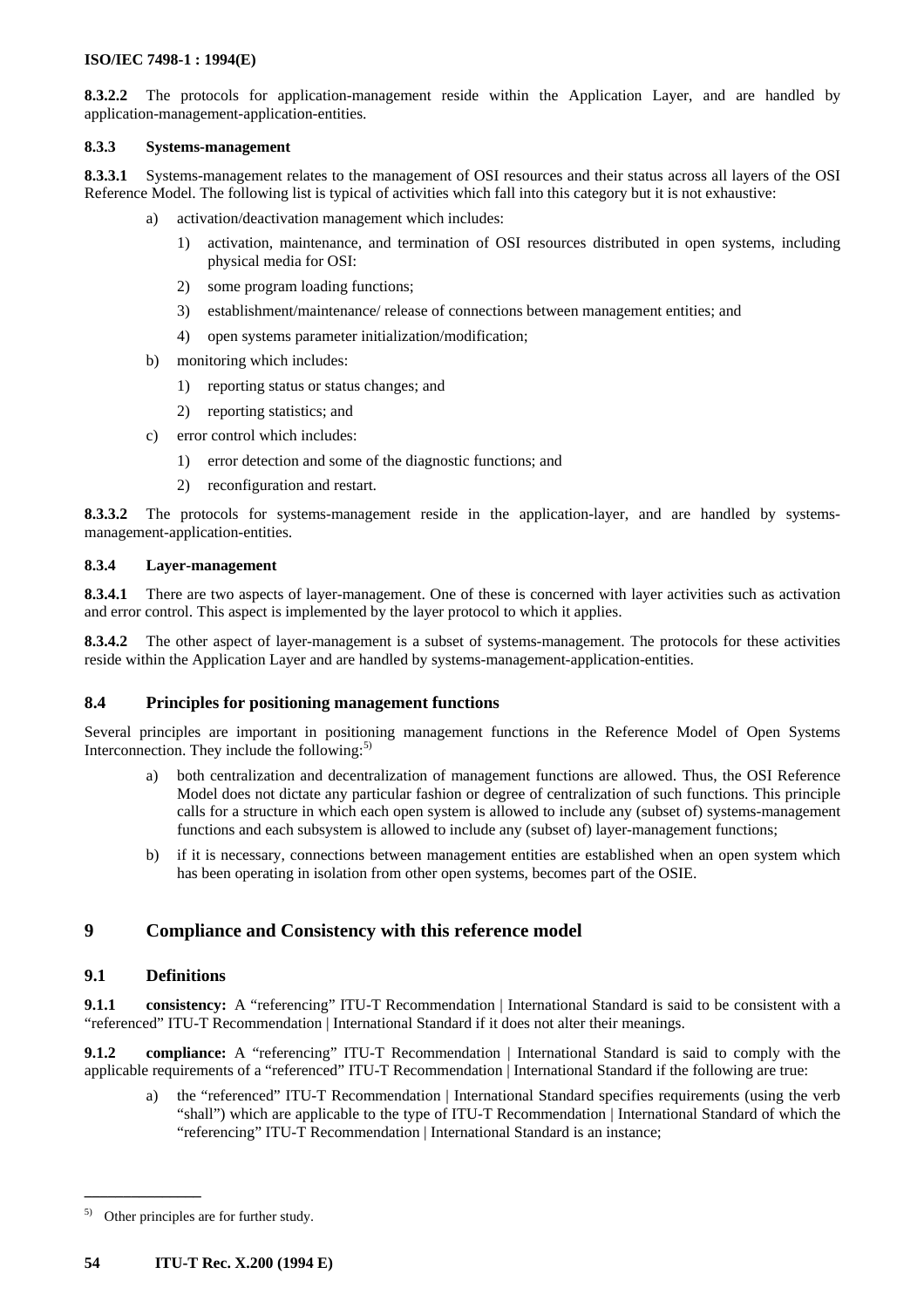**8.3.2.2** The protocols for application-management reside within the Application Layer, and are handled by application-management-application-entities.

#### 8.3.3 Systems-management

**8.3.3.1** Systems-management relates to the management of OSI resources and their status across all layers of the OSI Reference Model. The following list is typical of activities which fall into this category but it is not exhaustive:

a) activation/deactivation management which includes:
   1) activation, maintenance, and termination of OSI resources distributed in open systems, including physical media for OSI:
   2) some program loading functions;
   3) establishment/maintenance/ release of connections between management entities; and
   4) open systems parameter initialization/modification;

b) monitoring which includes:
   1) reporting status or status changes; and
   2) reporting statistics; and

c) error control which includes:
   1) error detection and some of the diagnostic functions; and
   2) reconfiguration and restart.

**8.3.3.2** The protocols for systems-management reside in the application-layer, and are handled by systems-management-application-entities.

#### 8.3.4 Layer-management

**8.3.4.1** There are two aspects of layer-management. One of these is concerned with layer activities such as activation and error control. This aspect is implemented by the layer protocol to which it applies.

**8.3.4.2** The other aspect of layer-management is a subset of systems-management. The protocols for these activities reside within the Application Layer and are handled by systems-management-application-entities.

### 8.4 Principles for positioning management functions

Several principles are important in positioning management functions in the Reference Model of Open Systems Interconnection. They include the following:[5)]

a) both centralization and decentralization of management functions are allowed. Thus, the OSI Reference Model does not dictate any particular fashion or degree of centralization of such functions. This principle calls for a structure in which each open system is allowed to include any (subset of) systems-management functions and each subsystem is allowed to include any (subset of) layer-management functions;

b) if it is necessary, connections between management entities are established when an open system which has been operating in isolation from other open systems, becomes part of the OSIE.

## 9 Compliance and Consistency with this reference model

### 9.1 Definitions

**9.1.1 consistency:** A "referencing" ITU-T Recommendation | International Standard is said to be consistent with a "referenced" ITU-T Recommendation | International Standard if it does not alter their meanings.

**9.1.2 compliance:** A "referencing" ITU-T Recommendation | International Standard is said to comply with the applicable requirements of a "referenced" ITU-T Recommendation | International Standard if the following are true:

a) the "referenced" ITU-T Recommendation | International Standard specifies requirements (using the verb "shall") which are applicable to the type of ITU-T Recommendation | International Standard of which the "referencing" ITU-T Recommendation | International Standard is an instance;

---

[5)] Other principles are for further study.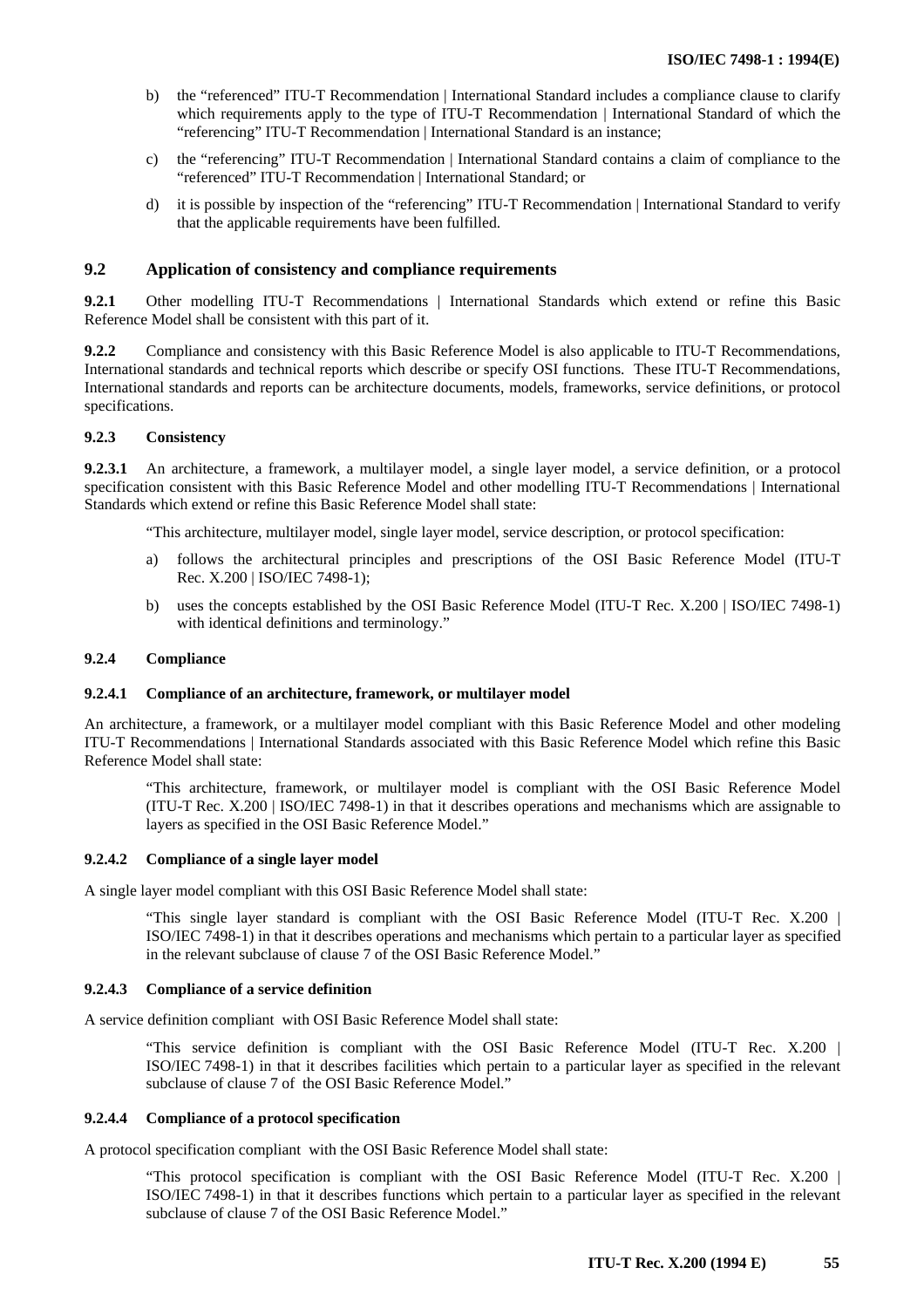b) the "referenced" ITU-T Recommendation | International Standard includes a compliance clause to clarify which requirements apply to the type of ITU-T Recommendation | International Standard of which the "referencing" ITU-T Recommendation | International Standard is an instance;

c) the "referencing" ITU-T Recommendation | International Standard contains a claim of compliance to the "referenced" ITU-T Recommendation | International Standard; or

d) it is possible by inspection of the "referencing" ITU-T Recommendation | International Standard to verify that the applicable requirements have been fulfilled.

## 9.2 Application of consistency and compliance requirements

**9.2.1** Other modelling ITU-T Recommendations | International Standards which extend or refine this Basic Reference Model shall be consistent with this part of it.

**9.2.2** Compliance and consistency with this Basic Reference Model is also applicable to ITU-T Recommendations, International standards and technical reports which describe or specify OSI functions. These ITU-T Recommendations, International standards and reports can be architecture documents, models, frameworks, service definitions, or protocol specifications.

### 9.2.3 Consistency

**9.2.3.1** An architecture, a framework, a multilayer model, a single layer model, a service definition, or a protocol specification consistent with this Basic Reference Model and other modelling ITU-T Recommendations | International Standards which extend or refine this Basic Reference Model shall state:

"This architecture, multilayer model, single layer model, service description, or protocol specification:

a) follows the architectural principles and prescriptions of the OSI Basic Reference Model (ITU-T Rec. X.200 | ISO/IEC 7498-1);

b) uses the concepts established by the OSI Basic Reference Model (ITU-T Rec. X.200 | ISO/IEC 7498-1) with identical definitions and terminology."

### 9.2.4 Compliance

#### 9.2.4.1 Compliance of an architecture, framework, or multilayer model

An architecture, a framework, or a multilayer model compliant with this Basic Reference Model and other modeling ITU-T Recommendations | International Standards associated with this Basic Reference Model which refine this Basic Reference Model shall state:

"This architecture, framework, or multilayer model is compliant with the OSI Basic Reference Model (ITU-T Rec. X.200 | ISO/IEC 7498-1) in that it describes operations and mechanisms which are assignable to layers as specified in the OSI Basic Reference Model."

#### 9.2.4.2 Compliance of a single layer model

A single layer model compliant with this OSI Basic Reference Model shall state:

"This single layer standard is compliant with the OSI Basic Reference Model (ITU-T Rec. X.200 | ISO/IEC 7498-1) in that it describes operations and mechanisms which pertain to a particular layer as specified in the relevant subclause of clause 7 of the OSI Basic Reference Model."

#### 9.2.4.3 Compliance of a service definition

A service definition compliant with OSI Basic Reference Model shall state:

"This service definition is compliant with the OSI Basic Reference Model (ITU-T Rec. X.200 | ISO/IEC 7498-1) in that it describes facilities which pertain to a particular layer as specified in the relevant subclause of clause 7 of the OSI Basic Reference Model."

#### 9.2.4.4 Compliance of a protocol specification

A protocol specification compliant with the OSI Basic Reference Model shall state:

"This protocol specification is compliant with the OSI Basic Reference Model (ITU-T Rec. X.200 | ISO/IEC 7498-1) in that it describes functions which pertain to a particular layer as specified in the relevant subclause of clause 7 of the OSI Basic Reference Model."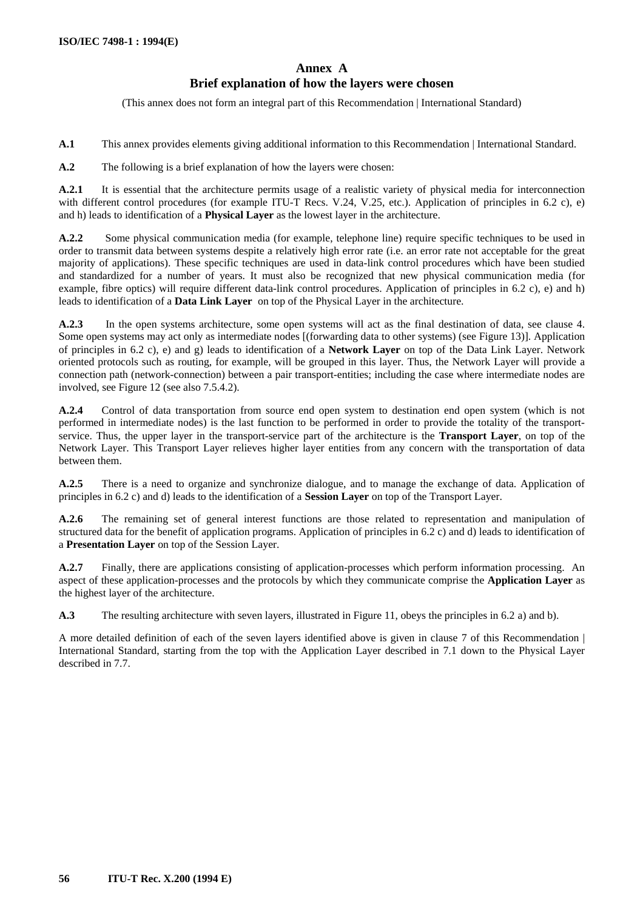# Annex A
## Brief explanation of how the layers were chosen

(This annex does not form an integral part of this Recommendation | International Standard)

**A.1** This annex provides elements giving additional information to this Recommendation | International Standard.

**A.2** The following is a brief explanation of how the layers were chosen:

**A.2.1** It is essential that the architecture permits usage of a realistic variety of physical media for interconnection with different control procedures (for example ITU-T Recs. V.24, V.25, etc.). Application of principles in 6.2 c), e) and h) leads to identification of a **Physical Layer** as the lowest layer in the architecture.

**A.2.2** Some physical communication media (for example, telephone line) require specific techniques to be used in order to transmit data between systems despite a relatively high error rate (i.e. an error rate not acceptable for the great majority of applications). These specific techniques are used in data-link control procedures which have been studied and standardized for a number of years. It must also be recognized that new physical communication media (for example, fibre optics) will require different data-link control procedures. Application of principles in 6.2 c), e) and h) leads to identification of a **Data Link Layer** on top of the Physical Layer in the architecture.

**A.2.3** In the open systems architecture, some open systems will act as the final destination of data, see clause 4. Some open systems may act only as intermediate nodes [(forwarding data to other systems) (see Figure 13)]. Application of principles in 6.2 c), e) and g) leads to identification of a **Network Layer** on top of the Data Link Layer. Network oriented protocols such as routing, for example, will be grouped in this layer. Thus, the Network Layer will provide a connection path (network-connection) between a pair transport-entities; including the case where intermediate nodes are involved, see Figure 12 (see also 7.5.4.2).

**A.2.4** Control of data transportation from source end open system to destination end open system (which is not performed in intermediate nodes) is the last function to be performed in order to provide the totality of the transport-service. Thus, the upper layer in the transport-service part of the architecture is the **Transport Layer**, on top of the Network Layer. This Transport Layer relieves higher layer entities from any concern with the transportation of data between them.

**A.2.5** There is a need to organize and synchronize dialogue, and to manage the exchange of data. Application of principles in 6.2 c) and d) leads to the identification of a **Session Layer** on top of the Transport Layer.

**A.2.6** The remaining set of general interest functions are those related to representation and manipulation of structured data for the benefit of application programs. Application of principles in 6.2 c) and d) leads to identification of a **Presentation Layer** on top of the Session Layer.

**A.2.7** Finally, there are applications consisting of application-processes which perform information processing. An aspect of these application-processes and the protocols by which they communicate comprise the **Application Layer** as the highest layer of the architecture.

**A.3** The resulting architecture with seven layers, illustrated in Figure 11, obeys the principles in 6.2 a) and b).

A more detailed definition of each of the seven layers identified above is given in clause 7 of this Recommendation | International Standard, starting from the top with the Application Layer described in 7.1 down to the Physical Layer described in 7.7.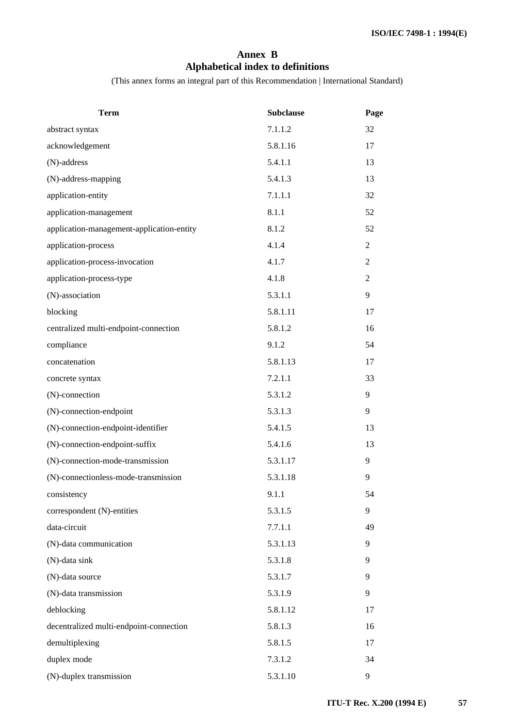# Annex B
## Alphabetical index to definitions

(This annex forms an integral part of this Recommendation | International Standard)

| Term | Subclause | Page |
|---|---|---|
| abstract syntax | 7.1.1.2 | 32 |
| acknowledgement | 5.8.1.16 | 17 |
| (N)-address | 5.4.1.1 | 13 |
| (N)-address-mapping | 5.4.1.3 | 13 |
| application-entity | 7.1.1.1 | 32 |
| application-management | 8.1.1 | 52 |
| application-management-application-entity | 8.1.2 | 52 |
| application-process | 4.1.4 | 2 |
| application-process-invocation | 4.1.7 | 2 |
| application-process-type | 4.1.8 | 2 |
| (N)-association | 5.3.1.1 | 9 |
| blocking | 5.8.1.11 | 17 |
| centralized multi-endpoint-connection | 5.8.1.2 | 16 |
| compliance | 9.1.2 | 54 |
| concatenation | 5.8.1.13 | 17 |
| concrete syntax | 7.2.1.1 | 33 |
| (N)-connection | 5.3.1.2 | 9 |
| (N)-connection-endpoint | 5.3.1.3 | 9 |
| (N)-connection-endpoint-identifier | 5.4.1.5 | 13 |
| (N)-connection-endpoint-suffix | 5.4.1.6 | 13 |
| (N)-connection-mode-transmission | 5.3.1.17 | 9 |
| (N)-connectionless-mode-transmission | 5.3.1.18 | 9 |
| consistency | 9.1.1 | 54 |
| correspondent (N)-entities | 5.3.1.5 | 9 |
| data-circuit | 7.7.1.1 | 49 |
| (N)-data communication | 5.3.1.13 | 9 |
| (N)-data sink | 5.3.1.8 | 9 |
| (N)-data source | 5.3.1.7 | 9 |
| (N)-data transmission | 5.3.1.9 | 9 |
| deblocking | 5.8.1.12 | 17 |
| decentralized multi-endpoint-connection | 5.8.1.3 | 16 |
| demultiplexing | 5.8.1.5 | 17 |
| duplex mode | 7.3.1.2 | 34 |
| (N)-duplex transmission | 5.3.1.10 | 9 |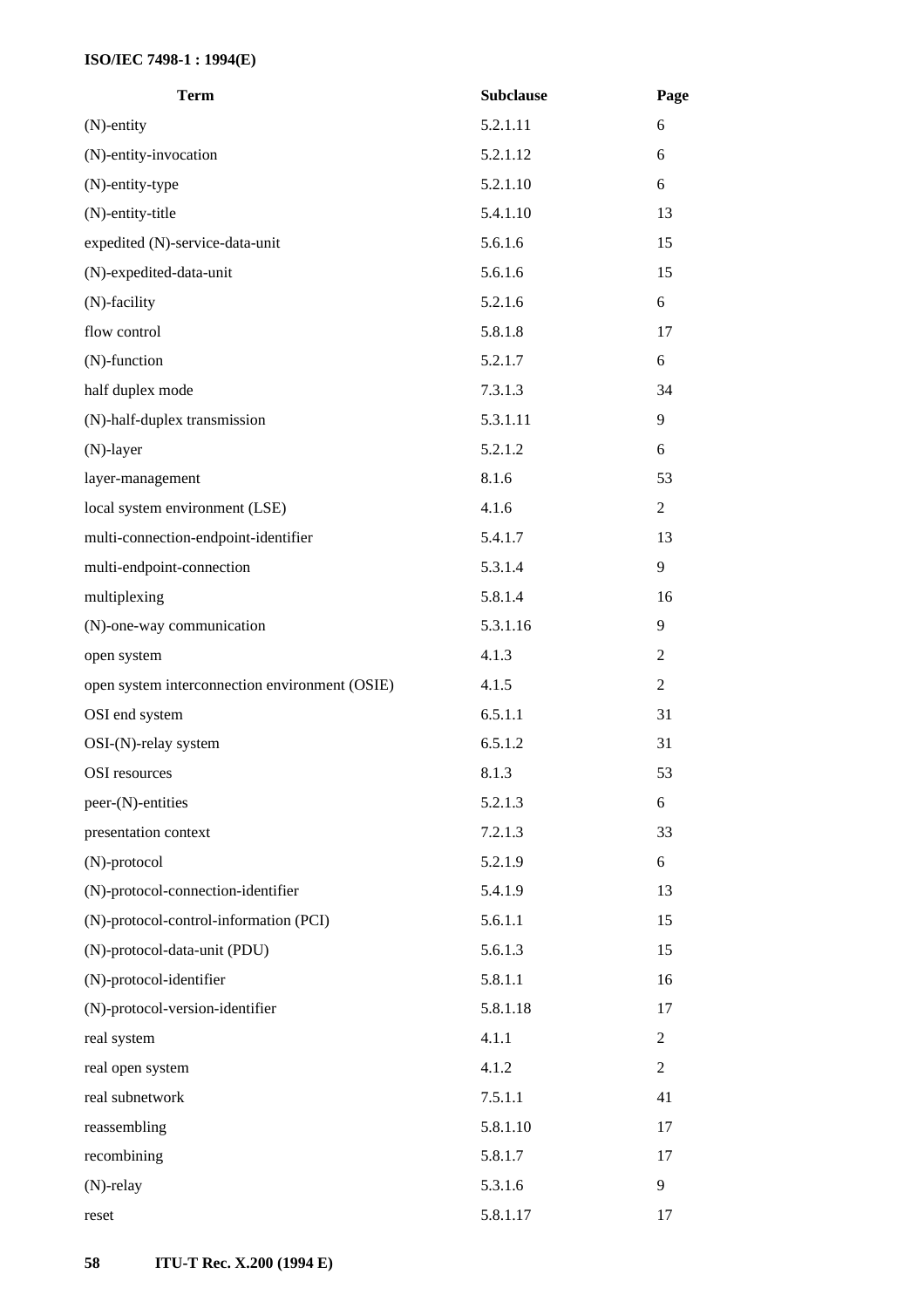| Term | Subclause | Page |
|---|---|---|
| (N)-entity | 5.2.1.11 | 6 |
| (N)-entity-invocation | 5.2.1.12 | 6 |
| (N)-entity-type | 5.2.1.10 | 6 |
| (N)-entity-title | 5.4.1.10 | 13 |
| expedited (N)-service-data-unit | 5.6.1.6 | 15 |
| (N)-expedited-data-unit | 5.6.1.6 | 15 |
| (N)-facility | 5.2.1.6 | 6 |
| flow control | 5.8.1.8 | 17 |
| (N)-function | 5.2.1.7 | 6 |
| half duplex mode | 7.3.1.3 | 34 |
| (N)-half-duplex transmission | 5.3.1.11 | 9 |
| (N)-layer | 5.2.1.2 | 6 |
| layer-management | 8.1.6 | 53 |
| local system environment (LSE) | 4.1.6 | 2 |
| multi-connection-endpoint-identifier | 5.4.1.7 | 13 |
| multi-endpoint-connection | 5.3.1.4 | 9 |
| multiplexing | 5.8.1.4 | 16 |
| (N)-one-way communication | 5.3.1.16 | 9 |
| open system | 4.1.3 | 2 |
| open system interconnection environment (OSIE) | 4.1.5 | 2 |
| OSI end system | 6.5.1.1 | 31 |
| OSI-(N)-relay system | 6.5.1.2 | 31 |
| OSI resources | 8.1.3 | 53 |
| peer-(N)-entities | 5.2.1.3 | 6 |
| presentation context | 7.2.1.3 | 33 |
| (N)-protocol | 5.2.1.9 | 6 |
| (N)-protocol-connection-identifier | 5.4.1.9 | 13 |
| (N)-protocol-control-information (PCI) | 5.6.1.1 | 15 |
| (N)-protocol-data-unit (PDU) | 5.6.1.3 | 15 |
| (N)-protocol-identifier | 5.8.1.1 | 16 |
| (N)-protocol-version-identifier | 5.8.1.18 | 17 |
| real system | 4.1.1 | 2 |
| real open system | 4.1.2 | 2 |
| real subnetwork | 7.5.1.1 | 41 |
| reassembling | 5.8.1.10 | 17 |
| recombining | 5.8.1.7 | 17 |
| (N)-relay | 5.3.1.6 | 9 |
| reset | 5.8.1.17 | 17 |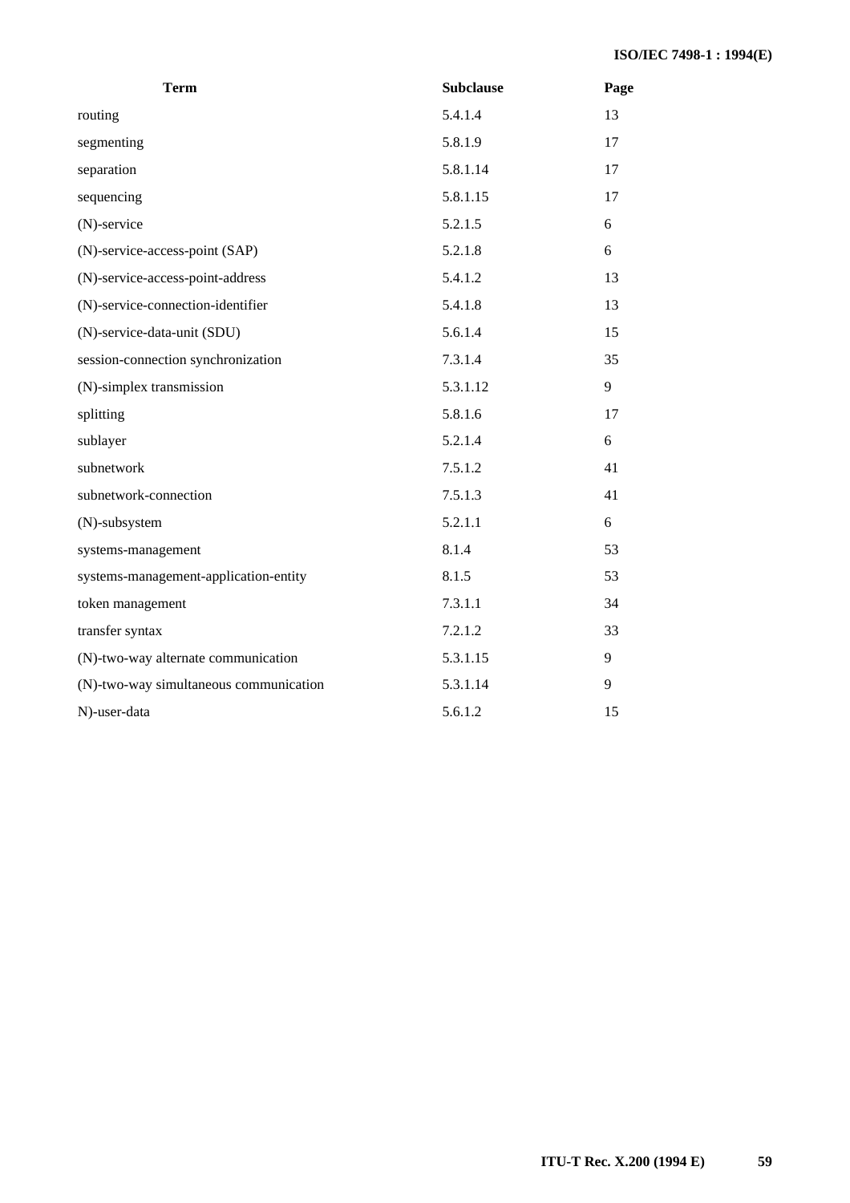| Term | Subclause | Page |
|---|---|---|
| routing | 5.4.1.4 | 13 |
| segmenting | 5.8.1.9 | 17 |
| separation | 5.8.1.14 | 17 |
| sequencing | 5.8.1.15 | 17 |
| (N)-service | 5.2.1.5 | 6 |
| (N)-service-access-point (SAP) | 5.2.1.8 | 6 |
| (N)-service-access-point-address | 5.4.1.2 | 13 |
| (N)-service-connection-identifier | 5.4.1.8 | 13 |
| (N)-service-data-unit (SDU) | 5.6.1.4 | 15 |
| session-connection synchronization | 7.3.1.4 | 35 |
| (N)-simplex transmission | 5.3.1.12 | 9 |
| splitting | 5.8.1.6 | 17 |
| sublayer | 5.2.1.4 | 6 |
| subnetwork | 7.5.1.2 | 41 |
| subnetwork-connection | 7.5.1.3 | 41 |
| (N)-subsystem | 5.2.1.1 | 6 |
| systems-management | 8.1.4 | 53 |
| systems-management-application-entity | 8.1.5 | 53 |
| token management | 7.3.1.1 | 34 |
| transfer syntax | 7.2.1.2 | 33 |
| (N)-two-way alternate communication | 5.3.1.15 | 9 |
| (N)-two-way simultaneous communication | 5.3.1.14 | 9 |
| N)-user-data | 5.6.1.2 | 15 |